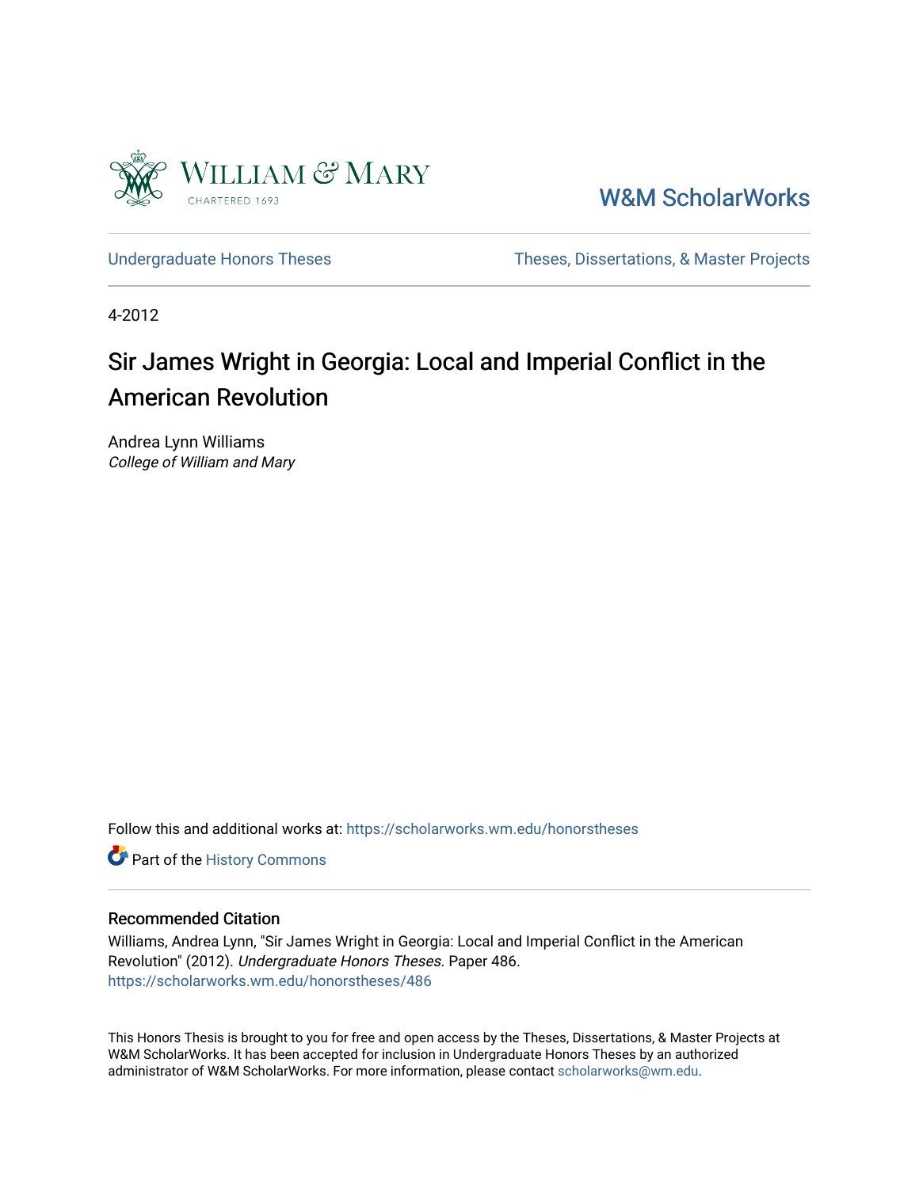William & Mary

CHARTERED 1693

W&M ScholarWorks

Undergraduate Honors Theses

Theses, Dissertations, & Master Projects

4-2012

# Sir James Wright in Georgia: Local and Imperial Conflict in the American Revolution

Andrea Lynn Williams
*College of William and Mary*

Follow this and additional works at: https://scholarworks.wm.edu/honorstheses

Part of the History Commons

## Recommended Citation

Williams, Andrea Lynn, "Sir James Wright in Georgia: Local and Imperial Conflict in the American Revolution" (2012). *Undergraduate Honors Theses.* Paper 486.
https://scholarworks.wm.edu/honorstheses/486

This Honors Thesis is brought to you for free and open access by the Theses, Dissertations, & Master Projects at W&M ScholarWorks. It has been accepted for inclusion in Undergraduate Honors Theses by an authorized administrator of W&M ScholarWorks. For more information, please contact scholarworks@wm.edu.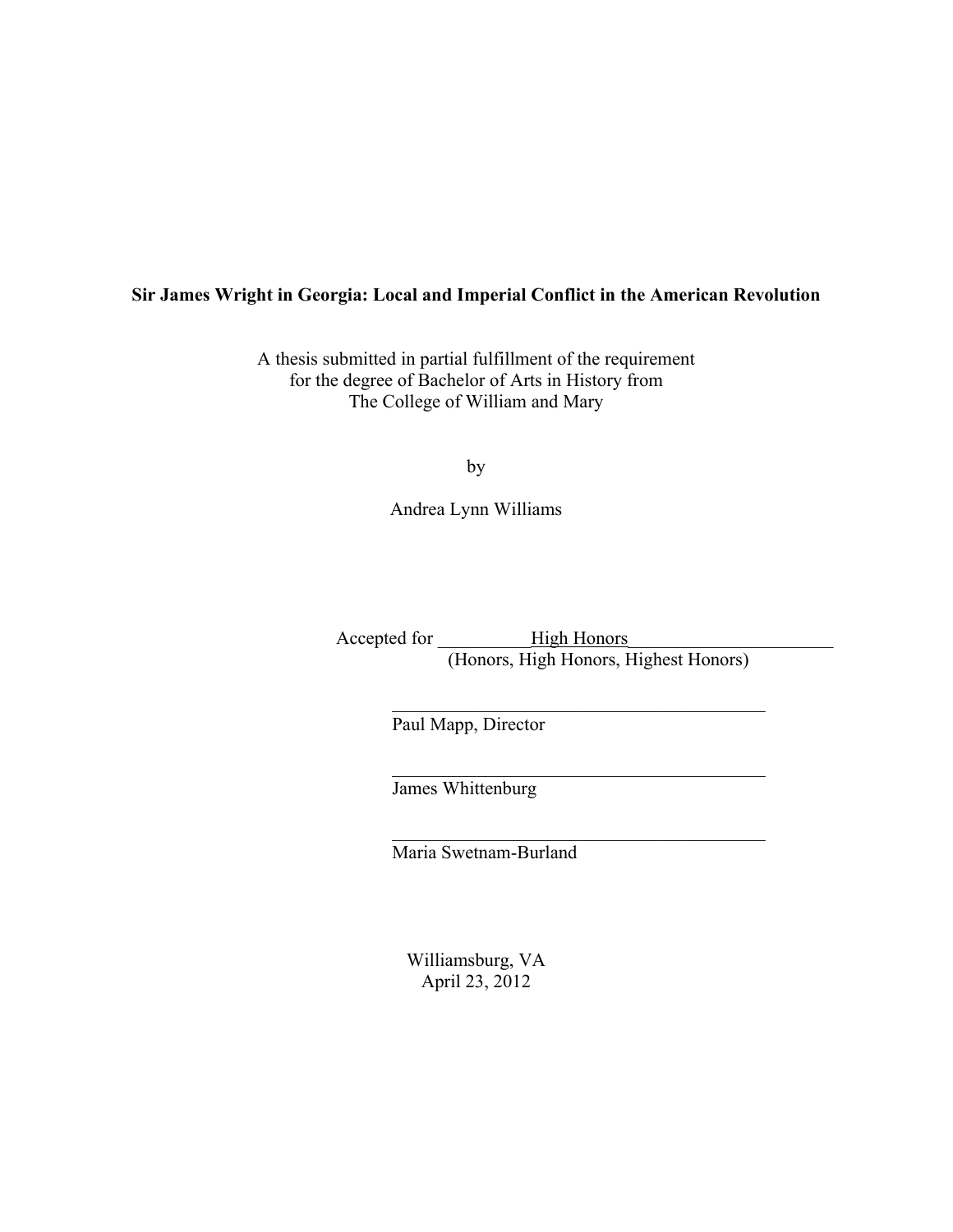**Sir James Wright in Georgia: Local and Imperial Conflict in the American Revolution**

A thesis submitted in partial fulfillment of the requirement
for the degree of Bachelor of Arts in History from
The College of William and Mary

by

Andrea Lynn Williams

Accepted for __________High Honors______________________
(Honors, High Honors, Highest Honors)

________________________________________
Paul Mapp, Director

________________________________________
James Whittenburg

________________________________________
Maria Swetnam-Burland

Williamsburg, VA
April 23, 2012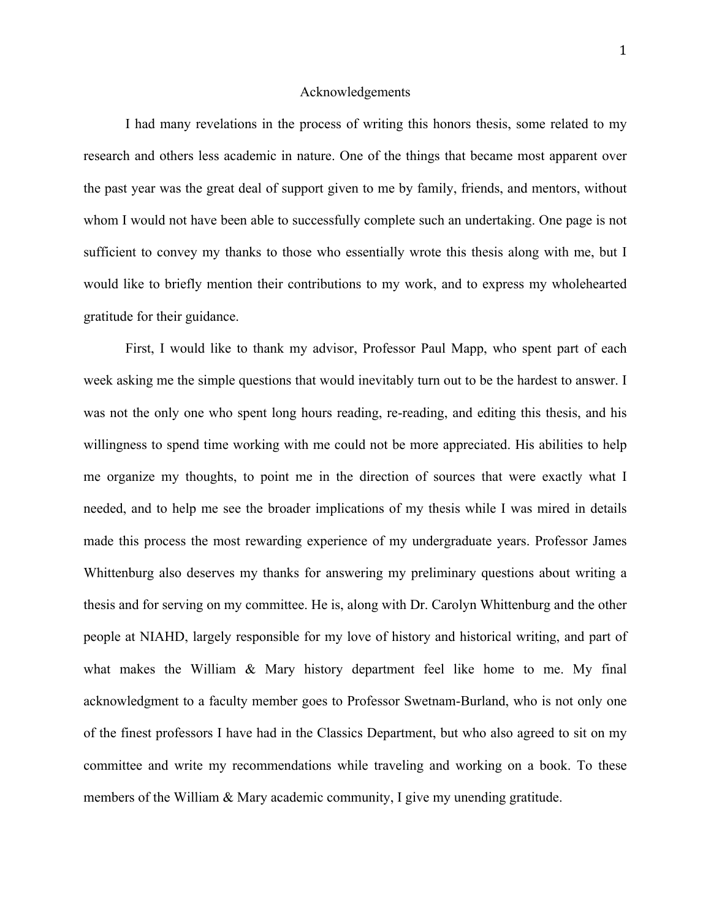# Acknowledgements

I had many revelations in the process of writing this honors thesis, some related to my research and others less academic in nature. One of the things that became most apparent over the past year was the great deal of support given to me by family, friends, and mentors, without whom I would not have been able to successfully complete such an undertaking. One page is not sufficient to convey my thanks to those who essentially wrote this thesis along with me, but I would like to briefly mention their contributions to my work, and to express my wholehearted gratitude for their guidance.

First, I would like to thank my advisor, Professor Paul Mapp, who spent part of each week asking me the simple questions that would inevitably turn out to be the hardest to answer. I was not the only one who spent long hours reading, re-reading, and editing this thesis, and his willingness to spend time working with me could not be more appreciated. His abilities to help me organize my thoughts, to point me in the direction of sources that were exactly what I needed, and to help me see the broader implications of my thesis while I was mired in details made this process the most rewarding experience of my undergraduate years. Professor James Whittenburg also deserves my thanks for answering my preliminary questions about writing a thesis and for serving on my committee. He is, along with Dr. Carolyn Whittenburg and the other people at NIAHD, largely responsible for my love of history and historical writing, and part of what makes the William & Mary history department feel like home to me. My final acknowledgment to a faculty member goes to Professor Swetnam-Burland, who is not only one of the finest professors I have had in the Classics Department, but who also agreed to sit on my committee and write my recommendations while traveling and working on a book. To these members of the William & Mary academic community, I give my unending gratitude.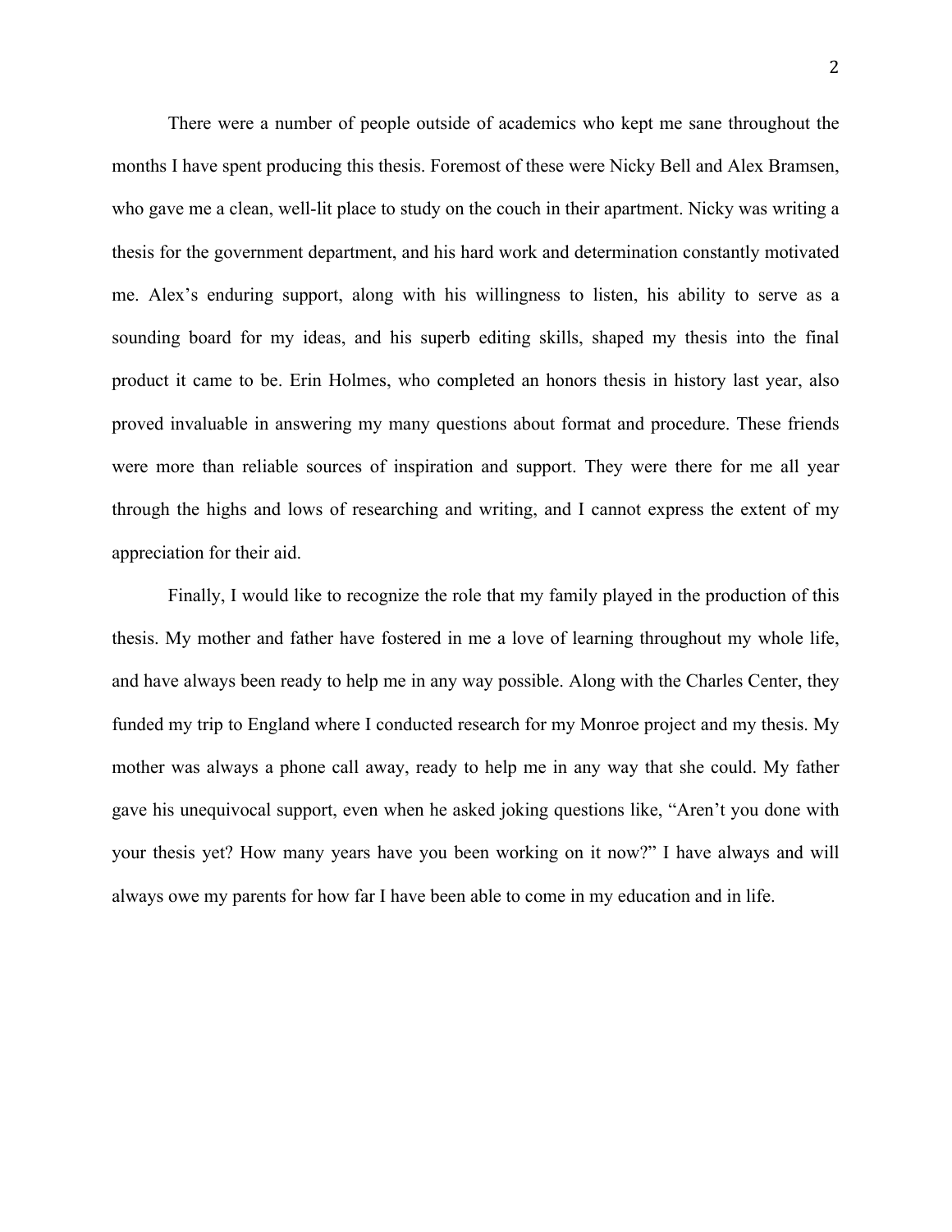There were a number of people outside of academics who kept me sane throughout the months I have spent producing this thesis. Foremost of these were Nicky Bell and Alex Bramsen, who gave me a clean, well-lit place to study on the couch in their apartment. Nicky was writing a thesis for the government department, and his hard work and determination constantly motivated me. Alex's enduring support, along with his willingness to listen, his ability to serve as a sounding board for my ideas, and his superb editing skills, shaped my thesis into the final product it came to be. Erin Holmes, who completed an honors thesis in history last year, also proved invaluable in answering my many questions about format and procedure. These friends were more than reliable sources of inspiration and support. They were there for me all year through the highs and lows of researching and writing, and I cannot express the extent of my appreciation for their aid.

Finally, I would like to recognize the role that my family played in the production of this thesis. My mother and father have fostered in me a love of learning throughout my whole life, and have always been ready to help me in any way possible. Along with the Charles Center, they funded my trip to England where I conducted research for my Monroe project and my thesis. My mother was always a phone call away, ready to help me in any way that she could. My father gave his unequivocal support, even when he asked joking questions like, "Aren't you done with your thesis yet? How many years have you been working on it now?" I have always and will always owe my parents for how far I have been able to come in my education and in life.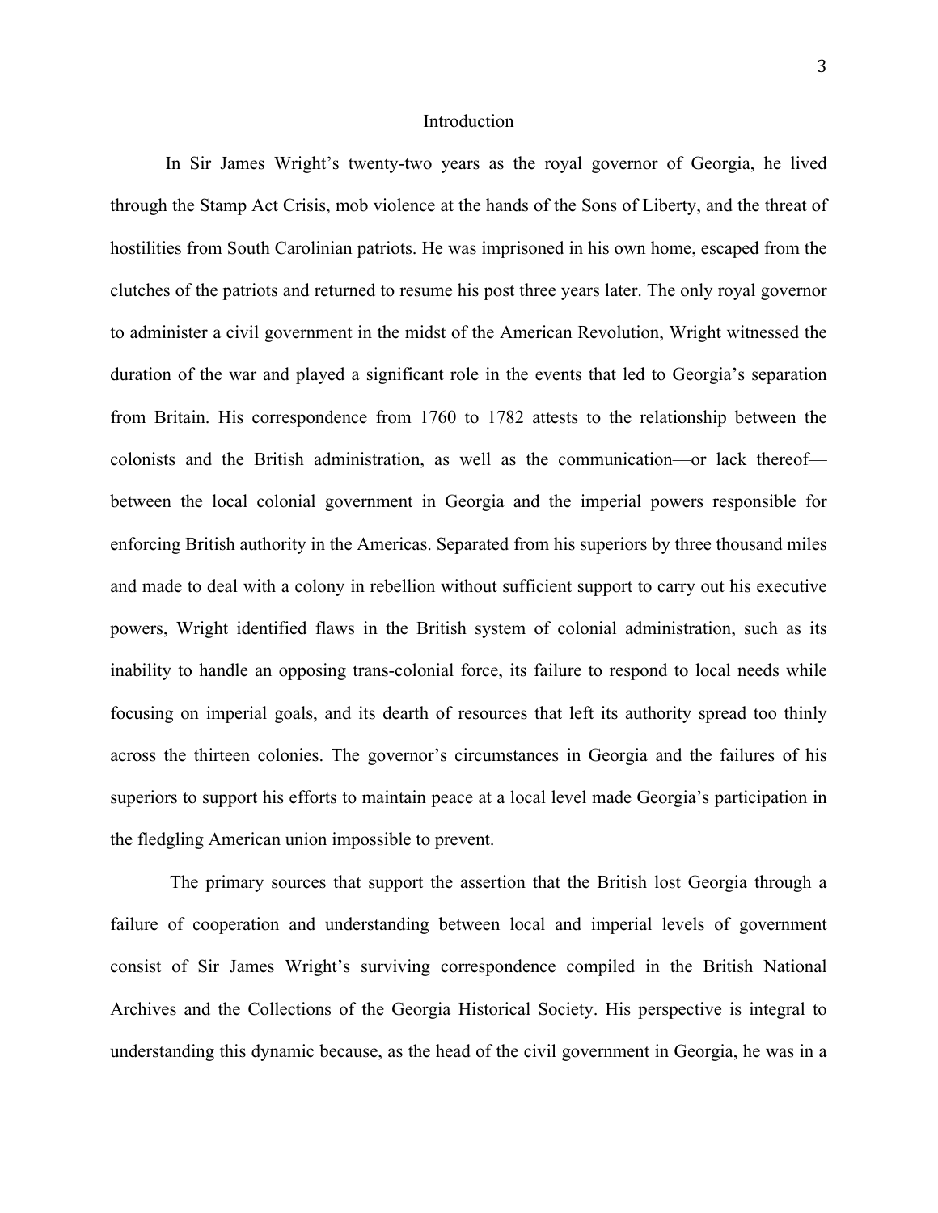# Introduction

In Sir James Wright's twenty-two years as the royal governor of Georgia, he lived through the Stamp Act Crisis, mob violence at the hands of the Sons of Liberty, and the threat of hostilities from South Carolinian patriots. He was imprisoned in his own home, escaped from the clutches of the patriots and returned to resume his post three years later. The only royal governor to administer a civil government in the midst of the American Revolution, Wright witnessed the duration of the war and played a significant role in the events that led to Georgia's separation from Britain. His correspondence from 1760 to 1782 attests to the relationship between the colonists and the British administration, as well as the communication—or lack thereof—between the local colonial government in Georgia and the imperial powers responsible for enforcing British authority in the Americas. Separated from his superiors by three thousand miles and made to deal with a colony in rebellion without sufficient support to carry out his executive powers, Wright identified flaws in the British system of colonial administration, such as its inability to handle an opposing trans-colonial force, its failure to respond to local needs while focusing on imperial goals, and its dearth of resources that left its authority spread too thinly across the thirteen colonies. The governor's circumstances in Georgia and the failures of his superiors to support his efforts to maintain peace at a local level made Georgia's participation in the fledgling American union impossible to prevent.

The primary sources that support the assertion that the British lost Georgia through a failure of cooperation and understanding between local and imperial levels of government consist of Sir James Wright's surviving correspondence compiled in the British National Archives and the Collections of the Georgia Historical Society. His perspective is integral to understanding this dynamic because, as the head of the civil government in Georgia, he was in a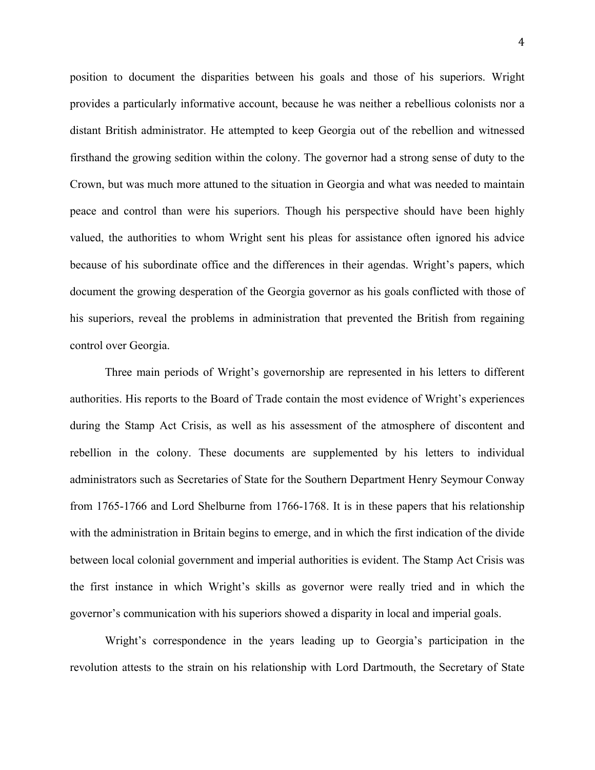position to document the disparities between his goals and those of his superiors. Wright provides a particularly informative account, because he was neither a rebellious colonists nor a distant British administrator. He attempted to keep Georgia out of the rebellion and witnessed firsthand the growing sedition within the colony. The governor had a strong sense of duty to the Crown, but was much more attuned to the situation in Georgia and what was needed to maintain peace and control than were his superiors. Though his perspective should have been highly valued, the authorities to whom Wright sent his pleas for assistance often ignored his advice because of his subordinate office and the differences in their agendas. Wright's papers, which document the growing desperation of the Georgia governor as his goals conflicted with those of his superiors, reveal the problems in administration that prevented the British from regaining control over Georgia.

Three main periods of Wright's governorship are represented in his letters to different authorities. His reports to the Board of Trade contain the most evidence of Wright's experiences during the Stamp Act Crisis, as well as his assessment of the atmosphere of discontent and rebellion in the colony. These documents are supplemented by his letters to individual administrators such as Secretaries of State for the Southern Department Henry Seymour Conway from 1765-1766 and Lord Shelburne from 1766-1768. It is in these papers that his relationship with the administration in Britain begins to emerge, and in which the first indication of the divide between local colonial government and imperial authorities is evident. The Stamp Act Crisis was the first instance in which Wright's skills as governor were really tried and in which the governor's communication with his superiors showed a disparity in local and imperial goals.

Wright's correspondence in the years leading up to Georgia's participation in the revolution attests to the strain on his relationship with Lord Dartmouth, the Secretary of State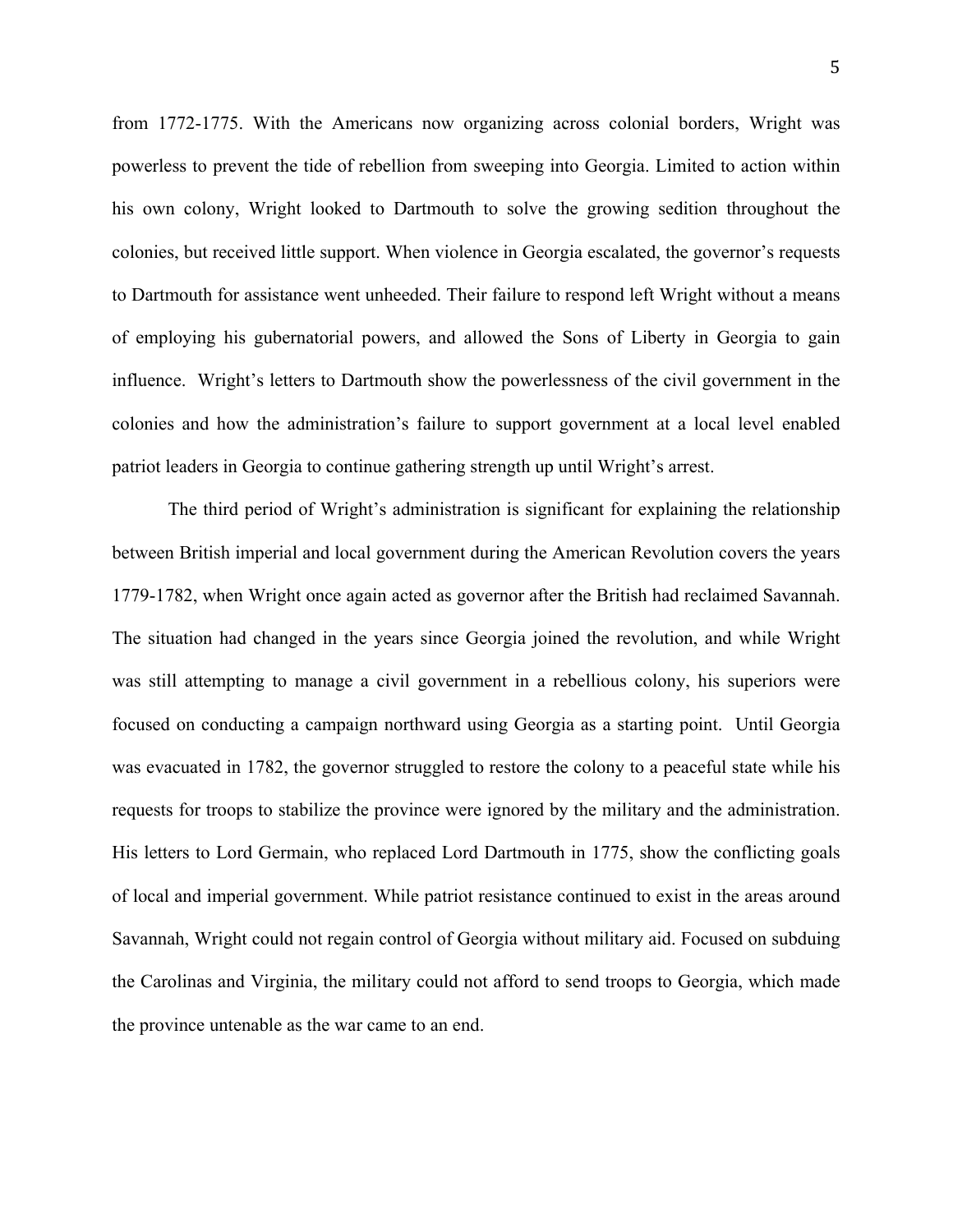from 1772-1775. With the Americans now organizing across colonial borders, Wright was powerless to prevent the tide of rebellion from sweeping into Georgia. Limited to action within his own colony, Wright looked to Dartmouth to solve the growing sedition throughout the colonies, but received little support. When violence in Georgia escalated, the governor's requests to Dartmouth for assistance went unheeded. Their failure to respond left Wright without a means of employing his gubernatorial powers, and allowed the Sons of Liberty in Georgia to gain influence. Wright's letters to Dartmouth show the powerlessness of the civil government in the colonies and how the administration's failure to support government at a local level enabled patriot leaders in Georgia to continue gathering strength up until Wright's arrest.

The third period of Wright's administration is significant for explaining the relationship between British imperial and local government during the American Revolution covers the years 1779-1782, when Wright once again acted as governor after the British had reclaimed Savannah. The situation had changed in the years since Georgia joined the revolution, and while Wright was still attempting to manage a civil government in a rebellious colony, his superiors were focused on conducting a campaign northward using Georgia as a starting point. Until Georgia was evacuated in 1782, the governor struggled to restore the colony to a peaceful state while his requests for troops to stabilize the province were ignored by the military and the administration. His letters to Lord Germain, who replaced Lord Dartmouth in 1775, show the conflicting goals of local and imperial government. While patriot resistance continued to exist in the areas around Savannah, Wright could not regain control of Georgia without military aid. Focused on subduing the Carolinas and Virginia, the military could not afford to send troops to Georgia, which made the province untenable as the war came to an end.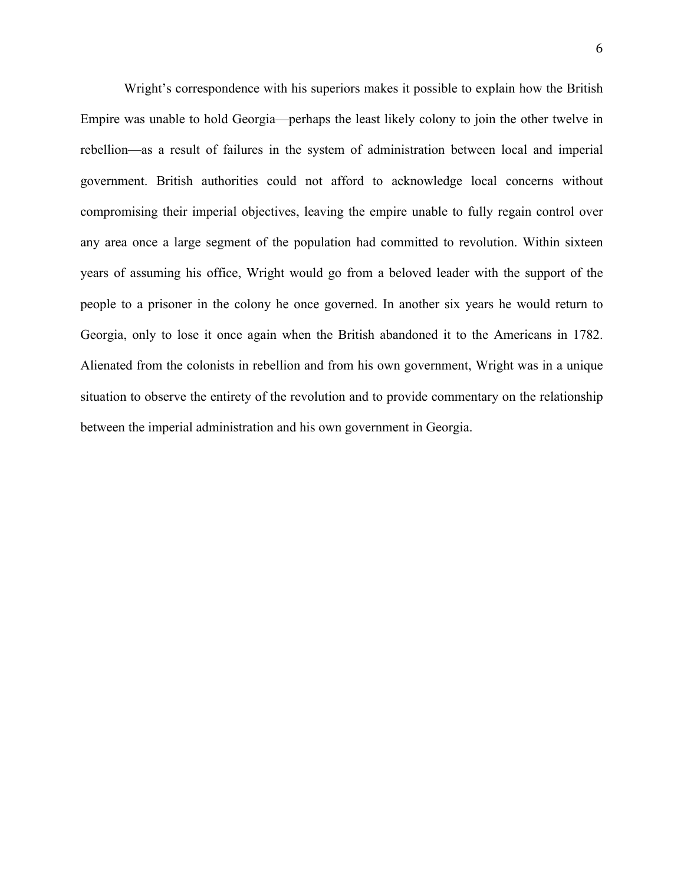Wright's correspondence with his superiors makes it possible to explain how the British Empire was unable to hold Georgia—perhaps the least likely colony to join the other twelve in rebellion—as a result of failures in the system of administration between local and imperial government. British authorities could not afford to acknowledge local concerns without compromising their imperial objectives, leaving the empire unable to fully regain control over any area once a large segment of the population had committed to revolution. Within sixteen years of assuming his office, Wright would go from a beloved leader with the support of the people to a prisoner in the colony he once governed. In another six years he would return to Georgia, only to lose it once again when the British abandoned it to the Americans in 1782. Alienated from the colonists in rebellion and from his own government, Wright was in a unique situation to observe the entirety of the revolution and to provide commentary on the relationship between the imperial administration and his own government in Georgia.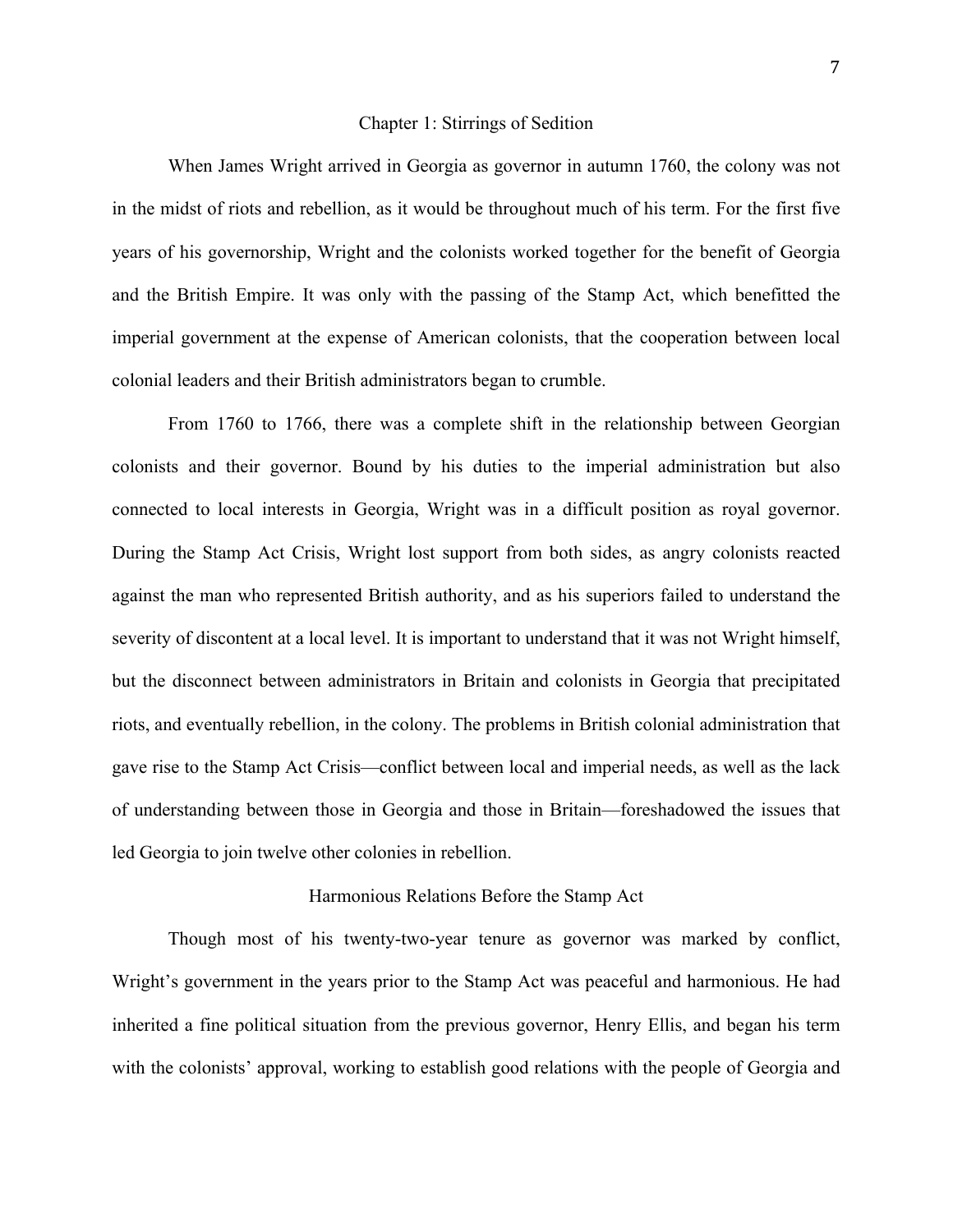## Chapter 1: Stirrings of Sedition

When James Wright arrived in Georgia as governor in autumn 1760, the colony was not in the midst of riots and rebellion, as it would be throughout much of his term. For the first five years of his governorship, Wright and the colonists worked together for the benefit of Georgia and the British Empire. It was only with the passing of the Stamp Act, which benefitted the imperial government at the expense of American colonists, that the cooperation between local colonial leaders and their British administrators began to crumble.

From 1760 to 1766, there was a complete shift in the relationship between Georgian colonists and their governor. Bound by his duties to the imperial administration but also connected to local interests in Georgia, Wright was in a difficult position as royal governor. During the Stamp Act Crisis, Wright lost support from both sides, as angry colonists reacted against the man who represented British authority, and as his superiors failed to understand the severity of discontent at a local level. It is important to understand that it was not Wright himself, but the disconnect between administrators in Britain and colonists in Georgia that precipitated riots, and eventually rebellion, in the colony. The problems in British colonial administration that gave rise to the Stamp Act Crisis—conflict between local and imperial needs, as well as the lack of understanding between those in Georgia and those in Britain—foreshadowed the issues that led Georgia to join twelve other colonies in rebellion.

### Harmonious Relations Before the Stamp Act

Though most of his twenty-two-year tenure as governor was marked by conflict, Wright's government in the years prior to the Stamp Act was peaceful and harmonious. He had inherited a fine political situation from the previous governor, Henry Ellis, and began his term with the colonists' approval, working to establish good relations with the people of Georgia and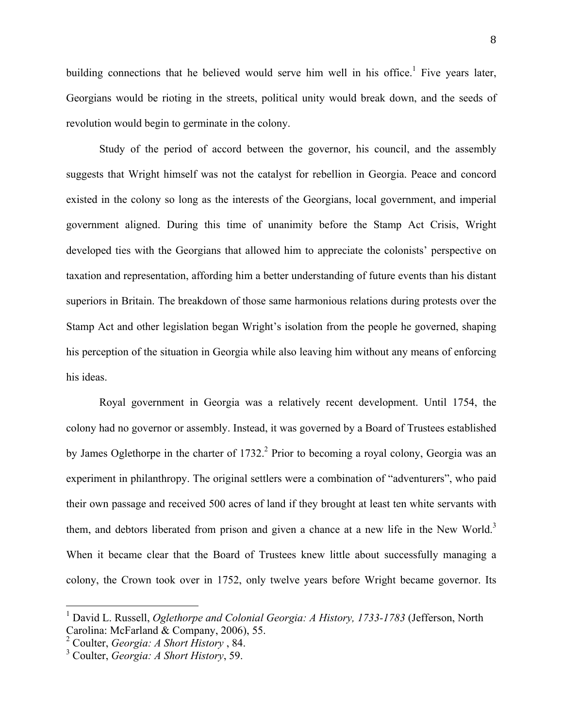building connections that he believed would serve him well in his office.[1] Five years later, Georgians would be rioting in the streets, political unity would break down, and the seeds of revolution would begin to germinate in the colony.

Study of the period of accord between the governor, his council, and the assembly suggests that Wright himself was not the catalyst for rebellion in Georgia. Peace and concord existed in the colony so long as the interests of the Georgians, local government, and imperial government aligned. During this time of unanimity before the Stamp Act Crisis, Wright developed ties with the Georgians that allowed him to appreciate the colonists' perspective on taxation and representation, affording him a better understanding of future events than his distant superiors in Britain. The breakdown of those same harmonious relations during protests over the Stamp Act and other legislation began Wright's isolation from the people he governed, shaping his perception of the situation in Georgia while also leaving him without any means of enforcing his ideas.

Royal government in Georgia was a relatively recent development. Until 1754, the colony had no governor or assembly. Instead, it was governed by a Board of Trustees established by James Oglethorpe in the charter of 1732.[2] Prior to becoming a royal colony, Georgia was an experiment in philanthropy. The original settlers were a combination of "adventurers", who paid their own passage and received 500 acres of land if they brought at least ten white servants with them, and debtors liberated from prison and given a chance at a new life in the New World.[3] When it became clear that the Board of Trustees knew little about successfully managing a colony, the Crown took over in 1752, only twelve years before Wright became governor. Its

---

[1] David L. Russell, *Oglethorpe and Colonial Georgia: A History, 1733-1783* (Jefferson, North Carolina: McFarland & Company, 2006), 55.
[2] Coulter, *Georgia: A Short History* , 84.
[3] Coulter, *Georgia: A Short History*, 59.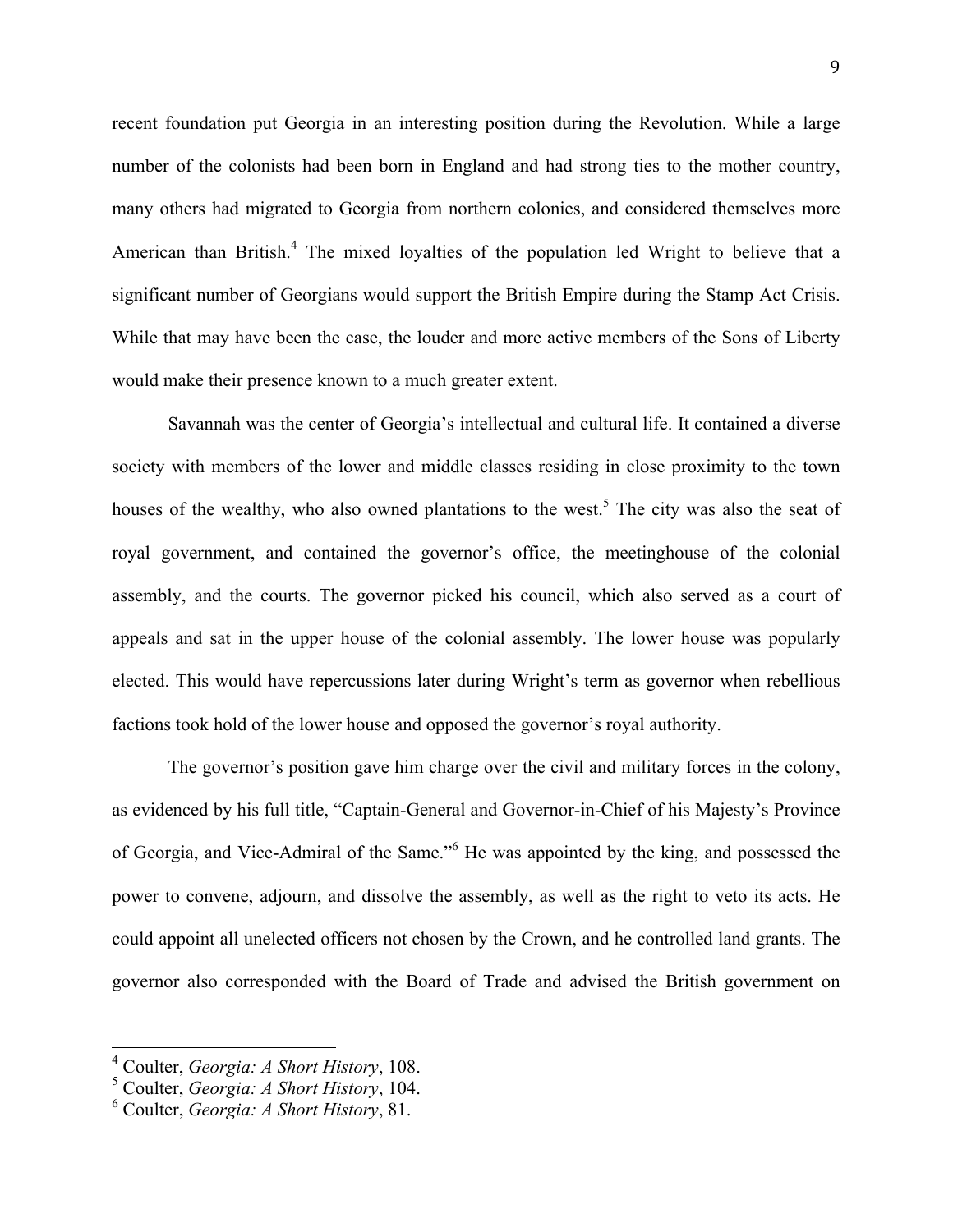recent foundation put Georgia in an interesting position during the Revolution. While a large number of the colonists had been born in England and had strong ties to the mother country, many others had migrated to Georgia from northern colonies, and considered themselves more American than British.[4] The mixed loyalties of the population led Wright to believe that a significant number of Georgians would support the British Empire during the Stamp Act Crisis. While that may have been the case, the louder and more active members of the Sons of Liberty would make their presence known to a much greater extent.

Savannah was the center of Georgia's intellectual and cultural life. It contained a diverse society with members of the lower and middle classes residing in close proximity to the town houses of the wealthy, who also owned plantations to the west.[5] The city was also the seat of royal government, and contained the governor's office, the meetinghouse of the colonial assembly, and the courts. The governor picked his council, which also served as a court of appeals and sat in the upper house of the colonial assembly. The lower house was popularly elected. This would have repercussions later during Wright's term as governor when rebellious factions took hold of the lower house and opposed the governor's royal authority.

The governor's position gave him charge over the civil and military forces in the colony, as evidenced by his full title, "Captain-General and Governor-in-Chief of his Majesty's Province of Georgia, and Vice-Admiral of the Same."[6] He was appointed by the king, and possessed the power to convene, adjourn, and dissolve the assembly, as well as the right to veto its acts. He could appoint all unelected officers not chosen by the Crown, and he controlled land grants. The governor also corresponded with the Board of Trade and advised the British government on

---

[4] Coulter, *Georgia: A Short History*, 108.

[5] Coulter, *Georgia: A Short History*, 104.

[6] Coulter, *Georgia: A Short History*, 81.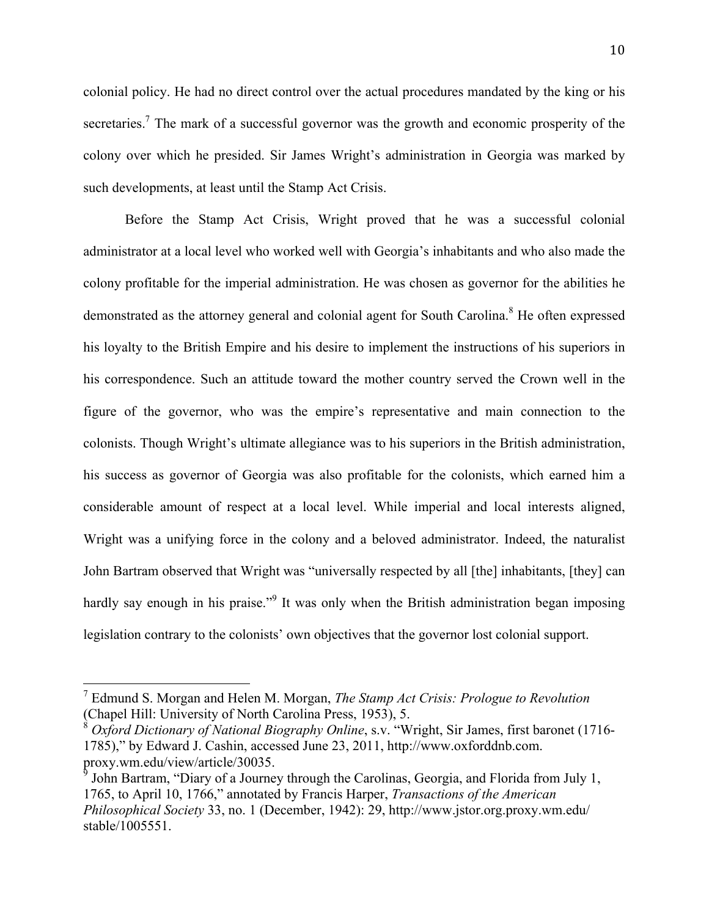colonial policy. He had no direct control over the actual procedures mandated by the king or his secretaries.[7] The mark of a successful governor was the growth and economic prosperity of the colony over which he presided. Sir James Wright's administration in Georgia was marked by such developments, at least until the Stamp Act Crisis.

Before the Stamp Act Crisis, Wright proved that he was a successful colonial administrator at a local level who worked well with Georgia's inhabitants and who also made the colony profitable for the imperial administration. He was chosen as governor for the abilities he demonstrated as the attorney general and colonial agent for South Carolina.[8] He often expressed his loyalty to the British Empire and his desire to implement the instructions of his superiors in his correspondence. Such an attitude toward the mother country served the Crown well in the figure of the governor, who was the empire's representative and main connection to the colonists. Though Wright's ultimate allegiance was to his superiors in the British administration, his success as governor of Georgia was also profitable for the colonists, which earned him a considerable amount of respect at a local level. While imperial and local interests aligned, Wright was a unifying force in the colony and a beloved administrator. Indeed, the naturalist John Bartram observed that Wright was "universally respected by all [the] inhabitants, [they] can hardly say enough in his praise."[9] It was only when the British administration began imposing legislation contrary to the colonists' own objectives that the governor lost colonial support.

---

[7] Edmund S. Morgan and Helen M. Morgan, *The Stamp Act Crisis: Prologue to Revolution* (Chapel Hill: University of North Carolina Press, 1953), 5.

[8] *Oxford Dictionary of National Biography Online*, s.v. "Wright, Sir James, first baronet (1716-1785)," by Edward J. Cashin, accessed June 23, 2011, http://www.oxforddnb.com.proxy.wm.edu/view/article/30035.

[9] John Bartram, "Diary of a Journey through the Carolinas, Georgia, and Florida from July 1, 1765, to April 10, 1766," annotated by Francis Harper, *Transactions of the American Philosophical Society* 33, no. 1 (December, 1942): 29, http://www.jstor.org.proxy.wm.edu/stable/1005551.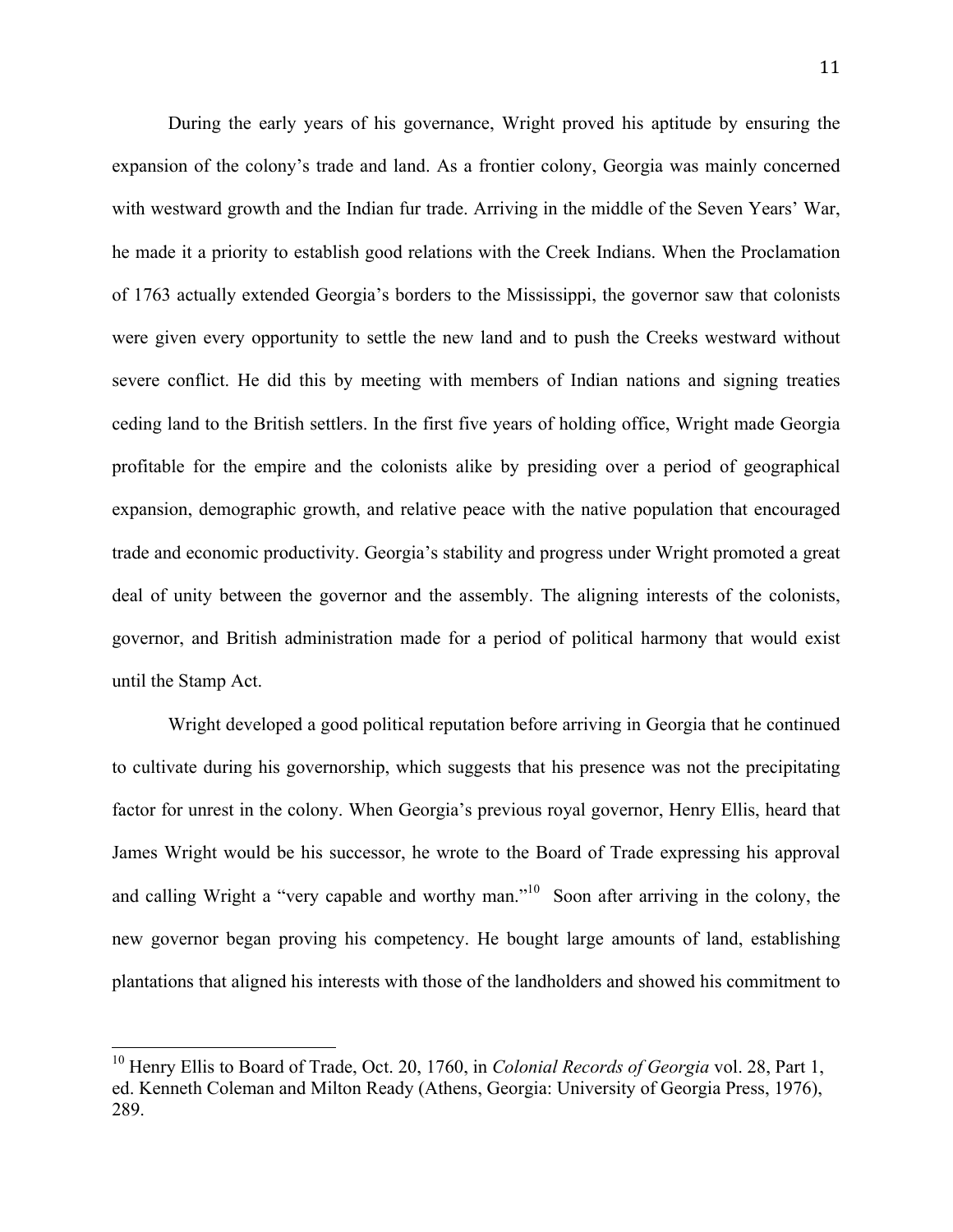During the early years of his governance, Wright proved his aptitude by ensuring the expansion of the colony's trade and land. As a frontier colony, Georgia was mainly concerned with westward growth and the Indian fur trade. Arriving in the middle of the Seven Years' War, he made it a priority to establish good relations with the Creek Indians. When the Proclamation of 1763 actually extended Georgia's borders to the Mississippi, the governor saw that colonists were given every opportunity to settle the new land and to push the Creeks westward without severe conflict. He did this by meeting with members of Indian nations and signing treaties ceding land to the British settlers. In the first five years of holding office, Wright made Georgia profitable for the empire and the colonists alike by presiding over a period of geographical expansion, demographic growth, and relative peace with the native population that encouraged trade and economic productivity. Georgia's stability and progress under Wright promoted a great deal of unity between the governor and the assembly. The aligning interests of the colonists, governor, and British administration made for a period of political harmony that would exist until the Stamp Act.

Wright developed a good political reputation before arriving in Georgia that he continued to cultivate during his governorship, which suggests that his presence was not the precipitating factor for unrest in the colony. When Georgia's previous royal governor, Henry Ellis, heard that James Wright would be his successor, he wrote to the Board of Trade expressing his approval and calling Wright a "very capable and worthy man."[10] Soon after arriving in the colony, the new governor began proving his competency. He bought large amounts of land, establishing plantations that aligned his interests with those of the landholders and showed his commitment to

[10] Henry Ellis to Board of Trade, Oct. 20, 1760, in *Colonial Records of Georgia* vol. 28, Part 1, ed. Kenneth Coleman and Milton Ready (Athens, Georgia: University of Georgia Press, 1976), 289.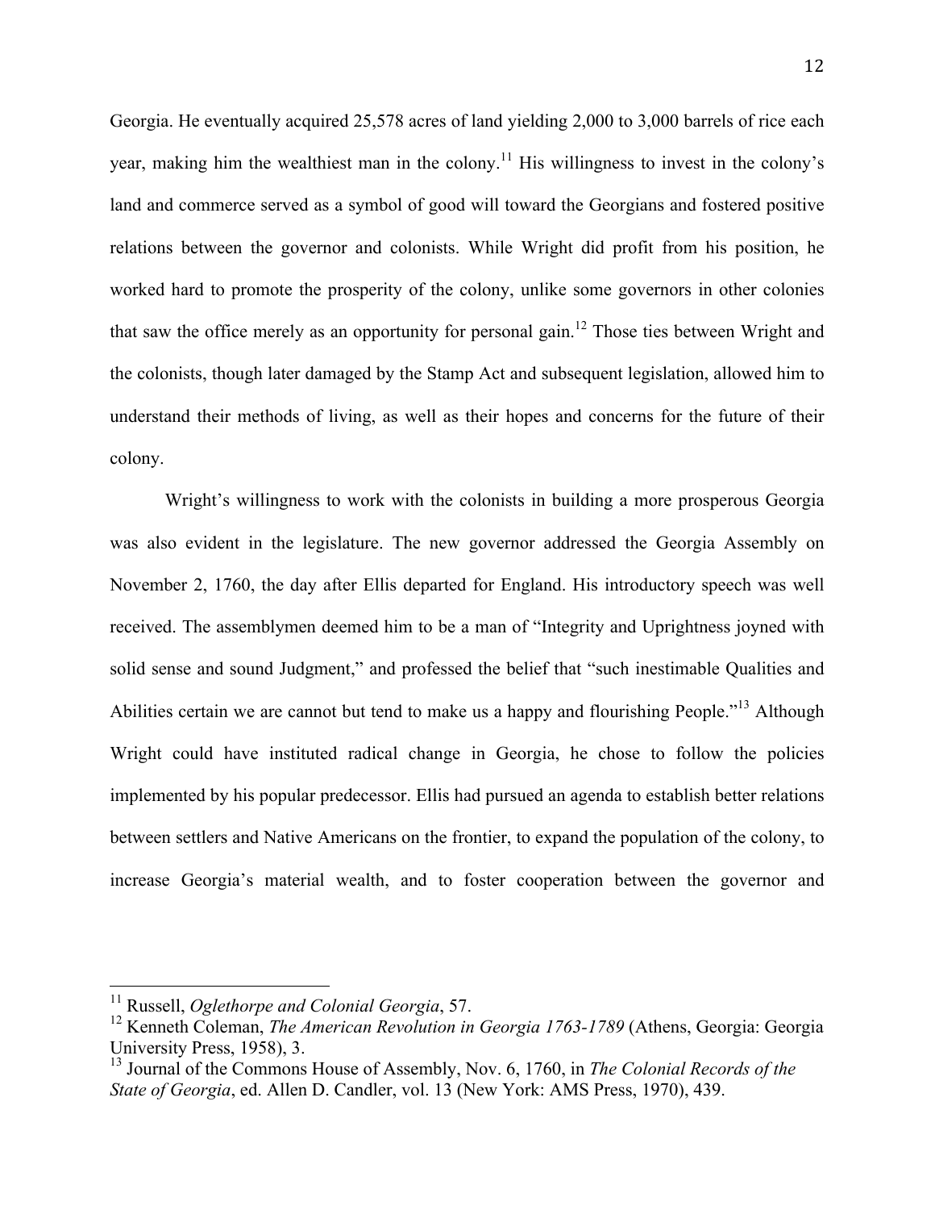Georgia. He eventually acquired 25,578 acres of land yielding 2,000 to 3,000 barrels of rice each year, making him the wealthiest man in the colony.[11] His willingness to invest in the colony's land and commerce served as a symbol of good will toward the Georgians and fostered positive relations between the governor and colonists. While Wright did profit from his position, he worked hard to promote the prosperity of the colony, unlike some governors in other colonies that saw the office merely as an opportunity for personal gain.[12] Those ties between Wright and the colonists, though later damaged by the Stamp Act and subsequent legislation, allowed him to understand their methods of living, as well as their hopes and concerns for the future of their colony.

Wright's willingness to work with the colonists in building a more prosperous Georgia was also evident in the legislature. The new governor addressed the Georgia Assembly on November 2, 1760, the day after Ellis departed for England. His introductory speech was well received. The assemblymen deemed him to be a man of "Integrity and Uprightness joyned with solid sense and sound Judgment," and professed the belief that "such inestimable Qualities and Abilities certain we are cannot but tend to make us a happy and flourishing People."[13] Although Wright could have instituted radical change in Georgia, he chose to follow the policies implemented by his popular predecessor. Ellis had pursued an agenda to establish better relations between settlers and Native Americans on the frontier, to expand the population of the colony, to increase Georgia's material wealth, and to foster cooperation between the governor and

---

[11] Russell, *Oglethorpe and Colonial Georgia*, 57.

[12] Kenneth Coleman, *The American Revolution in Georgia 1763-1789* (Athens, Georgia: Georgia University Press, 1958), 3.

[13] Journal of the Commons House of Assembly, Nov. 6, 1760, in *The Colonial Records of the State of Georgia*, ed. Allen D. Candler, vol. 13 (New York: AMS Press, 1970), 439.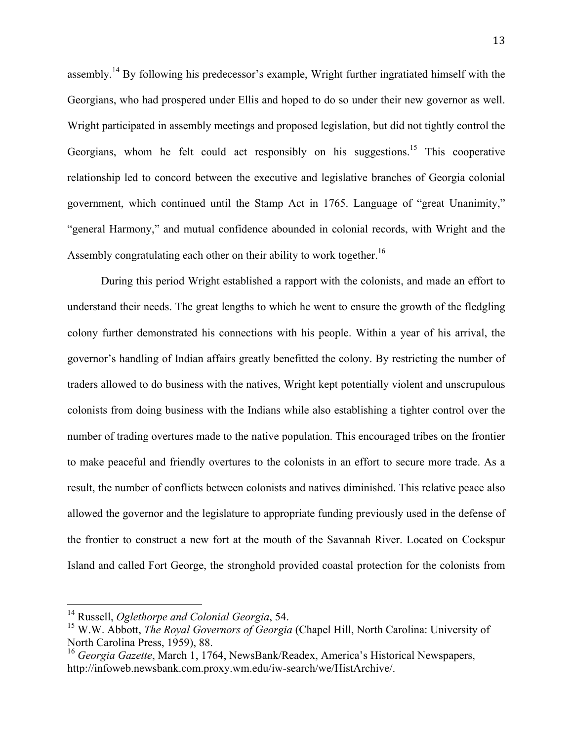assembly.[14] By following his predecessor's example, Wright further ingratiated himself with the Georgians, who had prospered under Ellis and hoped to do so under their new governor as well. Wright participated in assembly meetings and proposed legislation, but did not tightly control the Georgians, whom he felt could act responsibly on his suggestions.[15] This cooperative relationship led to concord between the executive and legislative branches of Georgia colonial government, which continued until the Stamp Act in 1765. Language of "great Unanimity," "general Harmony," and mutual confidence abounded in colonial records, with Wright and the Assembly congratulating each other on their ability to work together.[16]

During this period Wright established a rapport with the colonists, and made an effort to understand their needs. The great lengths to which he went to ensure the growth of the fledgling colony further demonstrated his connections with his people. Within a year of his arrival, the governor's handling of Indian affairs greatly benefitted the colony. By restricting the number of traders allowed to do business with the natives, Wright kept potentially violent and unscrupulous colonists from doing business with the Indians while also establishing a tighter control over the number of trading overtures made to the native population. This encouraged tribes on the frontier to make peaceful and friendly overtures to the colonists in an effort to secure more trade. As a result, the number of conflicts between colonists and natives diminished. This relative peace also allowed the governor and the legislature to appropriate funding previously used in the defense of the frontier to construct a new fort at the mouth of the Savannah River. Located on Cockspur Island and called Fort George, the stronghold provided coastal protection for the colonists from

---

[14] Russell, *Oglethorpe and Colonial Georgia*, 54.

[15] W.W. Abbott, *The Royal Governors of Georgia* (Chapel Hill, North Carolina: University of North Carolina Press, 1959), 88.

[16] *Georgia Gazette*, March 1, 1764, NewsBank/Readex, America's Historical Newspapers, http://infoweb.newsbank.com.proxy.wm.edu/iw-search/we/HistArchive/.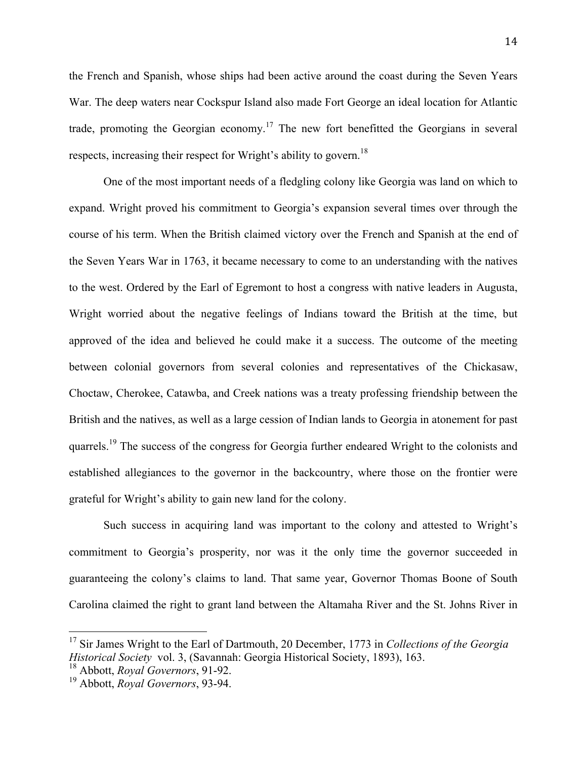the French and Spanish, whose ships had been active around the coast during the Seven Years War. The deep waters near Cockspur Island also made Fort George an ideal location for Atlantic trade, promoting the Georgian economy.[17] The new fort benefitted the Georgians in several respects, increasing their respect for Wright's ability to govern.[18]

One of the most important needs of a fledgling colony like Georgia was land on which to expand. Wright proved his commitment to Georgia's expansion several times over through the course of his term. When the British claimed victory over the French and Spanish at the end of the Seven Years War in 1763, it became necessary to come to an understanding with the natives to the west. Ordered by the Earl of Egremont to host a congress with native leaders in Augusta, Wright worried about the negative feelings of Indians toward the British at the time, but approved of the idea and believed he could make it a success. The outcome of the meeting between colonial governors from several colonies and representatives of the Chickasaw, Choctaw, Cherokee, Catawba, and Creek nations was a treaty professing friendship between the British and the natives, as well as a large cession of Indian lands to Georgia in atonement for past quarrels.[19] The success of the congress for Georgia further endeared Wright to the colonists and established allegiances to the governor in the backcountry, where those on the frontier were grateful for Wright's ability to gain new land for the colony.

Such success in acquiring land was important to the colony and attested to Wright's commitment to Georgia's prosperity, nor was it the only time the governor succeeded in guaranteeing the colony's claims to land. That same year, Governor Thomas Boone of South Carolina claimed the right to grant land between the Altamaha River and the St. Johns River in

---

[17] Sir James Wright to the Earl of Dartmouth, 20 December, 1773 in *Collections of the Georgia Historical Society* vol. 3, (Savannah: Georgia Historical Society, 1893), 163.

[18] Abbott, *Royal Governors*, 91-92.

[19] Abbott, *Royal Governors*, 93-94.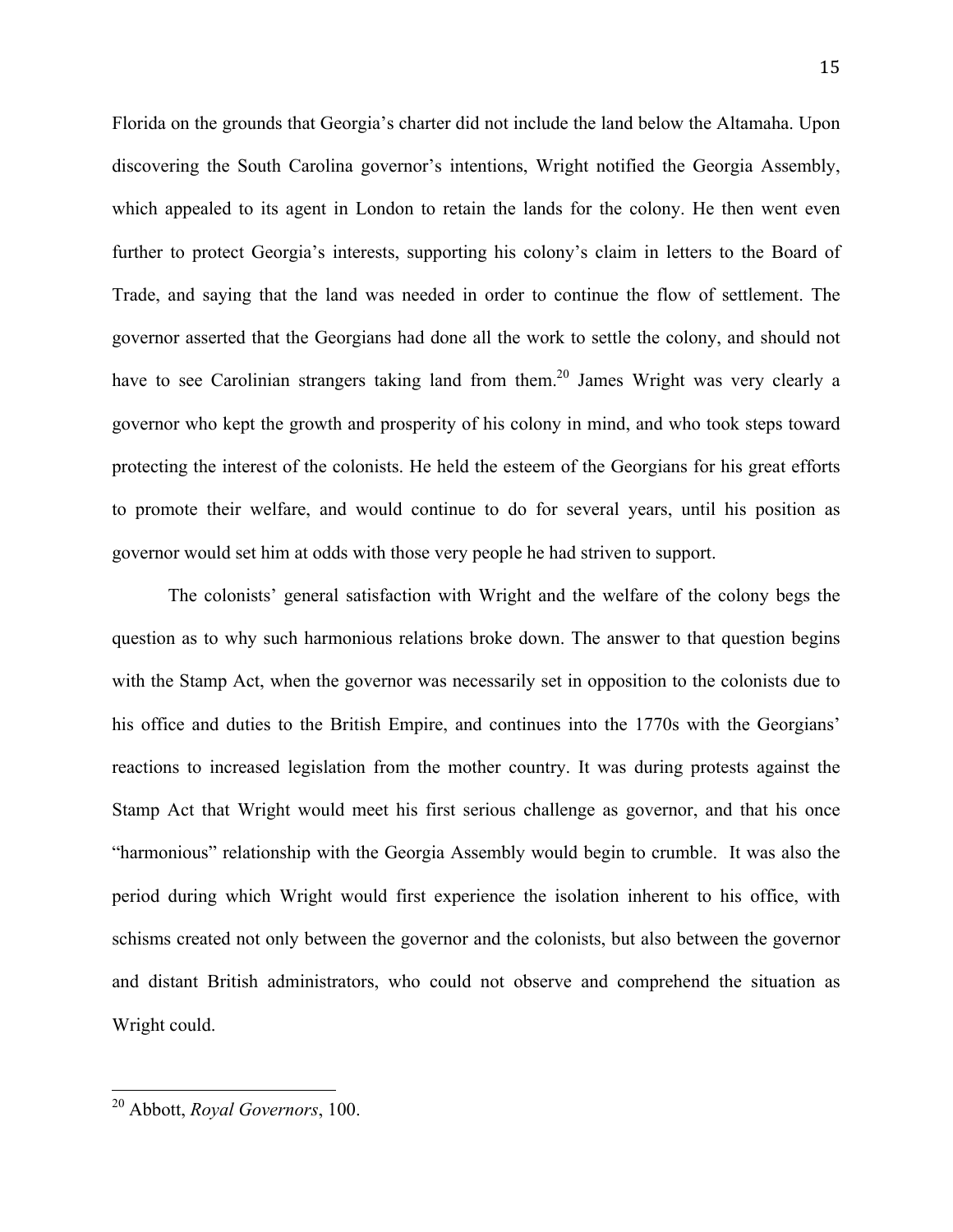Florida on the grounds that Georgia's charter did not include the land below the Altamaha. Upon discovering the South Carolina governor's intentions, Wright notified the Georgia Assembly, which appealed to its agent in London to retain the lands for the colony. He then went even further to protect Georgia's interests, supporting his colony's claim in letters to the Board of Trade, and saying that the land was needed in order to continue the flow of settlement. The governor asserted that the Georgians had done all the work to settle the colony, and should not have to see Carolinian strangers taking land from them.[20] James Wright was very clearly a governor who kept the growth and prosperity of his colony in mind, and who took steps toward protecting the interest of the colonists. He held the esteem of the Georgians for his great efforts to promote their welfare, and would continue to do for several years, until his position as governor would set him at odds with those very people he had striven to support.

The colonists' general satisfaction with Wright and the welfare of the colony begs the question as to why such harmonious relations broke down. The answer to that question begins with the Stamp Act, when the governor was necessarily set in opposition to the colonists due to his office and duties to the British Empire, and continues into the 1770s with the Georgians' reactions to increased legislation from the mother country. It was during protests against the Stamp Act that Wright would meet his first serious challenge as governor, and that his once "harmonious" relationship with the Georgia Assembly would begin to crumble. It was also the period during which Wright would first experience the isolation inherent to his office, with schisms created not only between the governor and the colonists, but also between the governor and distant British administrators, who could not observe and comprehend the situation as Wright could.

---

[20] Abbott, *Royal Governors*, 100.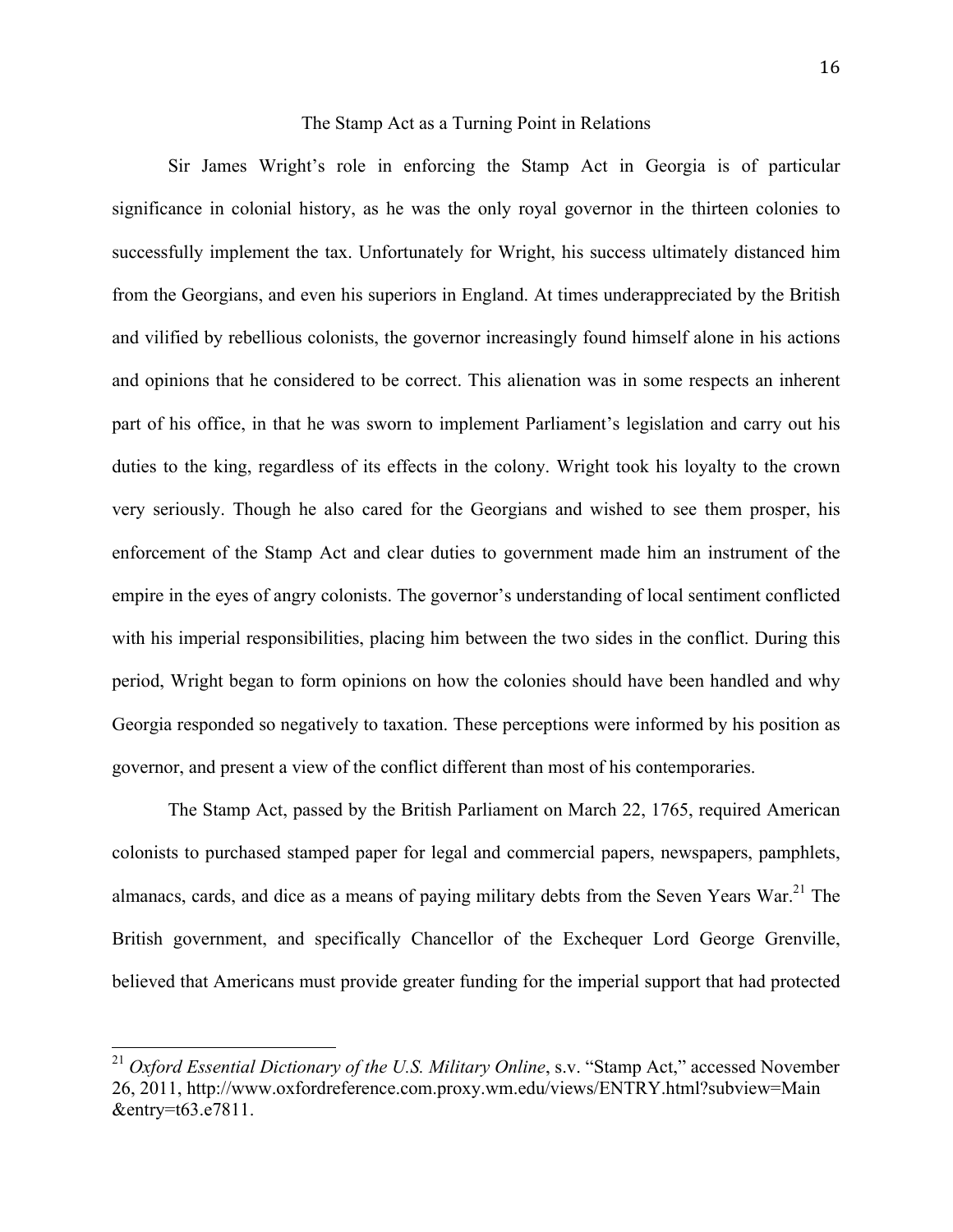## The Stamp Act as a Turning Point in Relations

Sir James Wright's role in enforcing the Stamp Act in Georgia is of particular significance in colonial history, as he was the only royal governor in the thirteen colonies to successfully implement the tax. Unfortunately for Wright, his success ultimately distanced him from the Georgians, and even his superiors in England. At times underappreciated by the British and vilified by rebellious colonists, the governor increasingly found himself alone in his actions and opinions that he considered to be correct. This alienation was in some respects an inherent part of his office, in that he was sworn to implement Parliament's legislation and carry out his duties to the king, regardless of its effects in the colony. Wright took his loyalty to the crown very seriously. Though he also cared for the Georgians and wished to see them prosper, his enforcement of the Stamp Act and clear duties to government made him an instrument of the empire in the eyes of angry colonists. The governor's understanding of local sentiment conflicted with his imperial responsibilities, placing him between the two sides in the conflict. During this period, Wright began to form opinions on how the colonies should have been handled and why Georgia responded so negatively to taxation. These perceptions were informed by his position as governor, and present a view of the conflict different than most of his contemporaries.

The Stamp Act, passed by the British Parliament on March 22, 1765, required American colonists to purchased stamped paper for legal and commercial papers, newspapers, pamphlets, almanacs, cards, and dice as a means of paying military debts from the Seven Years War.[21] The British government, and specifically Chancellor of the Exchequer Lord George Grenville, believed that Americans must provide greater funding for the imperial support that had protected

---

[21] *Oxford Essential Dictionary of the U.S. Military Online*, s.v. "Stamp Act," accessed November 26, 2011, http://www.oxfordreference.com.proxy.wm.edu/views/ENTRY.html?subview=Main &entry=t63.e7811.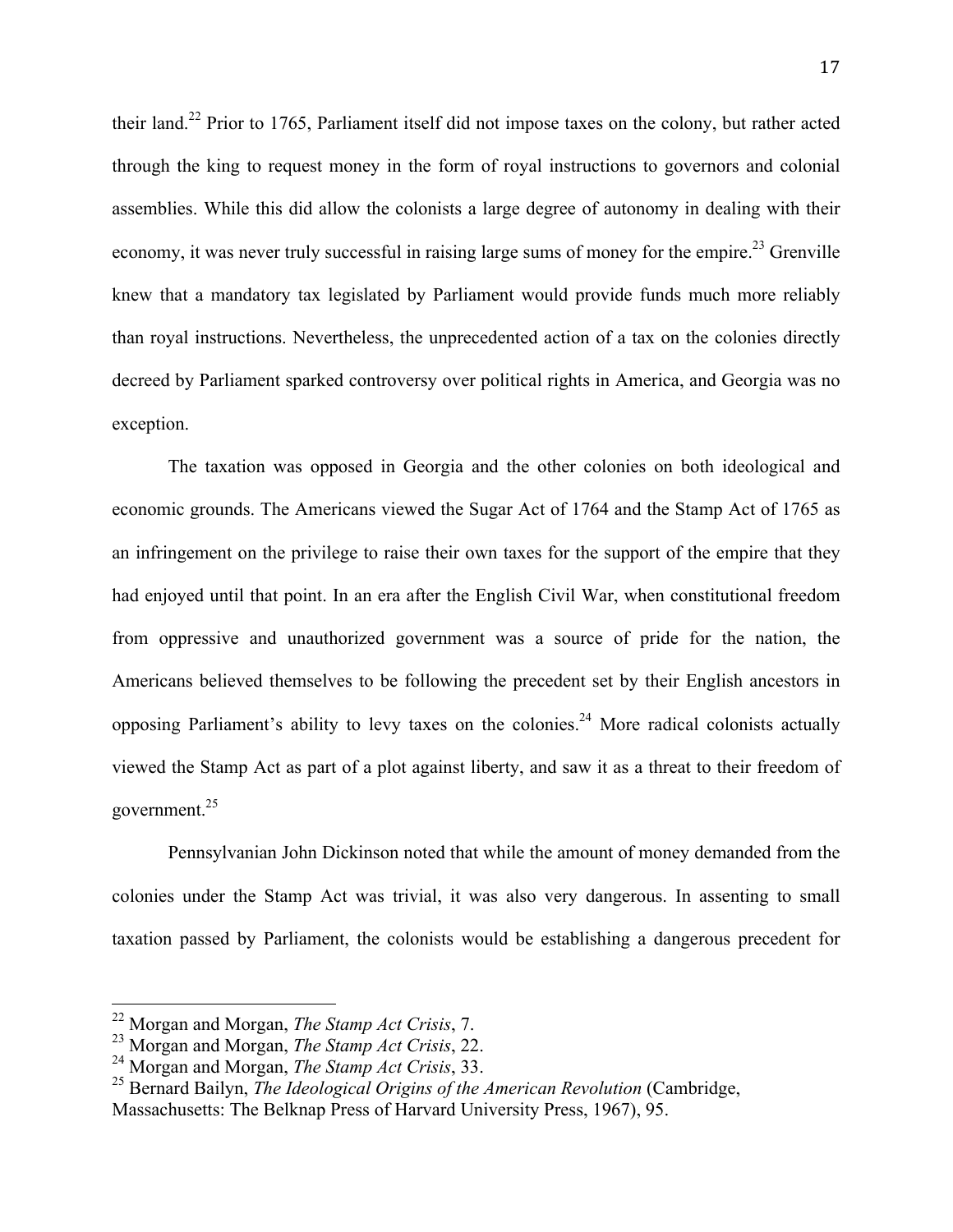their land.[22] Prior to 1765, Parliament itself did not impose taxes on the colony, but rather acted through the king to request money in the form of royal instructions to governors and colonial assemblies. While this did allow the colonists a large degree of autonomy in dealing with their economy, it was never truly successful in raising large sums of money for the empire.[23] Grenville knew that a mandatory tax legislated by Parliament would provide funds much more reliably than royal instructions. Nevertheless, the unprecedented action of a tax on the colonies directly decreed by Parliament sparked controversy over political rights in America, and Georgia was no exception.

The taxation was opposed in Georgia and the other colonies on both ideological and economic grounds. The Americans viewed the Sugar Act of 1764 and the Stamp Act of 1765 as an infringement on the privilege to raise their own taxes for the support of the empire that they had enjoyed until that point. In an era after the English Civil War, when constitutional freedom from oppressive and unauthorized government was a source of pride for the nation, the Americans believed themselves to be following the precedent set by their English ancestors in opposing Parliament's ability to levy taxes on the colonies.[24] More radical colonists actually viewed the Stamp Act as part of a plot against liberty, and saw it as a threat to their freedom of government.[25]

Pennsylvanian John Dickinson noted that while the amount of money demanded from the colonies under the Stamp Act was trivial, it was also very dangerous. In assenting to small taxation passed by Parliament, the colonists would be establishing a dangerous precedent for

---

[22] Morgan and Morgan, *The Stamp Act Crisis*, 7.
[23] Morgan and Morgan, *The Stamp Act Crisis*, 22.
[24] Morgan and Morgan, *The Stamp Act Crisis*, 33.
[25] Bernard Bailyn, *The Ideological Origins of the American Revolution* (Cambridge, Massachusetts: The Belknap Press of Harvard University Press, 1967), 95.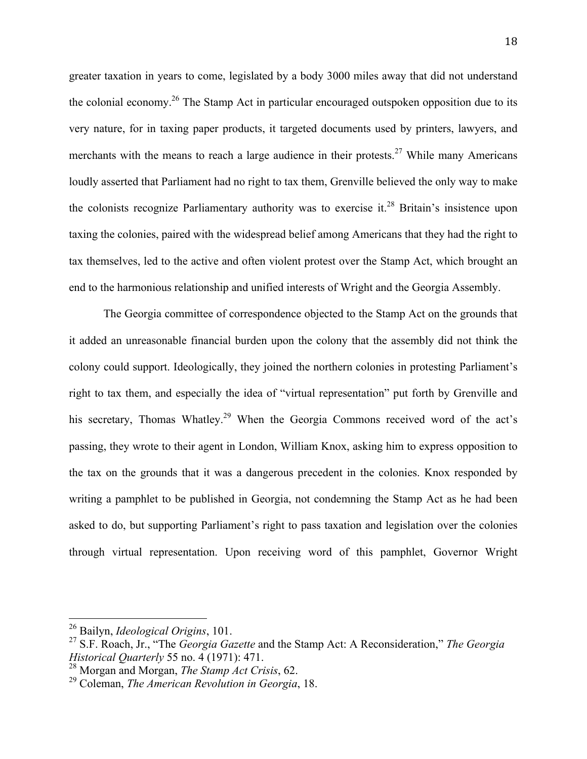greater taxation in years to come, legislated by a body 3000 miles away that did not understand the colonial economy.[26] The Stamp Act in particular encouraged outspoken opposition due to its very nature, for in taxing paper products, it targeted documents used by printers, lawyers, and merchants with the means to reach a large audience in their protests.[27] While many Americans loudly asserted that Parliament had no right to tax them, Grenville believed the only way to make the colonists recognize Parliamentary authority was to exercise it.[28] Britain's insistence upon taxing the colonies, paired with the widespread belief among Americans that they had the right to tax themselves, led to the active and often violent protest over the Stamp Act, which brought an end to the harmonious relationship and unified interests of Wright and the Georgia Assembly.

The Georgia committee of correspondence objected to the Stamp Act on the grounds that it added an unreasonable financial burden upon the colony that the assembly did not think the colony could support. Ideologically, they joined the northern colonies in protesting Parliament's right to tax them, and especially the idea of "virtual representation" put forth by Grenville and his secretary, Thomas Whatley.[29] When the Georgia Commons received word of the act's passing, they wrote to their agent in London, William Knox, asking him to express opposition to the tax on the grounds that it was a dangerous precedent in the colonies. Knox responded by writing a pamphlet to be published in Georgia, not condemning the Stamp Act as he had been asked to do, but supporting Parliament's right to pass taxation and legislation over the colonies through virtual representation. Upon receiving word of this pamphlet, Governor Wright

---

[26] Bailyn, *Ideological Origins*, 101.

[27] S.F. Roach, Jr., "The *Georgia Gazette* and the Stamp Act: A Reconsideration," *The Georgia Historical Quarterly* 55 no. 4 (1971): 471.

[28] Morgan and Morgan, *The Stamp Act Crisis*, 62.

[29] Coleman, *The American Revolution in Georgia*, 18.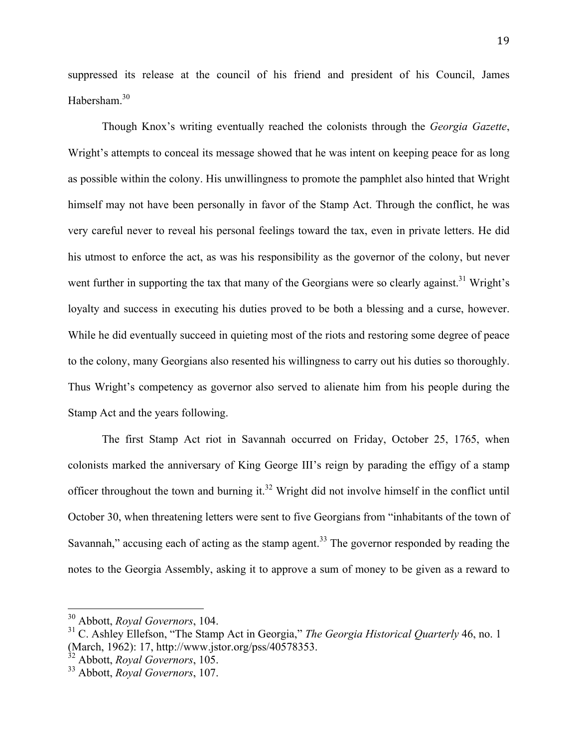suppressed its release at the council of his friend and president of his Council, James Habersham.[30]

Though Knox's writing eventually reached the colonists through the *Georgia Gazette*, Wright's attempts to conceal its message showed that he was intent on keeping peace for as long as possible within the colony. His unwillingness to promote the pamphlet also hinted that Wright himself may not have been personally in favor of the Stamp Act. Through the conflict, he was very careful never to reveal his personal feelings toward the tax, even in private letters. He did his utmost to enforce the act, as was his responsibility as the governor of the colony, but never went further in supporting the tax that many of the Georgians were so clearly against.[31] Wright's loyalty and success in executing his duties proved to be both a blessing and a curse, however. While he did eventually succeed in quieting most of the riots and restoring some degree of peace to the colony, many Georgians also resented his willingness to carry out his duties so thoroughly. Thus Wright's competency as governor also served to alienate him from his people during the Stamp Act and the years following.

The first Stamp Act riot in Savannah occurred on Friday, October 25, 1765, when colonists marked the anniversary of King George III's reign by parading the effigy of a stamp officer throughout the town and burning it.[32] Wright did not involve himself in the conflict until October 30, when threatening letters were sent to five Georgians from "inhabitants of the town of Savannah," accusing each of acting as the stamp agent.[33] The governor responded by reading the notes to the Georgia Assembly, asking it to approve a sum of money to be given as a reward to

---

[30] Abbott, *Royal Governors*, 104.

[31] C. Ashley Ellefson, "The Stamp Act in Georgia," *The Georgia Historical Quarterly* 46, no. 1 (March, 1962): 17, http://www.jstor.org/pss/40578353.

[32] Abbott, *Royal Governors*, 105.

[33] Abbott, *Royal Governors*, 107.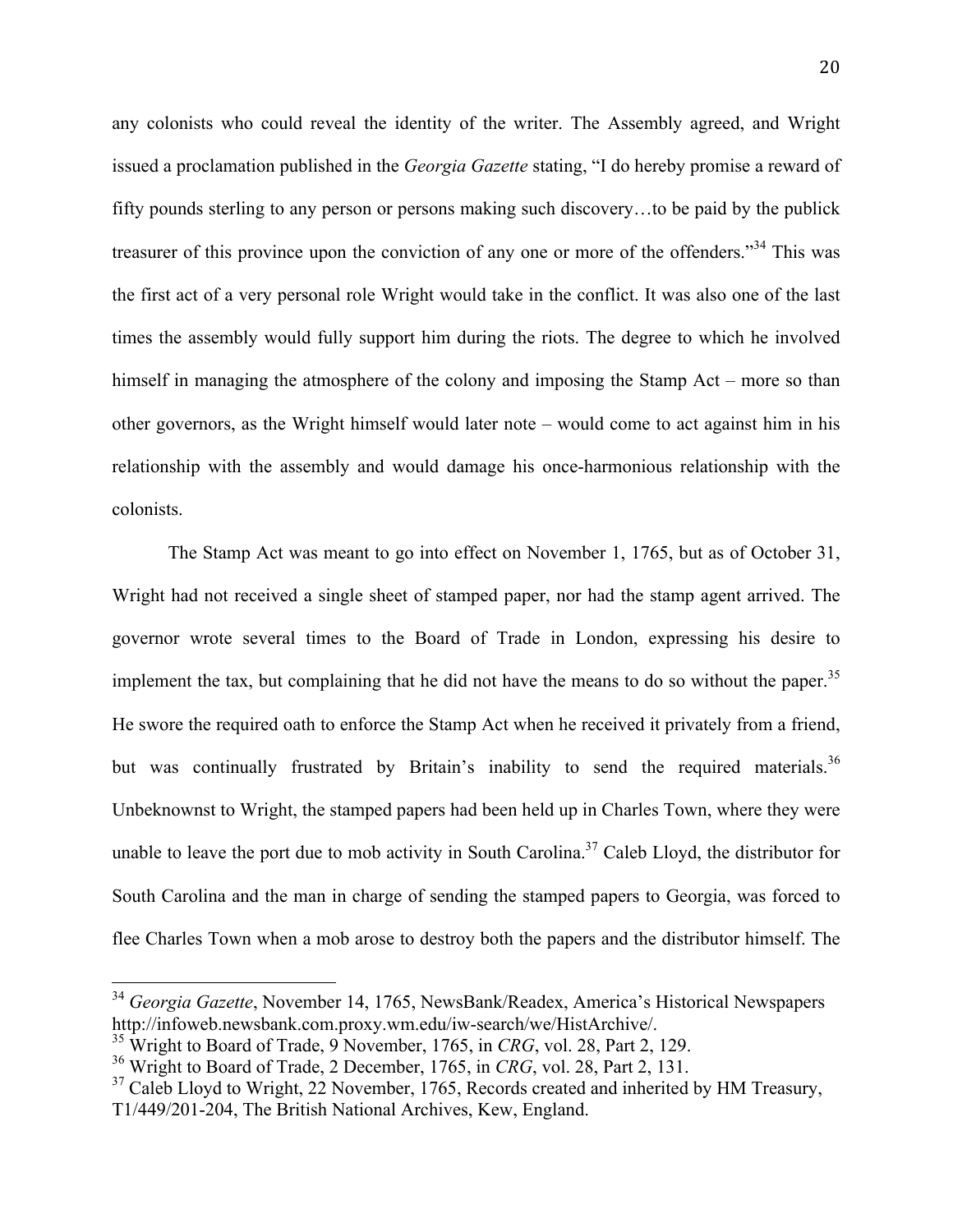any colonists who could reveal the identity of the writer. The Assembly agreed, and Wright issued a proclamation published in the *Georgia Gazette* stating, "I do hereby promise a reward of fifty pounds sterling to any person or persons making such discovery…to be paid by the publick treasurer of this province upon the conviction of any one or more of the offenders."[34] This was the first act of a very personal role Wright would take in the conflict. It was also one of the last times the assembly would fully support him during the riots. The degree to which he involved himself in managing the atmosphere of the colony and imposing the Stamp Act – more so than other governors, as the Wright himself would later note – would come to act against him in his relationship with the assembly and would damage his once-harmonious relationship with the colonists.

The Stamp Act was meant to go into effect on November 1, 1765, but as of October 31, Wright had not received a single sheet of stamped paper, nor had the stamp agent arrived. The governor wrote several times to the Board of Trade in London, expressing his desire to implement the tax, but complaining that he did not have the means to do so without the paper.[35] He swore the required oath to enforce the Stamp Act when he received it privately from a friend, but was continually frustrated by Britain's inability to send the required materials.[36] Unbeknownst to Wright, the stamped papers had been held up in Charles Town, where they were unable to leave the port due to mob activity in South Carolina.[37] Caleb Lloyd, the distributor for South Carolina and the man in charge of sending the stamped papers to Georgia, was forced to flee Charles Town when a mob arose to destroy both the papers and the distributor himself. The

---

[34] *Georgia Gazette*, November 14, 1765, NewsBank/Readex, America's Historical Newspapers http://infoweb.newsbank.com.proxy.wm.edu/iw-search/we/HistArchive/.

[35] Wright to Board of Trade, 9 November, 1765, in *CRG*, vol. 28, Part 2, 129.

[36] Wright to Board of Trade, 2 December, 1765, in *CRG*, vol. 28, Part 2, 131.

[37] Caleb Lloyd to Wright, 22 November, 1765, Records created and inherited by HM Treasury, T1/449/201-204, The British National Archives, Kew, England.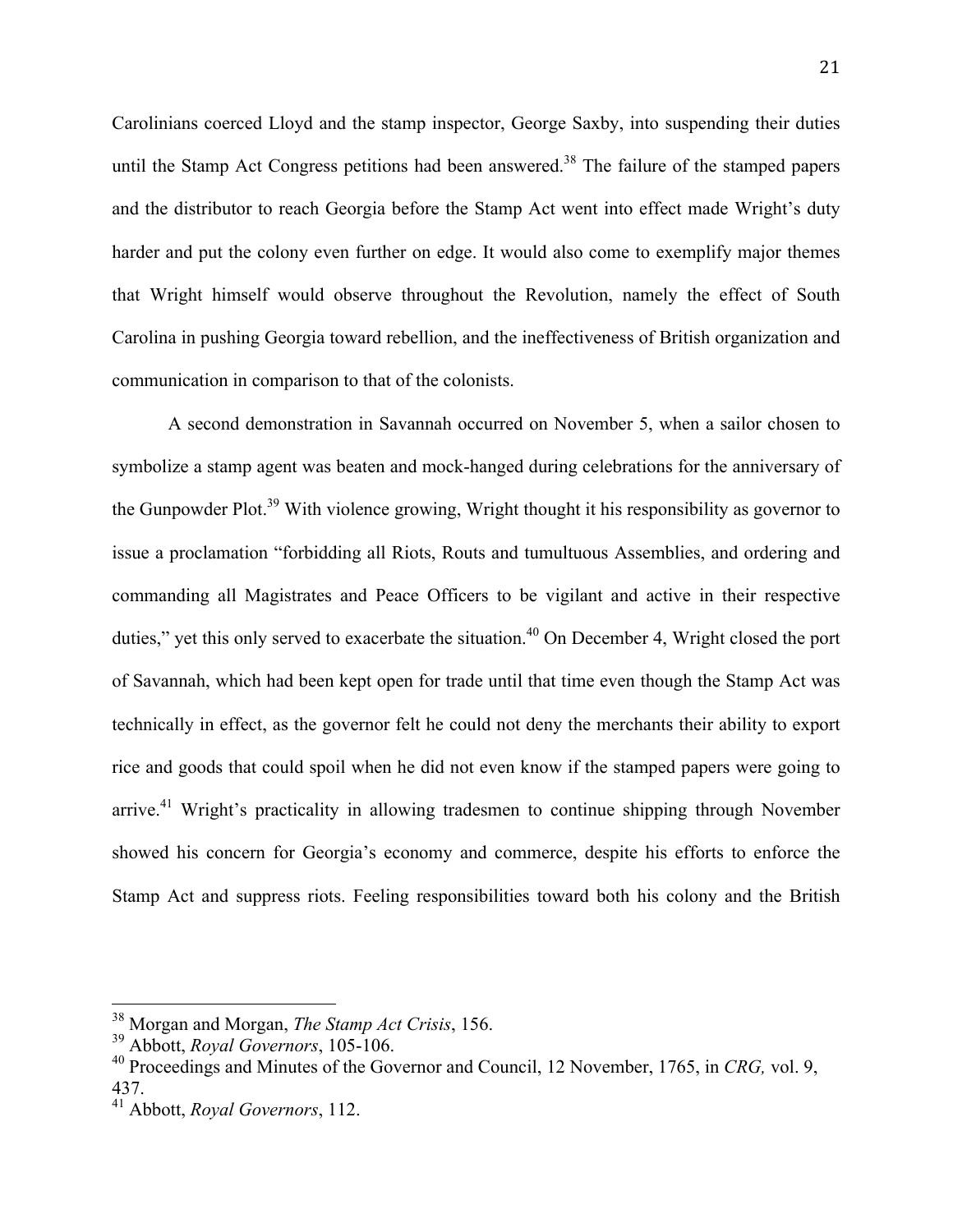Carolinians coerced Lloyd and the stamp inspector, George Saxby, into suspending their duties until the Stamp Act Congress petitions had been answered.[38] The failure of the stamped papers and the distributor to reach Georgia before the Stamp Act went into effect made Wright's duty harder and put the colony even further on edge. It would also come to exemplify major themes that Wright himself would observe throughout the Revolution, namely the effect of South Carolina in pushing Georgia toward rebellion, and the ineffectiveness of British organization and communication in comparison to that of the colonists.

A second demonstration in Savannah occurred on November 5, when a sailor chosen to symbolize a stamp agent was beaten and mock-hanged during celebrations for the anniversary of the Gunpowder Plot.[39] With violence growing, Wright thought it his responsibility as governor to issue a proclamation "forbidding all Riots, Routs and tumultuous Assemblies, and ordering and commanding all Magistrates and Peace Officers to be vigilant and active in their respective duties," yet this only served to exacerbate the situation.[40] On December 4, Wright closed the port of Savannah, which had been kept open for trade until that time even though the Stamp Act was technically in effect, as the governor felt he could not deny the merchants their ability to export rice and goods that could spoil when he did not even know if the stamped papers were going to arrive.[41] Wright's practicality in allowing tradesmen to continue shipping through November showed his concern for Georgia's economy and commerce, despite his efforts to enforce the Stamp Act and suppress riots. Feeling responsibilities toward both his colony and the British

---

[38] Morgan and Morgan, *The Stamp Act Crisis*, 156.

[39] Abbott, *Royal Governors*, 105-106.

[40] Proceedings and Minutes of the Governor and Council, 12 November, 1765, in *CRG,* vol. 9, 437.

[41] Abbott, *Royal Governors*, 112.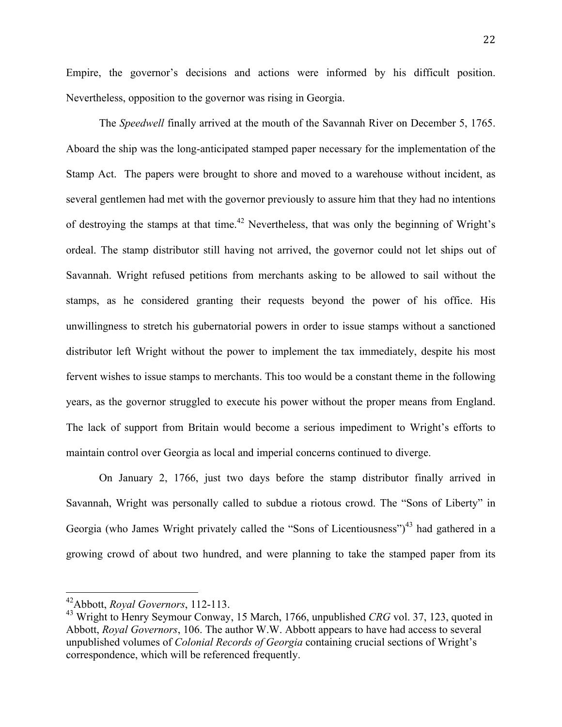Empire, the governor's decisions and actions were informed by his difficult position. Nevertheless, opposition to the governor was rising in Georgia.

The *Speedwell* finally arrived at the mouth of the Savannah River on December 5, 1765. Aboard the ship was the long-anticipated stamped paper necessary for the implementation of the Stamp Act. The papers were brought to shore and moved to a warehouse without incident, as several gentlemen had met with the governor previously to assure him that they had no intentions of destroying the stamps at that time.[42] Nevertheless, that was only the beginning of Wright's ordeal. The stamp distributor still having not arrived, the governor could not let ships out of Savannah. Wright refused petitions from merchants asking to be allowed to sail without the stamps, as he considered granting their requests beyond the power of his office. His unwillingness to stretch his gubernatorial powers in order to issue stamps without a sanctioned distributor left Wright without the power to implement the tax immediately, despite his most fervent wishes to issue stamps to merchants. This too would be a constant theme in the following years, as the governor struggled to execute his power without the proper means from England. The lack of support from Britain would become a serious impediment to Wright's efforts to maintain control over Georgia as local and imperial concerns continued to diverge.

On January 2, 1766, just two days before the stamp distributor finally arrived in Savannah, Wright was personally called to subdue a riotous crowd. The "Sons of Liberty" in Georgia (who James Wright privately called the "Sons of Licentiousness")[43] had gathered in a growing crowd of about two hundred, and were planning to take the stamped paper from its

---

[42]Abbott, *Royal Governors*, 112-113.

[43] Wright to Henry Seymour Conway, 15 March, 1766, unpublished *CRG* vol. 37, 123, quoted in Abbott, *Royal Governors*, 106. The author W.W. Abbott appears to have had access to several unpublished volumes of *Colonial Records of Georgia* containing crucial sections of Wright's correspondence, which will be referenced frequently.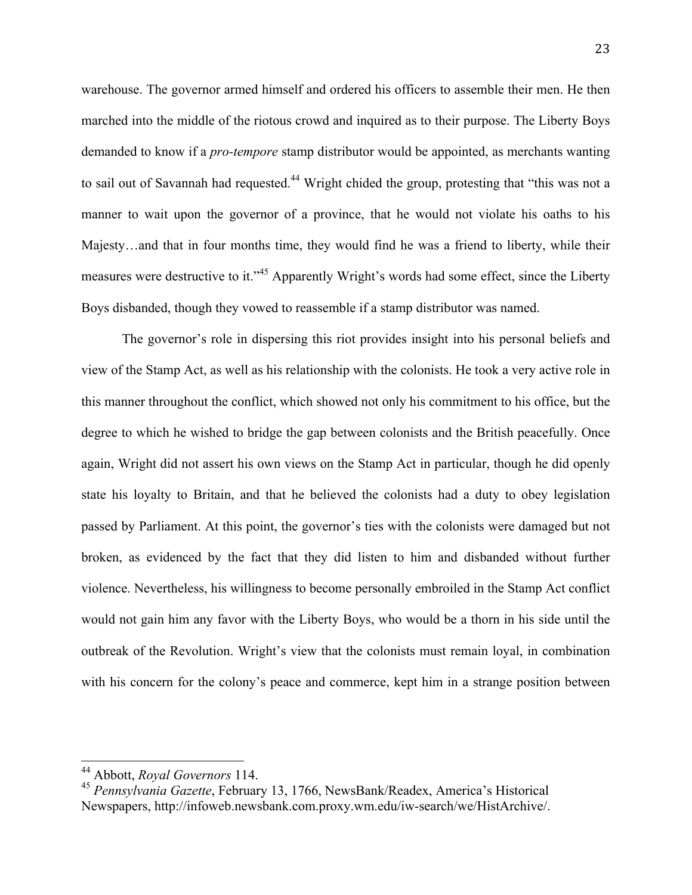warehouse. The governor armed himself and ordered his officers to assemble their men. He then marched into the middle of the riotous crowd and inquired as to their purpose. The Liberty Boys demanded to know if a *pro-tempore* stamp distributor would be appointed, as merchants wanting to sail out of Savannah had requested.[44] Wright chided the group, protesting that "this was not a manner to wait upon the governor of a province, that he would not violate his oaths to his Majesty…and that in four months time, they would find he was a friend to liberty, while their measures were destructive to it."[45] Apparently Wright's words had some effect, since the Liberty Boys disbanded, though they vowed to reassemble if a stamp distributor was named.

The governor's role in dispersing this riot provides insight into his personal beliefs and view of the Stamp Act, as well as his relationship with the colonists. He took a very active role in this manner throughout the conflict, which showed not only his commitment to his office, but the degree to which he wished to bridge the gap between colonists and the British peacefully. Once again, Wright did not assert his own views on the Stamp Act in particular, though he did openly state his loyalty to Britain, and that he believed the colonists had a duty to obey legislation passed by Parliament. At this point, the governor's ties with the colonists were damaged but not broken, as evidenced by the fact that they did listen to him and disbanded without further violence. Nevertheless, his willingness to become personally embroiled in the Stamp Act conflict would not gain him any favor with the Liberty Boys, who would be a thorn in his side until the outbreak of the Revolution. Wright's view that the colonists must remain loyal, in combination with his concern for the colony's peace and commerce, kept him in a strange position between

---

[44] Abbott, *Royal Governors* 114.

[45] *Pennsylvania Gazette*, February 13, 1766, NewsBank/Readex, America's Historical Newspapers, http://infoweb.newsbank.com.proxy.wm.edu/iw-search/we/HistArchive/.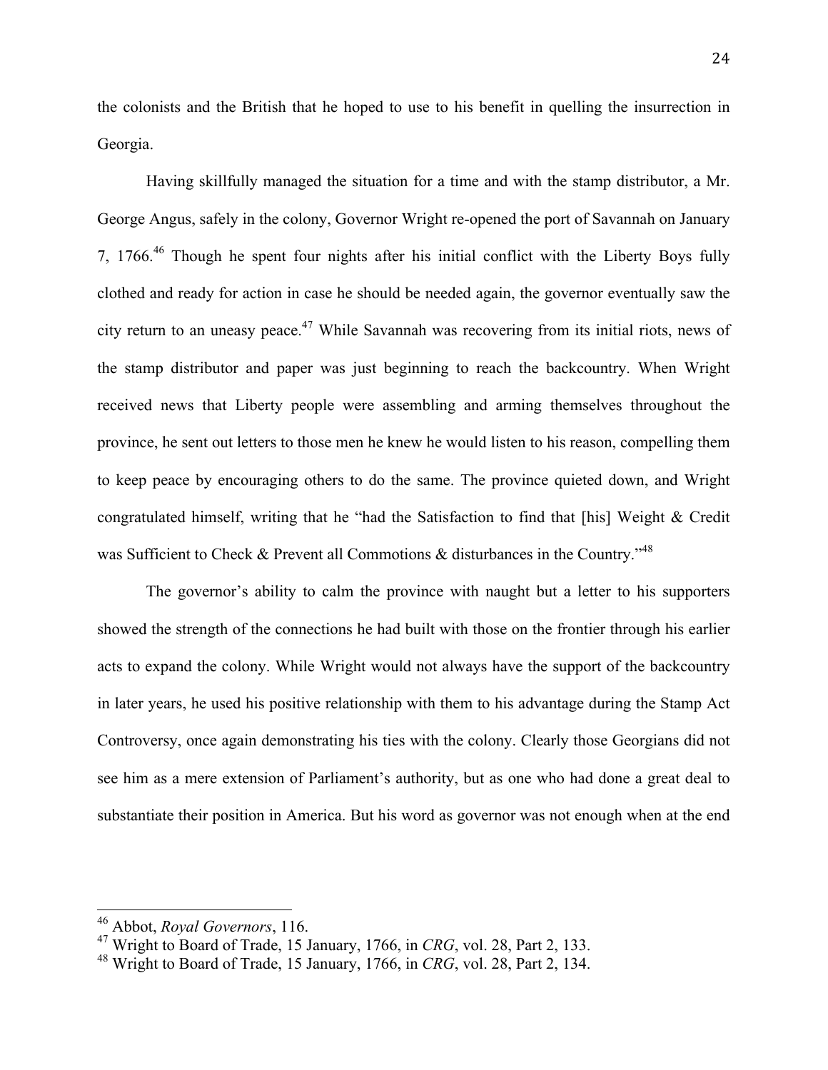the colonists and the British that he hoped to use to his benefit in quelling the insurrection in Georgia.

Having skillfully managed the situation for a time and with the stamp distributor, a Mr. George Angus, safely in the colony, Governor Wright re-opened the port of Savannah on January 7, 1766.[46] Though he spent four nights after his initial conflict with the Liberty Boys fully clothed and ready for action in case he should be needed again, the governor eventually saw the city return to an uneasy peace.[47] While Savannah was recovering from its initial riots, news of the stamp distributor and paper was just beginning to reach the backcountry. When Wright received news that Liberty people were assembling and arming themselves throughout the province, he sent out letters to those men he knew he would listen to his reason, compelling them to keep peace by encouraging others to do the same. The province quieted down, and Wright congratulated himself, writing that he "had the Satisfaction to find that [his] Weight & Credit was Sufficient to Check & Prevent all Commotions & disturbances in the Country."[48]

The governor's ability to calm the province with naught but a letter to his supporters showed the strength of the connections he had built with those on the frontier through his earlier acts to expand the colony. While Wright would not always have the support of the backcountry in later years, he used his positive relationship with them to his advantage during the Stamp Act Controversy, once again demonstrating his ties with the colony. Clearly those Georgians did not see him as a mere extension of Parliament's authority, but as one who had done a great deal to substantiate their position in America. But his word as governor was not enough when at the end

---

[46] Abbot, *Royal Governors*, 116.

[47] Wright to Board of Trade, 15 January, 1766, in *CRG*, vol. 28, Part 2, 133.

[48] Wright to Board of Trade, 15 January, 1766, in *CRG*, vol. 28, Part 2, 134.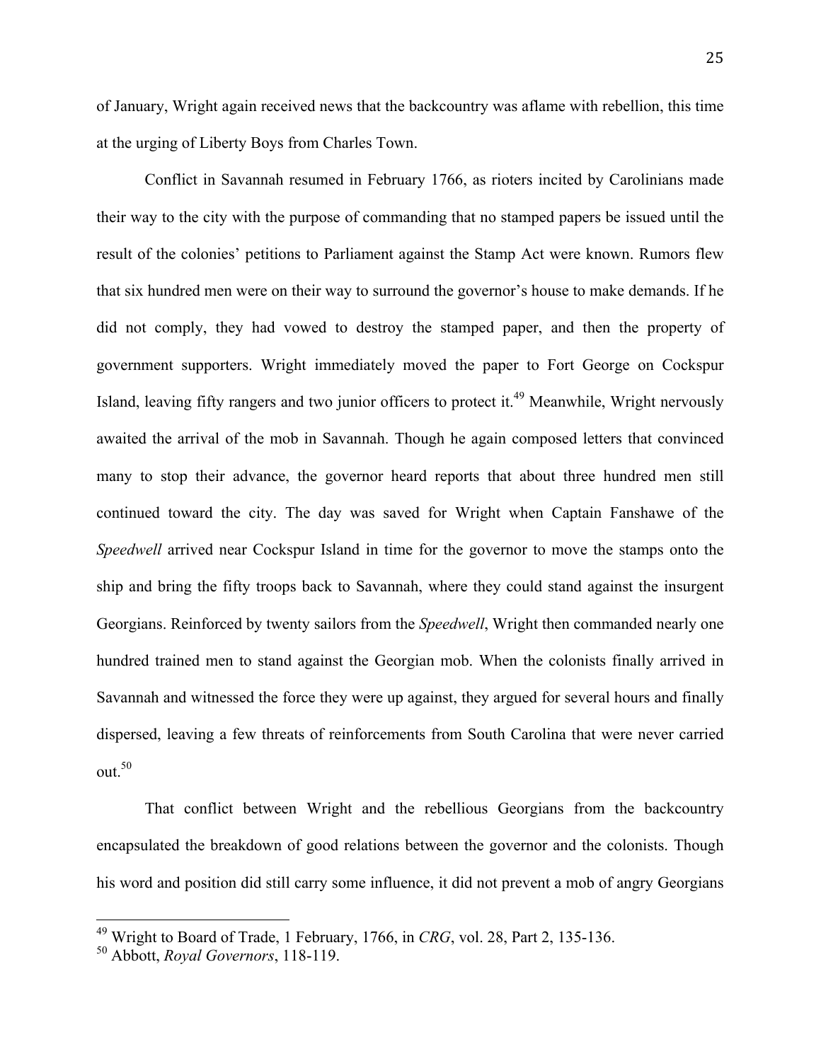of January, Wright again received news that the backcountry was aflame with rebellion, this time at the urging of Liberty Boys from Charles Town.

Conflict in Savannah resumed in February 1766, as rioters incited by Carolinians made their way to the city with the purpose of commanding that no stamped papers be issued until the result of the colonies' petitions to Parliament against the Stamp Act were known. Rumors flew that six hundred men were on their way to surround the governor's house to make demands. If he did not comply, they had vowed to destroy the stamped paper, and then the property of government supporters. Wright immediately moved the paper to Fort George on Cockspur Island, leaving fifty rangers and two junior officers to protect it.[49] Meanwhile, Wright nervously awaited the arrival of the mob in Savannah. Though he again composed letters that convinced many to stop their advance, the governor heard reports that about three hundred men still continued toward the city. The day was saved for Wright when Captain Fanshawe of the *Speedwell* arrived near Cockspur Island in time for the governor to move the stamps onto the ship and bring the fifty troops back to Savannah, where they could stand against the insurgent Georgians. Reinforced by twenty sailors from the *Speedwell*, Wright then commanded nearly one hundred trained men to stand against the Georgian mob. When the colonists finally arrived in Savannah and witnessed the force they were up against, they argued for several hours and finally dispersed, leaving a few threats of reinforcements from South Carolina that were never carried out.[50]

That conflict between Wright and the rebellious Georgians from the backcountry encapsulated the breakdown of good relations between the governor and the colonists. Though his word and position did still carry some influence, it did not prevent a mob of angry Georgians

---

[49] Wright to Board of Trade, 1 February, 1766, in *CRG*, vol. 28, Part 2, 135-136.

[50] Abbott, *Royal Governors*, 118-119.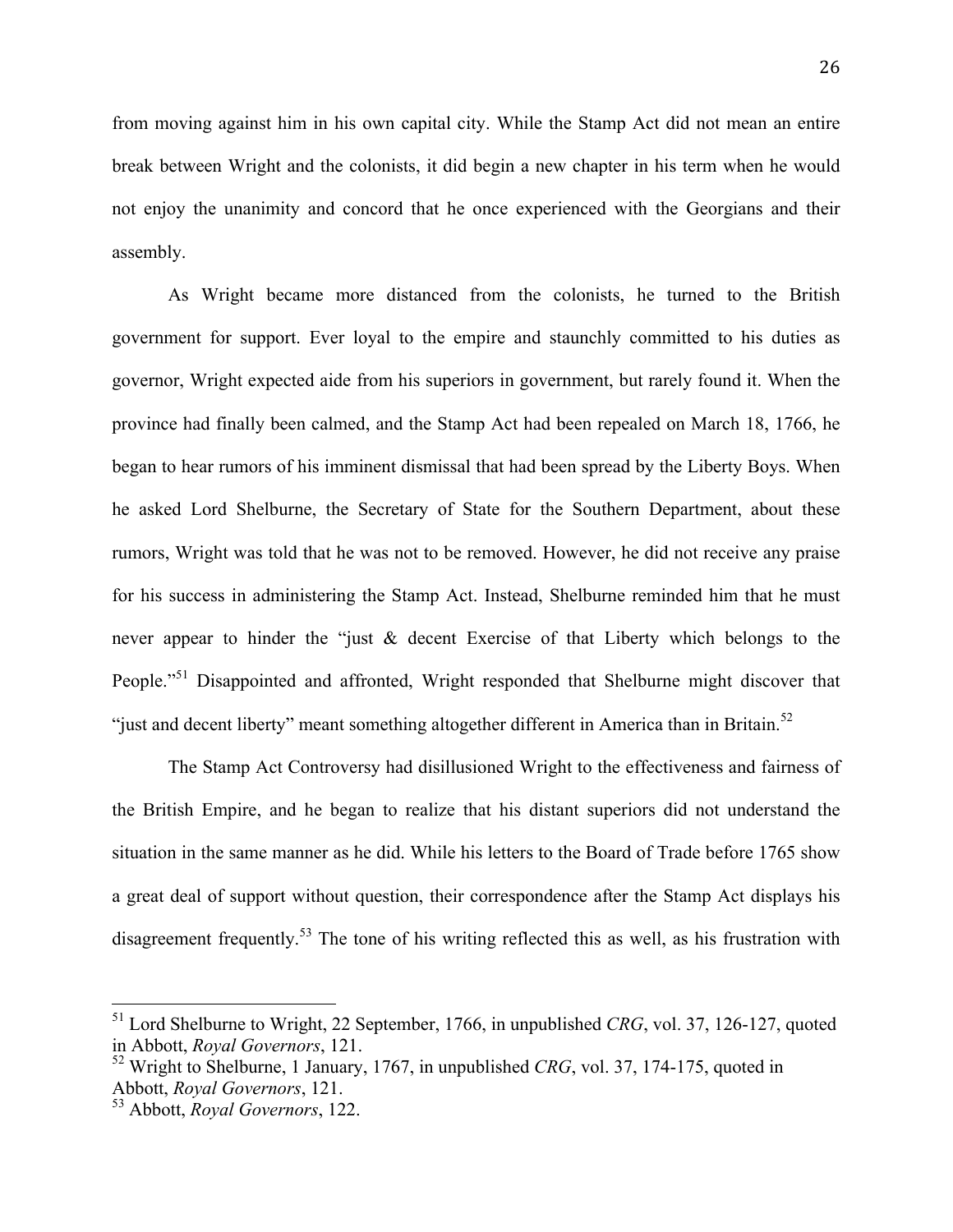from moving against him in his own capital city. While the Stamp Act did not mean an entire break between Wright and the colonists, it did begin a new chapter in his term when he would not enjoy the unanimity and concord that he once experienced with the Georgians and their assembly.

As Wright became more distanced from the colonists, he turned to the British government for support. Ever loyal to the empire and staunchly committed to his duties as governor, Wright expected aide from his superiors in government, but rarely found it. When the province had finally been calmed, and the Stamp Act had been repealed on March 18, 1766, he began to hear rumors of his imminent dismissal that had been spread by the Liberty Boys. When he asked Lord Shelburne, the Secretary of State for the Southern Department, about these rumors, Wright was told that he was not to be removed. However, he did not receive any praise for his success in administering the Stamp Act. Instead, Shelburne reminded him that he must never appear to hinder the "just & decent Exercise of that Liberty which belongs to the People."[51] Disappointed and affronted, Wright responded that Shelburne might discover that "just and decent liberty" meant something altogether different in America than in Britain.[52]

The Stamp Act Controversy had disillusioned Wright to the effectiveness and fairness of the British Empire, and he began to realize that his distant superiors did not understand the situation in the same manner as he did. While his letters to the Board of Trade before 1765 show a great deal of support without question, their correspondence after the Stamp Act displays his disagreement frequently.[53] The tone of his writing reflected this as well, as his frustration with

---

[51] Lord Shelburne to Wright, 22 September, 1766, in unpublished *CRG*, vol. 37, 126-127, quoted in Abbott, *Royal Governors*, 121.

[52] Wright to Shelburne, 1 January, 1767, in unpublished *CRG*, vol. 37, 174-175, quoted in Abbott, *Royal Governors*, 121.

[53] Abbott, *Royal Governors*, 122.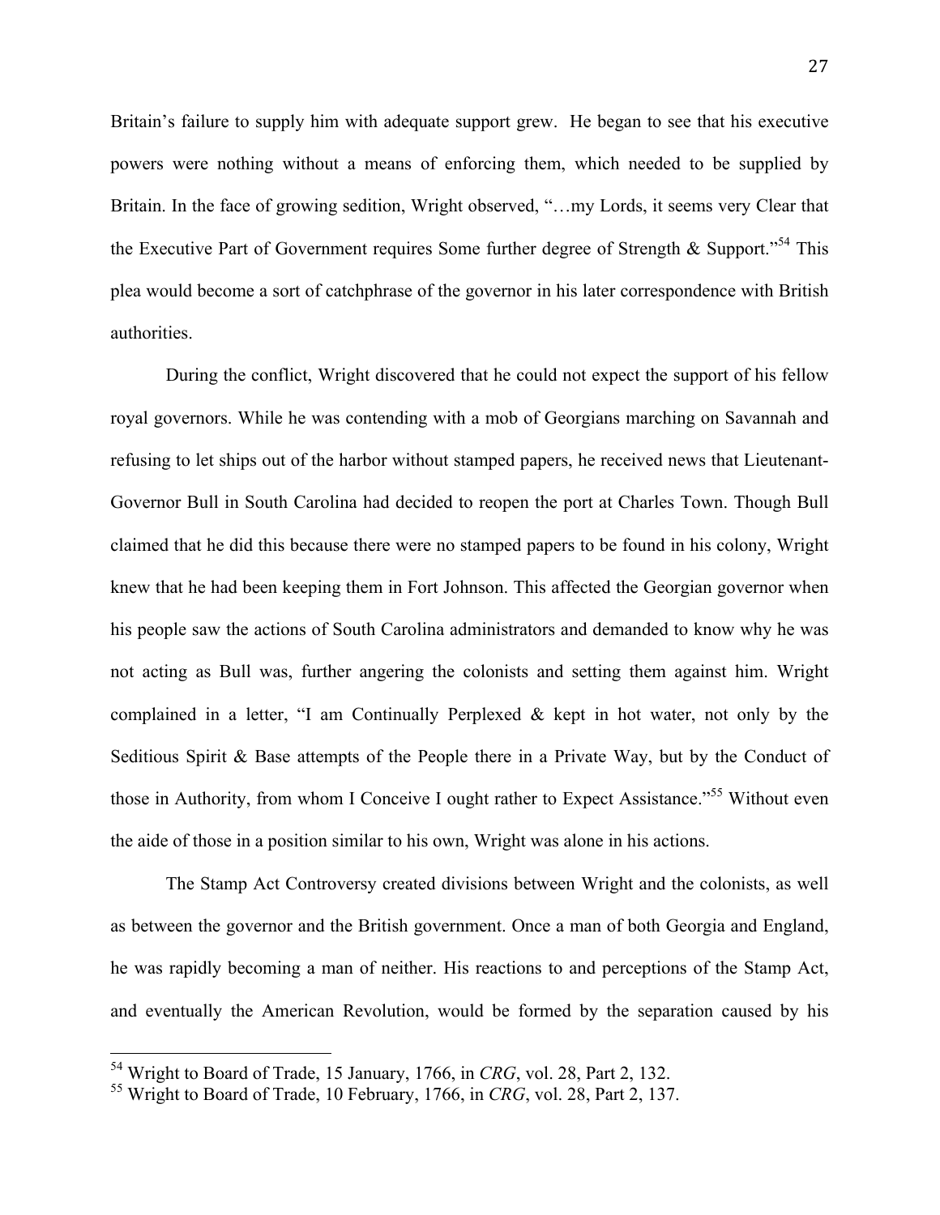Britain's failure to supply him with adequate support grew. He began to see that his executive powers were nothing without a means of enforcing them, which needed to be supplied by Britain. In the face of growing sedition, Wright observed, "…my Lords, it seems very Clear that the Executive Part of Government requires Some further degree of Strength & Support."[54] This plea would become a sort of catchphrase of the governor in his later correspondence with British authorities.

During the conflict, Wright discovered that he could not expect the support of his fellow royal governors. While he was contending with a mob of Georgians marching on Savannah and refusing to let ships out of the harbor without stamped papers, he received news that Lieutenant-Governor Bull in South Carolina had decided to reopen the port at Charles Town. Though Bull claimed that he did this because there were no stamped papers to be found in his colony, Wright knew that he had been keeping them in Fort Johnson. This affected the Georgian governor when his people saw the actions of South Carolina administrators and demanded to know why he was not acting as Bull was, further angering the colonists and setting them against him. Wright complained in a letter, "I am Continually Perplexed & kept in hot water, not only by the Seditious Spirit & Base attempts of the People there in a Private Way, but by the Conduct of those in Authority, from whom I Conceive I ought rather to Expect Assistance."[55] Without even the aide of those in a position similar to his own, Wright was alone in his actions.

The Stamp Act Controversy created divisions between Wright and the colonists, as well as between the governor and the British government. Once a man of both Georgia and England, he was rapidly becoming a man of neither. His reactions to and perceptions of the Stamp Act, and eventually the American Revolution, would be formed by the separation caused by his

---

[54] Wright to Board of Trade, 15 January, 1766, in *CRG*, vol. 28, Part 2, 132.

[55] Wright to Board of Trade, 10 February, 1766, in *CRG*, vol. 28, Part 2, 137.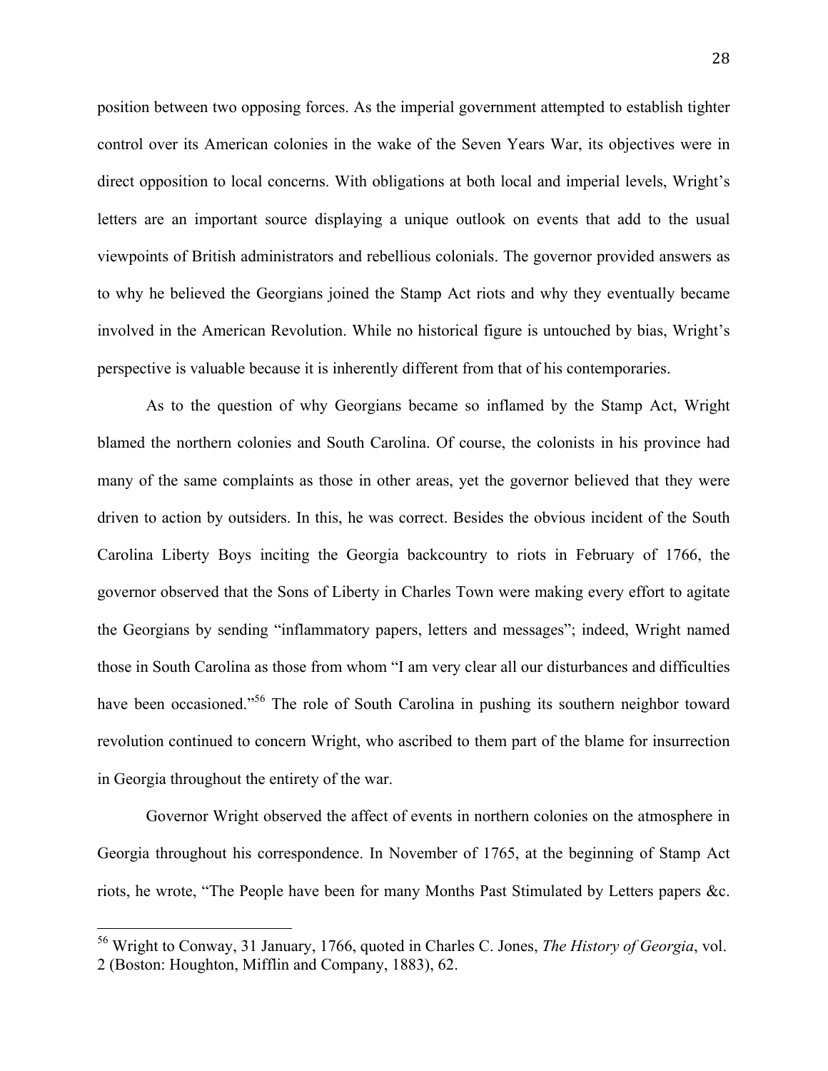position between two opposing forces. As the imperial government attempted to establish tighter control over its American colonies in the wake of the Seven Years War, its objectives were in direct opposition to local concerns. With obligations at both local and imperial levels, Wright's letters are an important source displaying a unique outlook on events that add to the usual viewpoints of British administrators and rebellious colonials. The governor provided answers as to why he believed the Georgians joined the Stamp Act riots and why they eventually became involved in the American Revolution. While no historical figure is untouched by bias, Wright's perspective is valuable because it is inherently different from that of his contemporaries.

As to the question of why Georgians became so inflamed by the Stamp Act, Wright blamed the northern colonies and South Carolina. Of course, the colonists in his province had many of the same complaints as those in other areas, yet the governor believed that they were driven to action by outsiders. In this, he was correct. Besides the obvious incident of the South Carolina Liberty Boys inciting the Georgia backcountry to riots in February of 1766, the governor observed that the Sons of Liberty in Charles Town were making every effort to agitate the Georgians by sending "inflammatory papers, letters and messages"; indeed, Wright named those in South Carolina as those from whom "I am very clear all our disturbances and difficulties have been occasioned."[56] The role of South Carolina in pushing its southern neighbor toward revolution continued to concern Wright, who ascribed to them part of the blame for insurrection in Georgia throughout the entirety of the war.

Governor Wright observed the affect of events in northern colonies on the atmosphere in Georgia throughout his correspondence. In November of 1765, at the beginning of Stamp Act riots, he wrote, "The People have been for many Months Past Stimulated by Letters papers &c.

---

[56] Wright to Conway, 31 January, 1766, quoted in Charles C. Jones, *The History of Georgia*, vol. 2 (Boston: Houghton, Mifflin and Company, 1883), 62.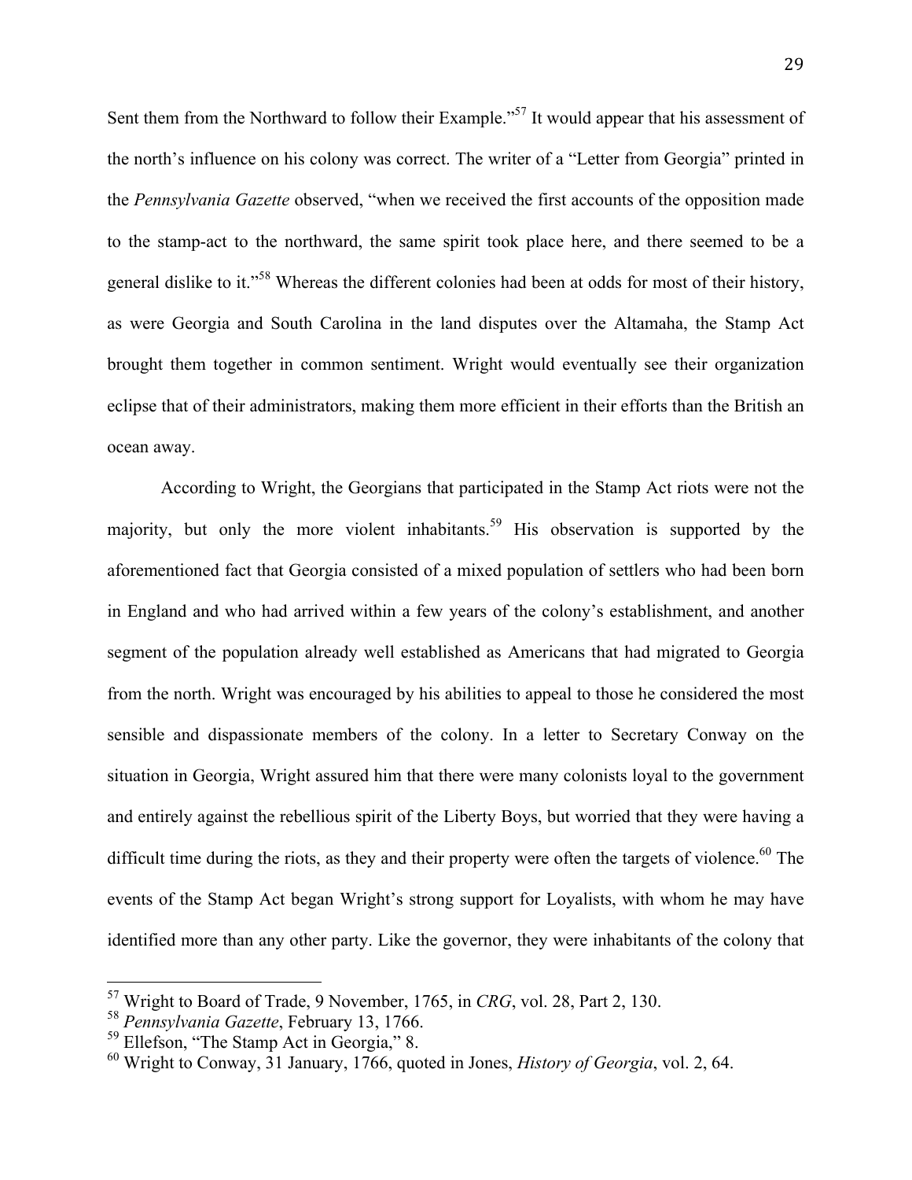Sent them from the Northward to follow their Example."[57] It would appear that his assessment of the north's influence on his colony was correct. The writer of a "Letter from Georgia" printed in the *Pennsylvania Gazette* observed, "when we received the first accounts of the opposition made to the stamp-act to the northward, the same spirit took place here, and there seemed to be a general dislike to it."[58] Whereas the different colonies had been at odds for most of their history, as were Georgia and South Carolina in the land disputes over the Altamaha, the Stamp Act brought them together in common sentiment. Wright would eventually see their organization eclipse that of their administrators, making them more efficient in their efforts than the British an ocean away.

According to Wright, the Georgians that participated in the Stamp Act riots were not the majority, but only the more violent inhabitants.[59] His observation is supported by the aforementioned fact that Georgia consisted of a mixed population of settlers who had been born in England and who had arrived within a few years of the colony's establishment, and another segment of the population already well established as Americans that had migrated to Georgia from the north. Wright was encouraged by his abilities to appeal to those he considered the most sensible and dispassionate members of the colony. In a letter to Secretary Conway on the situation in Georgia, Wright assured him that there were many colonists loyal to the government and entirely against the rebellious spirit of the Liberty Boys, but worried that they were having a difficult time during the riots, as they and their property were often the targets of violence.[60] The events of the Stamp Act began Wright's strong support for Loyalists, with whom he may have identified more than any other party. Like the governor, they were inhabitants of the colony that

[57] Wright to Board of Trade, 9 November, 1765, in *CRG*, vol. 28, Part 2, 130.

[58] *Pennsylvania Gazette*, February 13, 1766.

[59] Ellefson, "The Stamp Act in Georgia," 8.

[60] Wright to Conway, 31 January, 1766, quoted in Jones, *History of Georgia*, vol. 2, 64.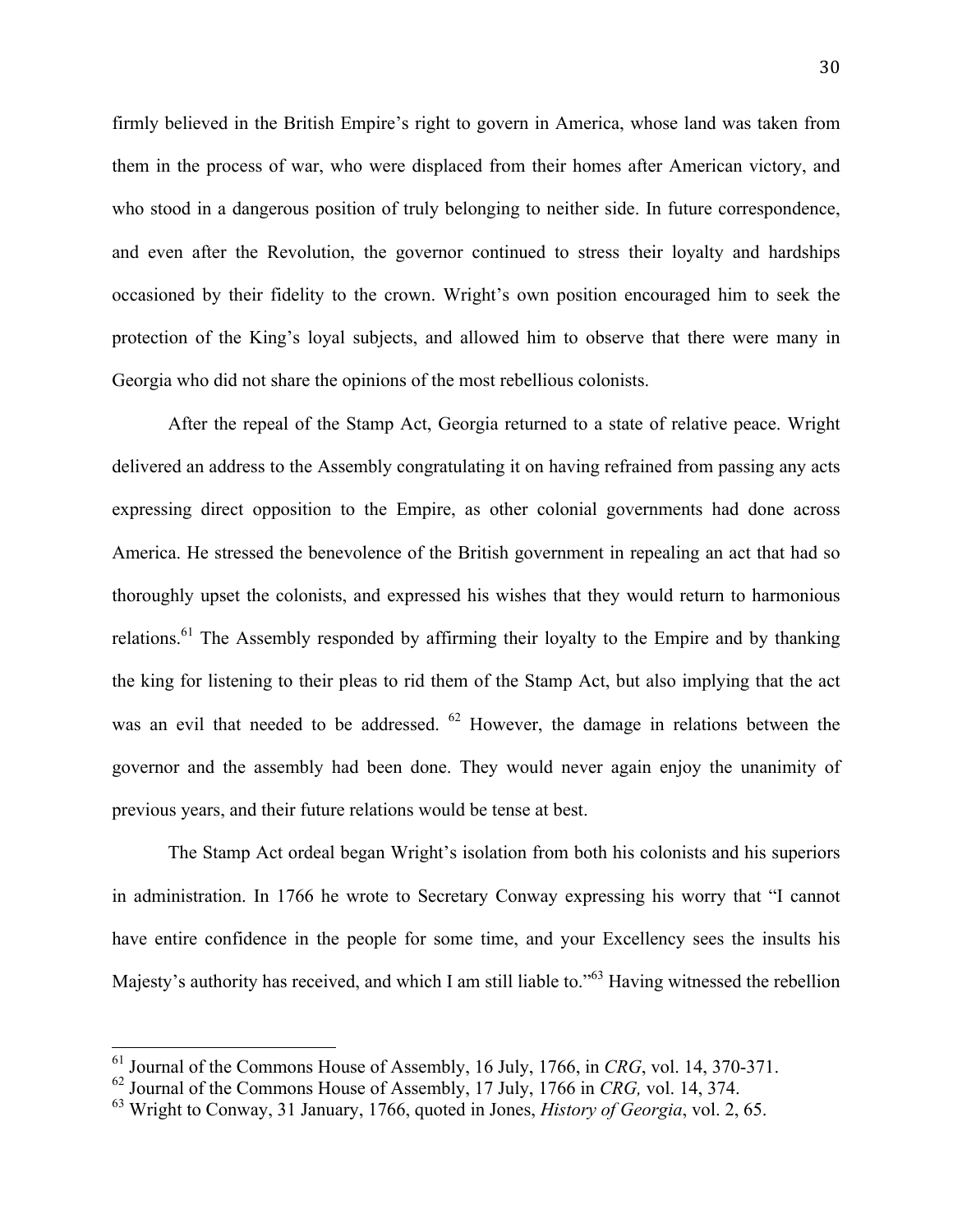firmly believed in the British Empire's right to govern in America, whose land was taken from them in the process of war, who were displaced from their homes after American victory, and who stood in a dangerous position of truly belonging to neither side. In future correspondence, and even after the Revolution, the governor continued to stress their loyalty and hardships occasioned by their fidelity to the crown. Wright's own position encouraged him to seek the protection of the King's loyal subjects, and allowed him to observe that there were many in Georgia who did not share the opinions of the most rebellious colonists.

After the repeal of the Stamp Act, Georgia returned to a state of relative peace. Wright delivered an address to the Assembly congratulating it on having refrained from passing any acts expressing direct opposition to the Empire, as other colonial governments had done across America. He stressed the benevolence of the British government in repealing an act that had so thoroughly upset the colonists, and expressed his wishes that they would return to harmonious relations.[61] The Assembly responded by affirming their loyalty to the Empire and by thanking the king for listening to their pleas to rid them of the Stamp Act, but also implying that the act was an evil that needed to be addressed.[62] However, the damage in relations between the governor and the assembly had been done. They would never again enjoy the unanimity of previous years, and their future relations would be tense at best.

The Stamp Act ordeal began Wright's isolation from both his colonists and his superiors in administration. In 1766 he wrote to Secretary Conway expressing his worry that "I cannot have entire confidence in the people for some time, and your Excellency sees the insults his Majesty's authority has received, and which I am still liable to."[63] Having witnessed the rebellion

---

[61] Journal of the Commons House of Assembly, 16 July, 1766, in *CRG*, vol. 14, 370-371.

[62] Journal of the Commons House of Assembly, 17 July, 1766 in *CRG,* vol. 14, 374.

[63] Wright to Conway, 31 January, 1766, quoted in Jones, *History of Georgia*, vol. 2, 65.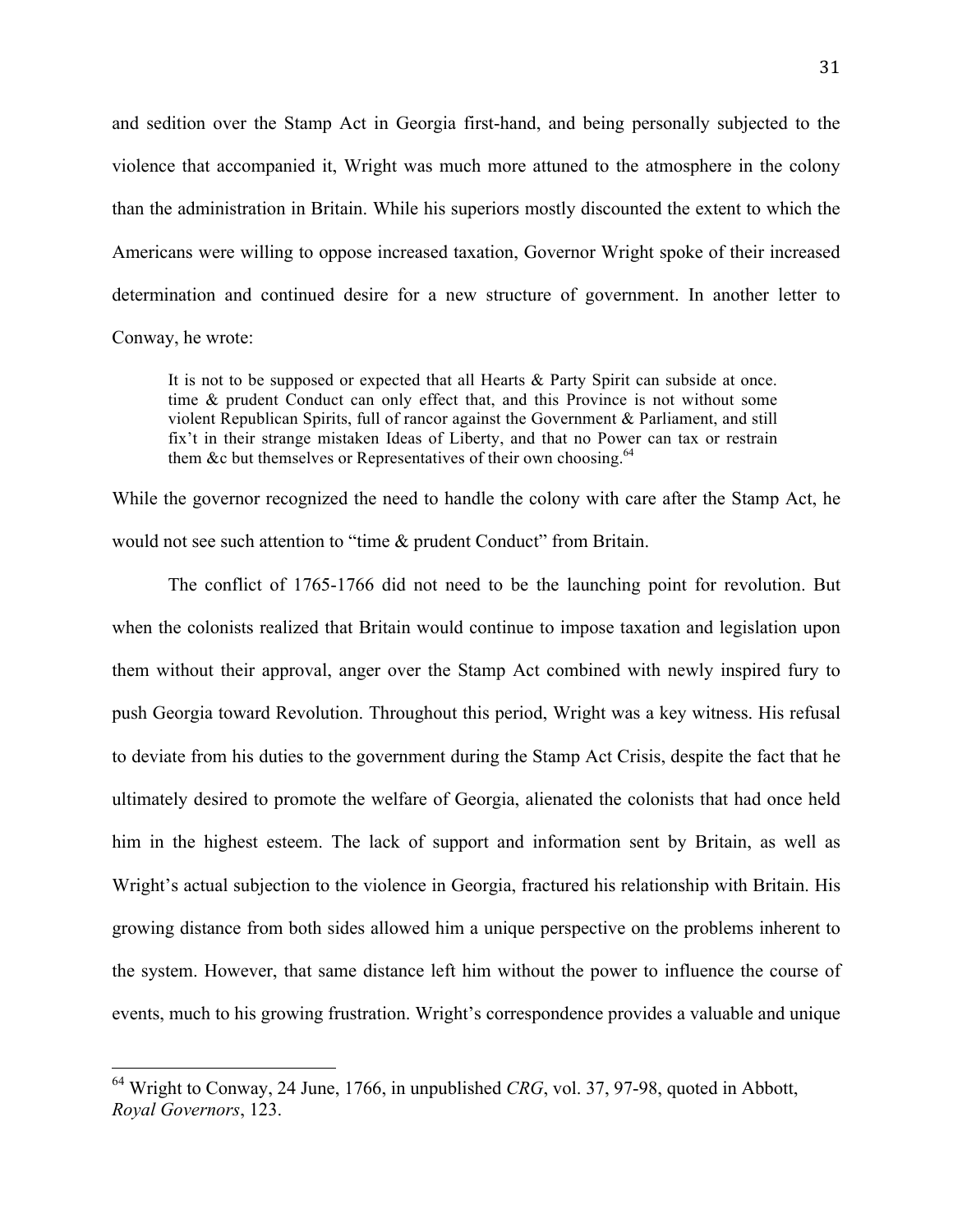and sedition over the Stamp Act in Georgia first-hand, and being personally subjected to the violence that accompanied it, Wright was much more attuned to the atmosphere in the colony than the administration in Britain. While his superiors mostly discounted the extent to which the Americans were willing to oppose increased taxation, Governor Wright spoke of their increased determination and continued desire for a new structure of government. In another letter to Conway, he wrote:

> It is not to be supposed or expected that all Hearts & Party Spirit can subside at once. time & prudent Conduct can only effect that, and this Province is not without some violent Republican Spirits, full of rancor against the Government & Parliament, and still fix't in their strange mistaken Ideas of Liberty, and that no Power can tax or restrain them &c but themselves or Representatives of their own choosing.[64]

While the governor recognized the need to handle the colony with care after the Stamp Act, he would not see such attention to "time & prudent Conduct" from Britain.

The conflict of 1765-1766 did not need to be the launching point for revolution. But when the colonists realized that Britain would continue to impose taxation and legislation upon them without their approval, anger over the Stamp Act combined with newly inspired fury to push Georgia toward Revolution. Throughout this period, Wright was a key witness. His refusal to deviate from his duties to the government during the Stamp Act Crisis, despite the fact that he ultimately desired to promote the welfare of Georgia, alienated the colonists that had once held him in the highest esteem. The lack of support and information sent by Britain, as well as Wright's actual subjection to the violence in Georgia, fractured his relationship with Britain. His growing distance from both sides allowed him a unique perspective on the problems inherent to the system. However, that same distance left him without the power to influence the course of events, much to his growing frustration. Wright's correspondence provides a valuable and unique

---

[64] Wright to Conway, 24 June, 1766, in unpublished *CRG*, vol. 37, 97-98, quoted in Abbott, *Royal Governors*, 123.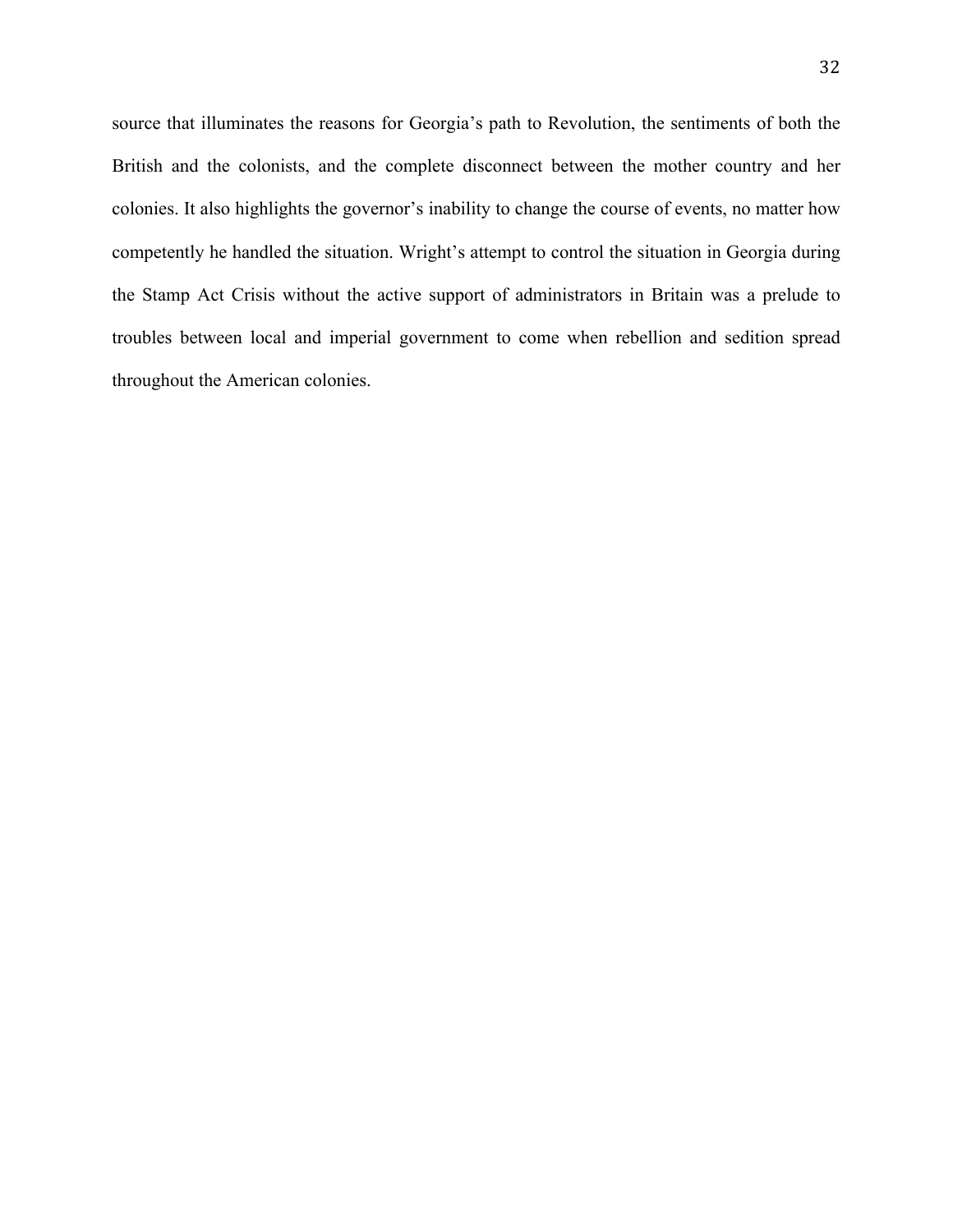source that illuminates the reasons for Georgia's path to Revolution, the sentiments of both the British and the colonists, and the complete disconnect between the mother country and her colonies. It also highlights the governor's inability to change the course of events, no matter how competently he handled the situation. Wright's attempt to control the situation in Georgia during the Stamp Act Crisis without the active support of administrators in Britain was a prelude to troubles between local and imperial government to come when rebellion and sedition spread throughout the American colonies.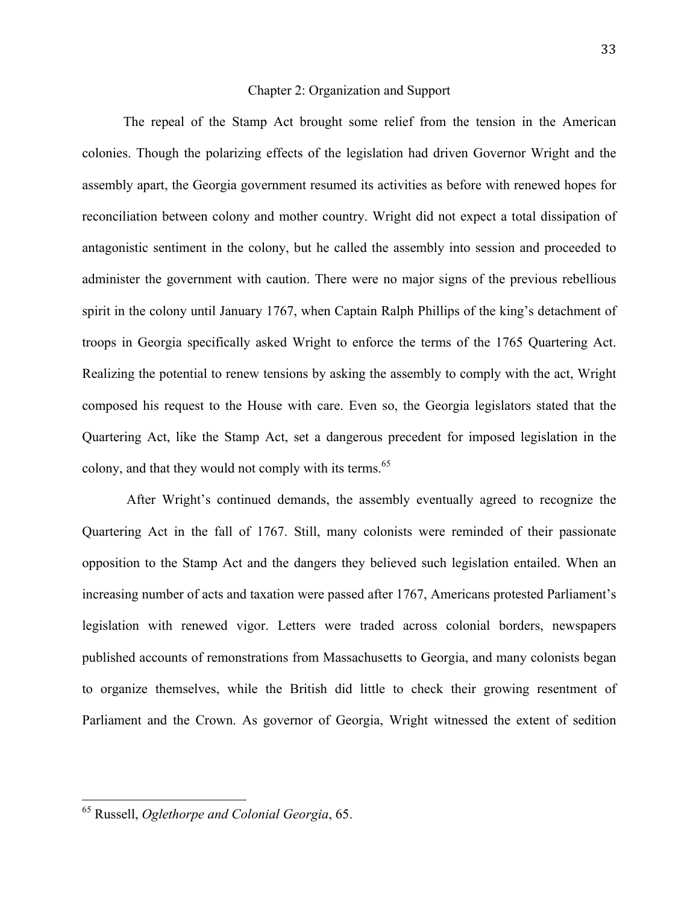## Chapter 2: Organization and Support

The repeal of the Stamp Act brought some relief from the tension in the American colonies. Though the polarizing effects of the legislation had driven Governor Wright and the assembly apart, the Georgia government resumed its activities as before with renewed hopes for reconciliation between colony and mother country. Wright did not expect a total dissipation of antagonistic sentiment in the colony, but he called the assembly into session and proceeded to administer the government with caution. There were no major signs of the previous rebellious spirit in the colony until January 1767, when Captain Ralph Phillips of the king's detachment of troops in Georgia specifically asked Wright to enforce the terms of the 1765 Quartering Act. Realizing the potential to renew tensions by asking the assembly to comply with the act, Wright composed his request to the House with care. Even so, the Georgia legislators stated that the Quartering Act, like the Stamp Act, set a dangerous precedent for imposed legislation in the colony, and that they would not comply with its terms.[65]

After Wright's continued demands, the assembly eventually agreed to recognize the Quartering Act in the fall of 1767. Still, many colonists were reminded of their passionate opposition to the Stamp Act and the dangers they believed such legislation entailed. When an increasing number of acts and taxation were passed after 1767, Americans protested Parliament's legislation with renewed vigor. Letters were traded across colonial borders, newspapers published accounts of remonstrations from Massachusetts to Georgia, and many colonists began to organize themselves, while the British did little to check their growing resentment of Parliament and the Crown. As governor of Georgia, Wright witnessed the extent of sedition

---

[65] Russell, *Oglethorpe and Colonial Georgia*, 65.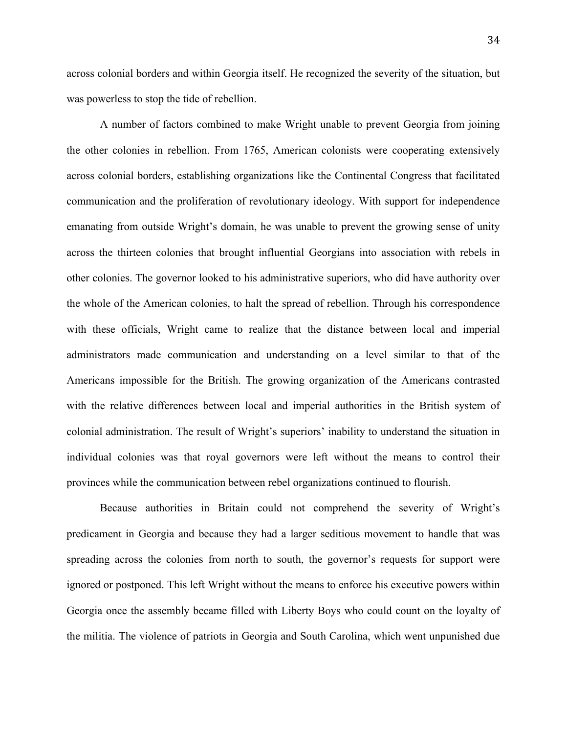across colonial borders and within Georgia itself. He recognized the severity of the situation, but was powerless to stop the tide of rebellion.

A number of factors combined to make Wright unable to prevent Georgia from joining the other colonies in rebellion. From 1765, American colonists were cooperating extensively across colonial borders, establishing organizations like the Continental Congress that facilitated communication and the proliferation of revolutionary ideology. With support for independence emanating from outside Wright's domain, he was unable to prevent the growing sense of unity across the thirteen colonies that brought influential Georgians into association with rebels in other colonies. The governor looked to his administrative superiors, who did have authority over the whole of the American colonies, to halt the spread of rebellion. Through his correspondence with these officials, Wright came to realize that the distance between local and imperial administrators made communication and understanding on a level similar to that of the Americans impossible for the British. The growing organization of the Americans contrasted with the relative differences between local and imperial authorities in the British system of colonial administration. The result of Wright's superiors' inability to understand the situation in individual colonies was that royal governors were left without the means to control their provinces while the communication between rebel organizations continued to flourish.

Because authorities in Britain could not comprehend the severity of Wright's predicament in Georgia and because they had a larger seditious movement to handle that was spreading across the colonies from north to south, the governor's requests for support were ignored or postponed. This left Wright without the means to enforce his executive powers within Georgia once the assembly became filled with Liberty Boys who could count on the loyalty of the militia. The violence of patriots in Georgia and South Carolina, which went unpunished due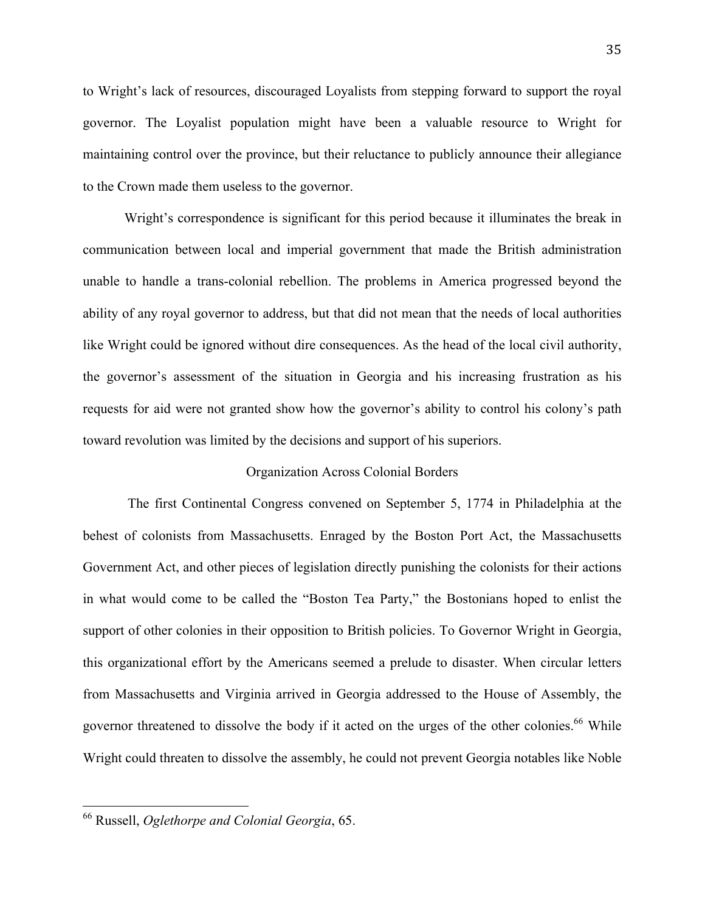to Wright's lack of resources, discouraged Loyalists from stepping forward to support the royal governor. The Loyalist population might have been a valuable resource to Wright for maintaining control over the province, but their reluctance to publicly announce their allegiance to the Crown made them useless to the governor.

Wright's correspondence is significant for this period because it illuminates the break in communication between local and imperial government that made the British administration unable to handle a trans-colonial rebellion. The problems in America progressed beyond the ability of any royal governor to address, but that did not mean that the needs of local authorities like Wright could be ignored without dire consequences. As the head of the local civil authority, the governor's assessment of the situation in Georgia and his increasing frustration as his requests for aid were not granted show how the governor's ability to control his colony's path toward revolution was limited by the decisions and support of his superiors.

## Organization Across Colonial Borders

The first Continental Congress convened on September 5, 1774 in Philadelphia at the behest of colonists from Massachusetts. Enraged by the Boston Port Act, the Massachusetts Government Act, and other pieces of legislation directly punishing the colonists for their actions in what would come to be called the "Boston Tea Party," the Bostonians hoped to enlist the support of other colonies in their opposition to British policies. To Governor Wright in Georgia, this organizational effort by the Americans seemed a prelude to disaster. When circular letters from Massachusetts and Virginia arrived in Georgia addressed to the House of Assembly, the governor threatened to dissolve the body if it acted on the urges of the other colonies.[66] While Wright could threaten to dissolve the assembly, he could not prevent Georgia notables like Noble

[66] Russell, *Oglethorpe and Colonial Georgia*, 65.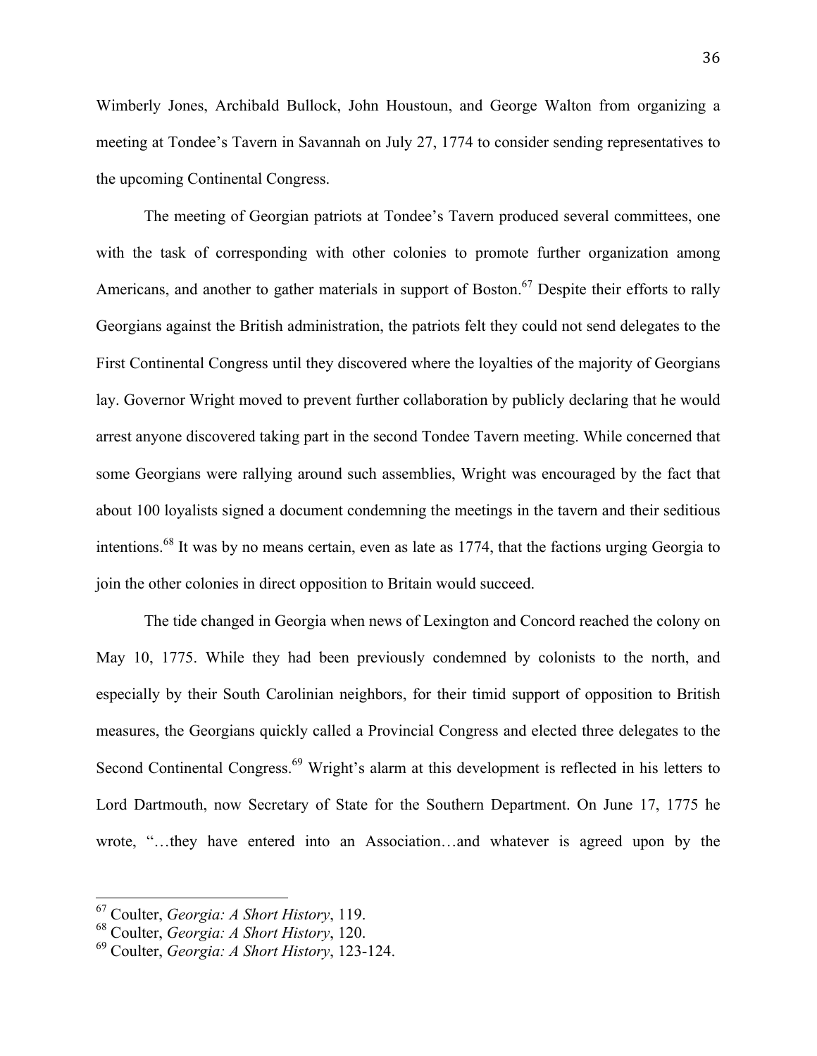Wimberly Jones, Archibald Bullock, John Houstoun, and George Walton from organizing a meeting at Tondee's Tavern in Savannah on July 27, 1774 to consider sending representatives to the upcoming Continental Congress.

The meeting of Georgian patriots at Tondee's Tavern produced several committees, one with the task of corresponding with other colonies to promote further organization among Americans, and another to gather materials in support of Boston.[67] Despite their efforts to rally Georgians against the British administration, the patriots felt they could not send delegates to the First Continental Congress until they discovered where the loyalties of the majority of Georgians lay. Governor Wright moved to prevent further collaboration by publicly declaring that he would arrest anyone discovered taking part in the second Tondee Tavern meeting. While concerned that some Georgians were rallying around such assemblies, Wright was encouraged by the fact that about 100 loyalists signed a document condemning the meetings in the tavern and their seditious intentions.[68] It was by no means certain, even as late as 1774, that the factions urging Georgia to join the other colonies in direct opposition to Britain would succeed.

The tide changed in Georgia when news of Lexington and Concord reached the colony on May 10, 1775. While they had been previously condemned by colonists to the north, and especially by their South Carolinian neighbors, for their timid support of opposition to British measures, the Georgians quickly called a Provincial Congress and elected three delegates to the Second Continental Congress.[69] Wright's alarm at this development is reflected in his letters to Lord Dartmouth, now Secretary of State for the Southern Department. On June 17, 1775 he wrote, "…they have entered into an Association…and whatever is agreed upon by the

---

[67] Coulter, *Georgia: A Short History*, 119.

[68] Coulter, *Georgia: A Short History*, 120.

[69] Coulter, *Georgia: A Short History*, 123-124.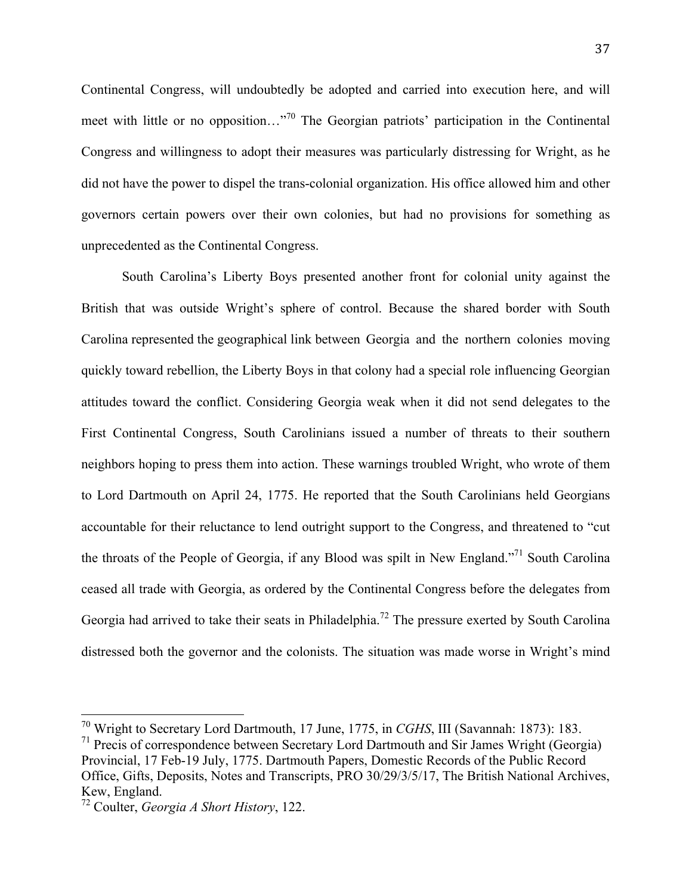Continental Congress, will undoubtedly be adopted and carried into execution here, and will meet with little or no opposition…"[70] The Georgian patriots' participation in the Continental Congress and willingness to adopt their measures was particularly distressing for Wright, as he did not have the power to dispel the trans-colonial organization. His office allowed him and other governors certain powers over their own colonies, but had no provisions for something as unprecedented as the Continental Congress.

South Carolina's Liberty Boys presented another front for colonial unity against the British that was outside Wright's sphere of control. Because the shared border with South Carolina represented the geographical link between Georgia and the northern colonies moving quickly toward rebellion, the Liberty Boys in that colony had a special role influencing Georgian attitudes toward the conflict. Considering Georgia weak when it did not send delegates to the First Continental Congress, South Carolinians issued a number of threats to their southern neighbors hoping to press them into action. These warnings troubled Wright, who wrote of them to Lord Dartmouth on April 24, 1775. He reported that the South Carolinians held Georgians accountable for their reluctance to lend outright support to the Congress, and threatened to "cut the throats of the People of Georgia, if any Blood was spilt in New England."[71] South Carolina ceased all trade with Georgia, as ordered by the Continental Congress before the delegates from Georgia had arrived to take their seats in Philadelphia.[72] The pressure exerted by South Carolina distressed both the governor and the colonists. The situation was made worse in Wright's mind

---

[70] Wright to Secretary Lord Dartmouth, 17 June, 1775, in *CGHS*, III (Savannah: 1873): 183.

[71] Precis of correspondence between Secretary Lord Dartmouth and Sir James Wright (Georgia) Provincial, 17 Feb-19 July, 1775. Dartmouth Papers, Domestic Records of the Public Record Office, Gifts, Deposits, Notes and Transcripts, PRO 30/29/3/5/17, The British National Archives, Kew, England.

[72] Coulter, *Georgia A Short History*, 122.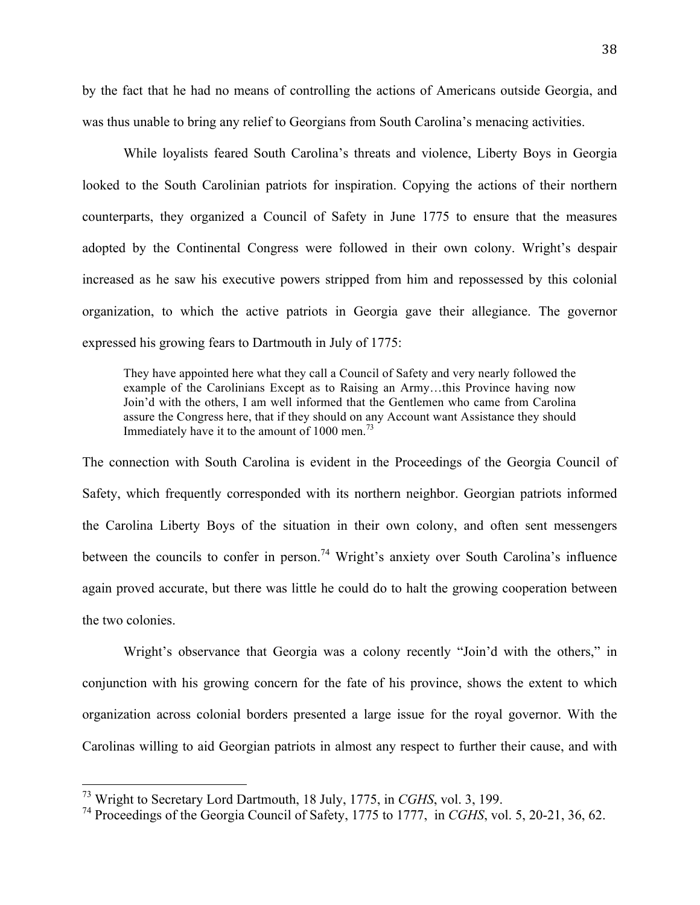by the fact that he had no means of controlling the actions of Americans outside Georgia, and was thus unable to bring any relief to Georgians from South Carolina's menacing activities.

While loyalists feared South Carolina's threats and violence, Liberty Boys in Georgia looked to the South Carolinian patriots for inspiration. Copying the actions of their northern counterparts, they organized a Council of Safety in June 1775 to ensure that the measures adopted by the Continental Congress were followed in their own colony. Wright's despair increased as he saw his executive powers stripped from him and repossessed by this colonial organization, to which the active patriots in Georgia gave their allegiance. The governor expressed his growing fears to Dartmouth in July of 1775:

> They have appointed here what they call a Council of Safety and very nearly followed the example of the Carolinians Except as to Raising an Army…this Province having now Join'd with the others, I am well informed that the Gentlemen who came from Carolina assure the Congress here, that if they should on any Account want Assistance they should Immediately have it to the amount of 1000 men.[73]

The connection with South Carolina is evident in the Proceedings of the Georgia Council of Safety, which frequently corresponded with its northern neighbor. Georgian patriots informed the Carolina Liberty Boys of the situation in their own colony, and often sent messengers between the councils to confer in person.[74] Wright's anxiety over South Carolina's influence again proved accurate, but there was little he could do to halt the growing cooperation between the two colonies.

Wright's observance that Georgia was a colony recently "Join'd with the others," in conjunction with his growing concern for the fate of his province, shows the extent to which organization across colonial borders presented a large issue for the royal governor. With the Carolinas willing to aid Georgian patriots in almost any respect to further their cause, and with

---

[73] Wright to Secretary Lord Dartmouth, 18 July, 1775, in *CGHS*, vol. 3, 199.

[74] Proceedings of the Georgia Council of Safety, 1775 to 1777, in *CGHS*, vol. 5, 20-21, 36, 62.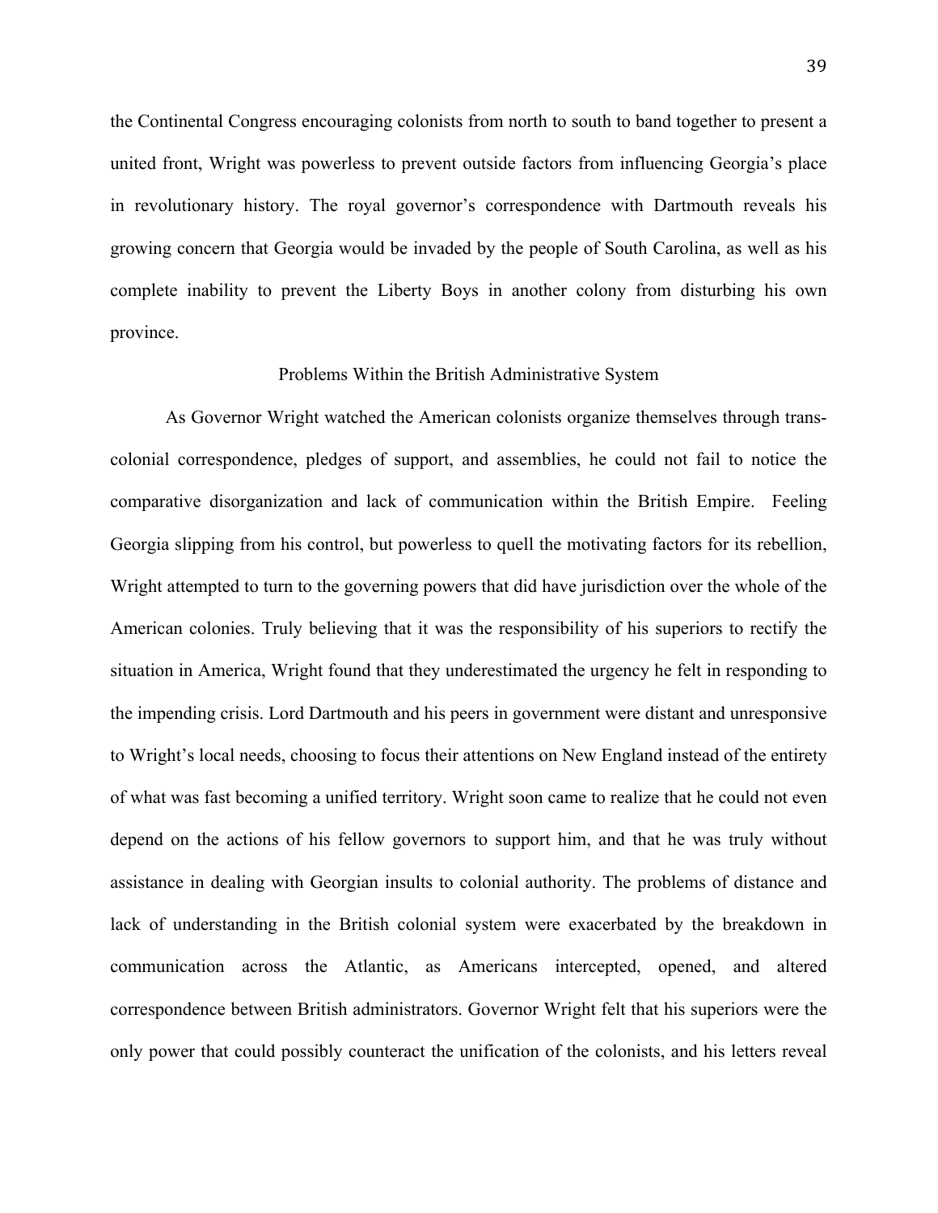the Continental Congress encouraging colonists from north to south to band together to present a united front, Wright was powerless to prevent outside factors from influencing Georgia's place in revolutionary history. The royal governor's correspondence with Dartmouth reveals his growing concern that Georgia would be invaded by the people of South Carolina, as well as his complete inability to prevent the Liberty Boys in another colony from disturbing his own province.

## Problems Within the British Administrative System

As Governor Wright watched the American colonists organize themselves through trans-colonial correspondence, pledges of support, and assemblies, he could not fail to notice the comparative disorganization and lack of communication within the British Empire. Feeling Georgia slipping from his control, but powerless to quell the motivating factors for its rebellion, Wright attempted to turn to the governing powers that did have jurisdiction over the whole of the American colonies. Truly believing that it was the responsibility of his superiors to rectify the situation in America, Wright found that they underestimated the urgency he felt in responding to the impending crisis. Lord Dartmouth and his peers in government were distant and unresponsive to Wright's local needs, choosing to focus their attentions on New England instead of the entirety of what was fast becoming a unified territory. Wright soon came to realize that he could not even depend on the actions of his fellow governors to support him, and that he was truly without assistance in dealing with Georgian insults to colonial authority. The problems of distance and lack of understanding in the British colonial system were exacerbated by the breakdown in communication across the Atlantic, as Americans intercepted, opened, and altered correspondence between British administrators. Governor Wright felt that his superiors were the only power that could possibly counteract the unification of the colonists, and his letters reveal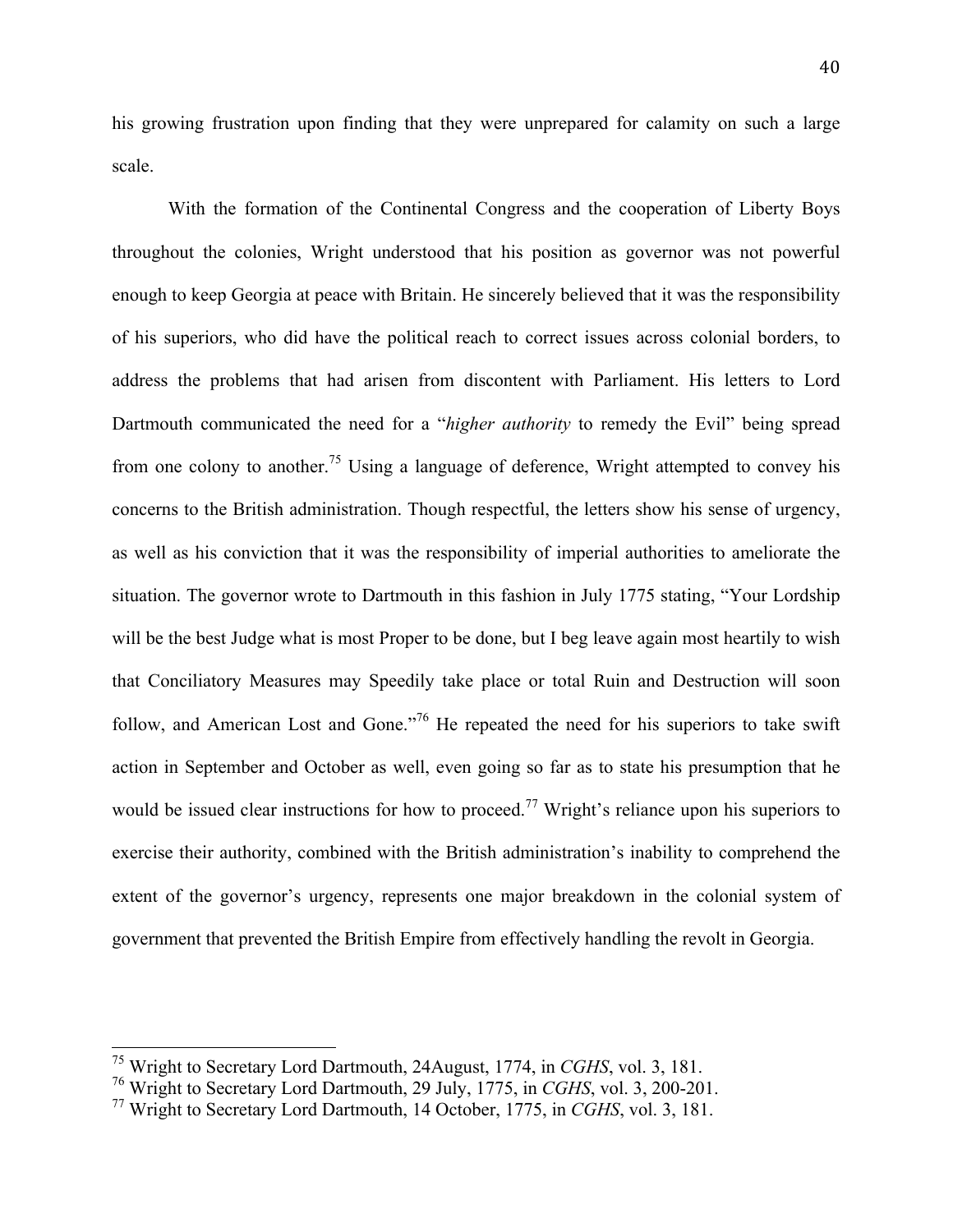his growing frustration upon finding that they were unprepared for calamity on such a large scale.

With the formation of the Continental Congress and the cooperation of Liberty Boys throughout the colonies, Wright understood that his position as governor was not powerful enough to keep Georgia at peace with Britain. He sincerely believed that it was the responsibility of his superiors, who did have the political reach to correct issues across colonial borders, to address the problems that had arisen from discontent with Parliament. His letters to Lord Dartmouth communicated the need for a "*higher authority* to remedy the Evil" being spread from one colony to another.[75] Using a language of deference, Wright attempted to convey his concerns to the British administration. Though respectful, the letters show his sense of urgency, as well as his conviction that it was the responsibility of imperial authorities to ameliorate the situation. The governor wrote to Dartmouth in this fashion in July 1775 stating, "Your Lordship will be the best Judge what is most Proper to be done, but I beg leave again most heartily to wish that Conciliatory Measures may Speedily take place or total Ruin and Destruction will soon follow, and American Lost and Gone."[76] He repeated the need for his superiors to take swift action in September and October as well, even going so far as to state his presumption that he would be issued clear instructions for how to proceed.[77] Wright's reliance upon his superiors to exercise their authority, combined with the British administration's inability to comprehend the extent of the governor's urgency, represents one major breakdown in the colonial system of government that prevented the British Empire from effectively handling the revolt in Georgia.

---

[75] Wright to Secretary Lord Dartmouth, 24August, 1774, in *CGHS*, vol. 3, 181.

[76] Wright to Secretary Lord Dartmouth, 29 July, 1775, in *CGHS*, vol. 3, 200-201.

[77] Wright to Secretary Lord Dartmouth, 14 October, 1775, in *CGHS*, vol. 3, 181.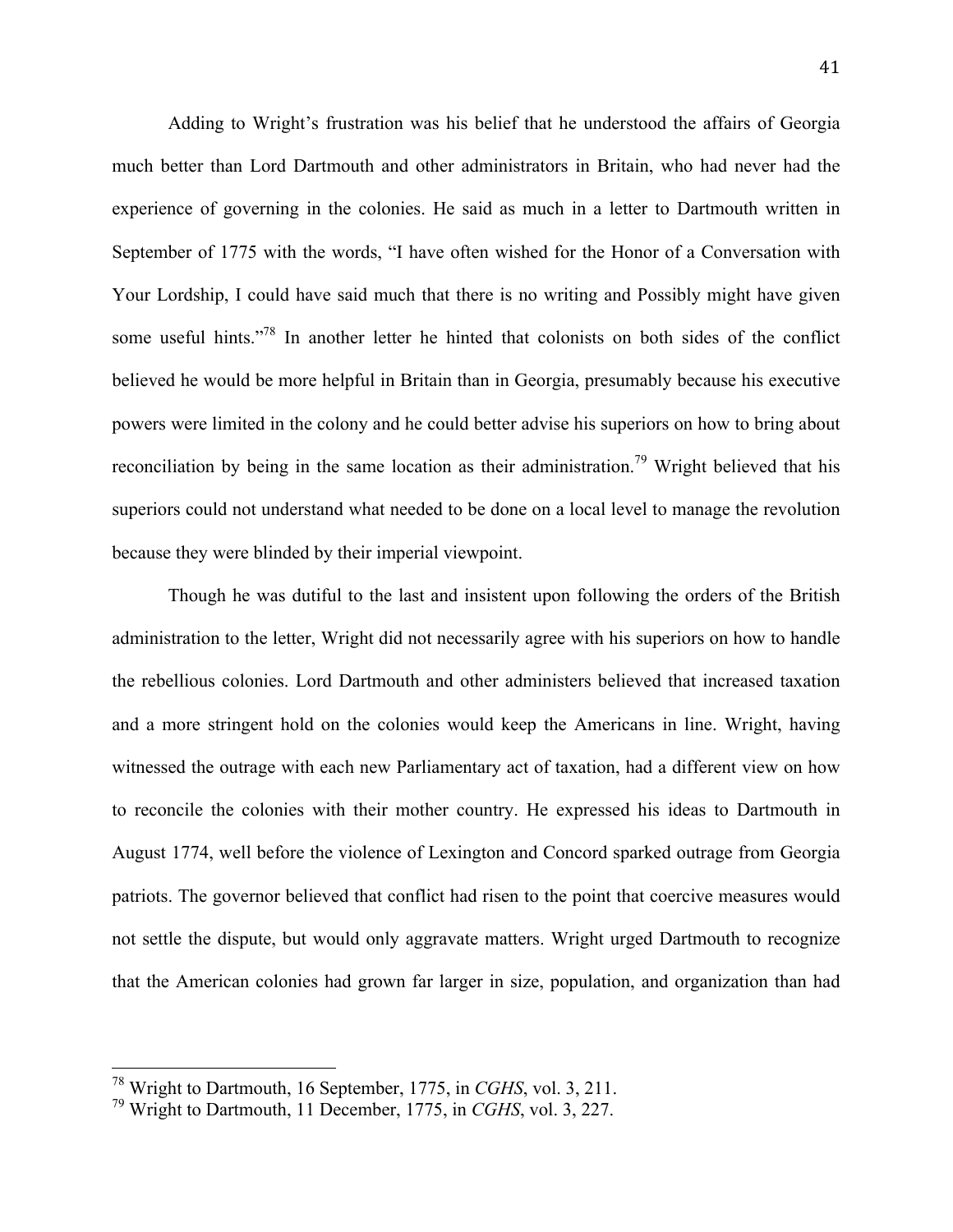Adding to Wright's frustration was his belief that he understood the affairs of Georgia much better than Lord Dartmouth and other administrators in Britain, who had never had the experience of governing in the colonies. He said as much in a letter to Dartmouth written in September of 1775 with the words, "I have often wished for the Honor of a Conversation with Your Lordship, I could have said much that there is no writing and Possibly might have given some useful hints."[78] In another letter he hinted that colonists on both sides of the conflict believed he would be more helpful in Britain than in Georgia, presumably because his executive powers were limited in the colony and he could better advise his superiors on how to bring about reconciliation by being in the same location as their administration.[79] Wright believed that his superiors could not understand what needed to be done on a local level to manage the revolution because they were blinded by their imperial viewpoint.

Though he was dutiful to the last and insistent upon following the orders of the British administration to the letter, Wright did not necessarily agree with his superiors on how to handle the rebellious colonies. Lord Dartmouth and other administers believed that increased taxation and a more stringent hold on the colonies would keep the Americans in line. Wright, having witnessed the outrage with each new Parliamentary act of taxation, had a different view on how to reconcile the colonies with their mother country. He expressed his ideas to Dartmouth in August 1774, well before the violence of Lexington and Concord sparked outrage from Georgia patriots. The governor believed that conflict had risen to the point that coercive measures would not settle the dispute, but would only aggravate matters. Wright urged Dartmouth to recognize that the American colonies had grown far larger in size, population, and organization than had

---

[78] Wright to Dartmouth, 16 September, 1775, in *CGHS*, vol. 3, 211.

[79] Wright to Dartmouth, 11 December, 1775, in *CGHS*, vol. 3, 227.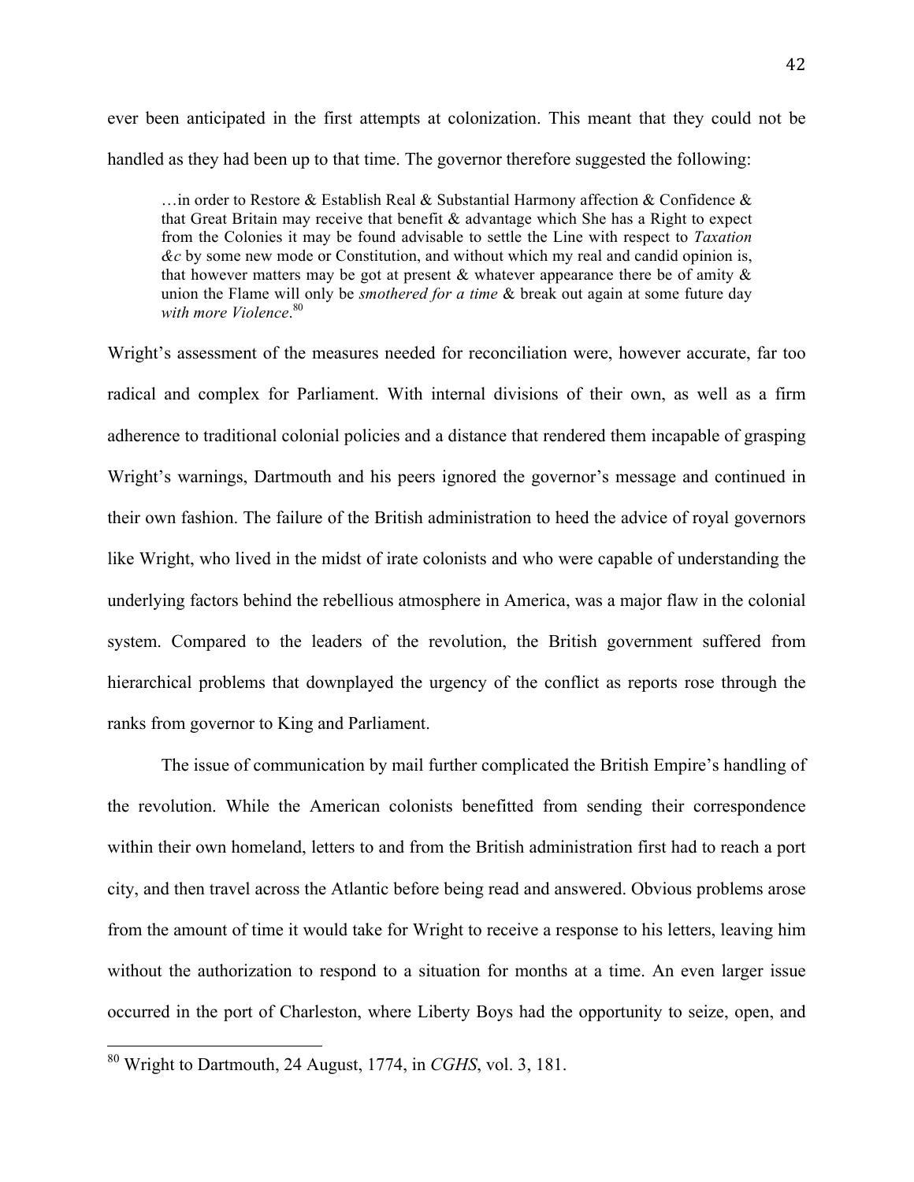ever been anticipated in the first attempts at colonization. This meant that they could not be handled as they had been up to that time. The governor therefore suggested the following:

> …in order to Restore & Establish Real & Substantial Harmony affection & Confidence & that Great Britain may receive that benefit & advantage which She has a Right to expect from the Colonies it may be found advisable to settle the Line with respect to *Taxation &c* by some new mode or Constitution, and without which my real and candid opinion is, that however matters may be got at present & whatever appearance there be of amity & union the Flame will only be *smothered for a time* & break out again at some future day *with more Violence*.[80]

Wright's assessment of the measures needed for reconciliation were, however accurate, far too radical and complex for Parliament. With internal divisions of their own, as well as a firm adherence to traditional colonial policies and a distance that rendered them incapable of grasping Wright's warnings, Dartmouth and his peers ignored the governor's message and continued in their own fashion. The failure of the British administration to heed the advice of royal governors like Wright, who lived in the midst of irate colonists and who were capable of understanding the underlying factors behind the rebellious atmosphere in America, was a major flaw in the colonial system. Compared to the leaders of the revolution, the British government suffered from hierarchical problems that downplayed the urgency of the conflict as reports rose through the ranks from governor to King and Parliament.

The issue of communication by mail further complicated the British Empire's handling of the revolution. While the American colonists benefitted from sending their correspondence within their own homeland, letters to and from the British administration first had to reach a port city, and then travel across the Atlantic before being read and answered. Obvious problems arose from the amount of time it would take for Wright to receive a response to his letters, leaving him without the authorization to respond to a situation for months at a time. An even larger issue occurred in the port of Charleston, where Liberty Boys had the opportunity to seize, open, and

---

[80] Wright to Dartmouth, 24 August, 1774, in *CGHS*, vol. 3, 181.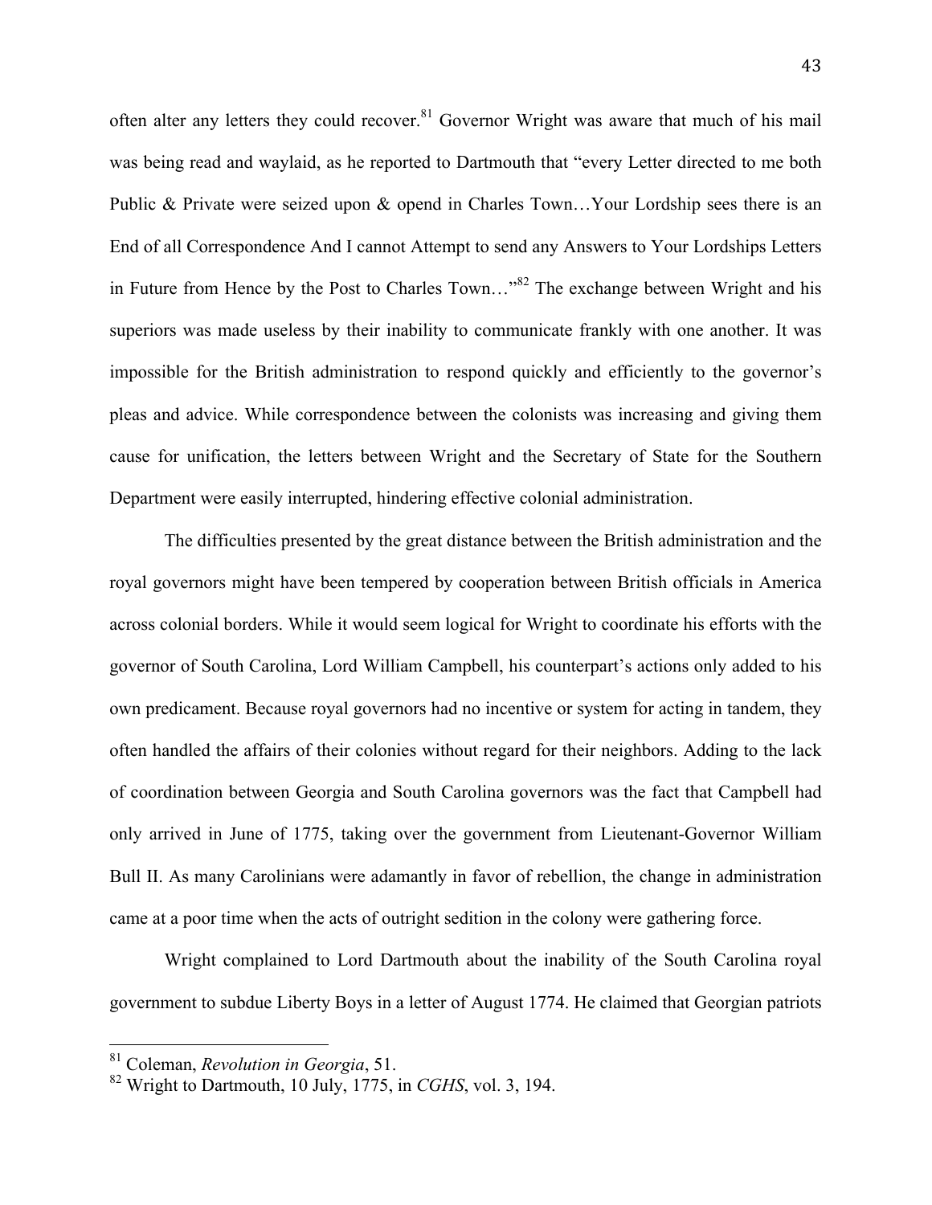often alter any letters they could recover.[81] Governor Wright was aware that much of his mail was being read and waylaid, as he reported to Dartmouth that "every Letter directed to me both Public & Private were seized upon & opend in Charles Town…Your Lordship sees there is an End of all Correspondence And I cannot Attempt to send any Answers to Your Lordships Letters in Future from Hence by the Post to Charles Town…"[82] The exchange between Wright and his superiors was made useless by their inability to communicate frankly with one another. It was impossible for the British administration to respond quickly and efficiently to the governor's pleas and advice. While correspondence between the colonists was increasing and giving them cause for unification, the letters between Wright and the Secretary of State for the Southern Department were easily interrupted, hindering effective colonial administration.

The difficulties presented by the great distance between the British administration and the royal governors might have been tempered by cooperation between British officials in America across colonial borders. While it would seem logical for Wright to coordinate his efforts with the governor of South Carolina, Lord William Campbell, his counterpart's actions only added to his own predicament. Because royal governors had no incentive or system for acting in tandem, they often handled the affairs of their colonies without regard for their neighbors. Adding to the lack of coordination between Georgia and South Carolina governors was the fact that Campbell had only arrived in June of 1775, taking over the government from Lieutenant-Governor William Bull II. As many Carolinians were adamantly in favor of rebellion, the change in administration came at a poor time when the acts of outright sedition in the colony were gathering force.

Wright complained to Lord Dartmouth about the inability of the South Carolina royal government to subdue Liberty Boys in a letter of August 1774. He claimed that Georgian patriots

---

[81] Coleman, *Revolution in Georgia*, 51.

[82] Wright to Dartmouth, 10 July, 1775, in *CGHS*, vol. 3, 194.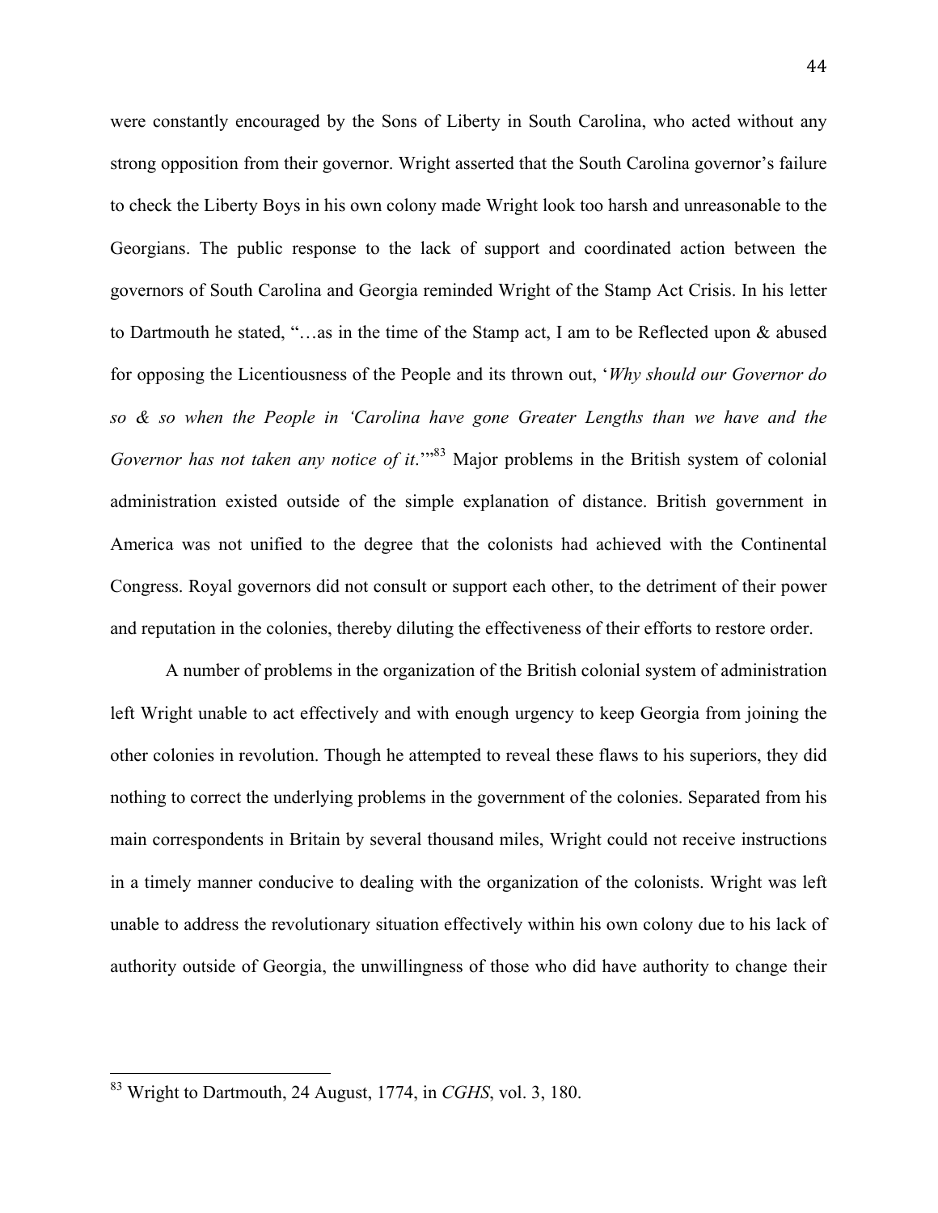were constantly encouraged by the Sons of Liberty in South Carolina, who acted without any strong opposition from their governor. Wright asserted that the South Carolina governor's failure to check the Liberty Boys in his own colony made Wright look too harsh and unreasonable to the Georgians. The public response to the lack of support and coordinated action between the governors of South Carolina and Georgia reminded Wright of the Stamp Act Crisis. In his letter to Dartmouth he stated, "…as in the time of the Stamp act, I am to be Reflected upon & abused for opposing the Licentiousness of the People and its thrown out, '*Why should our Governor do so & so when the People in 'Carolina have gone Greater Lengths than we have and the Governor has not taken any notice of it*.'"[83] Major problems in the British system of colonial administration existed outside of the simple explanation of distance. British government in America was not unified to the degree that the colonists had achieved with the Continental Congress. Royal governors did not consult or support each other, to the detriment of their power and reputation in the colonies, thereby diluting the effectiveness of their efforts to restore order.

A number of problems in the organization of the British colonial system of administration left Wright unable to act effectively and with enough urgency to keep Georgia from joining the other colonies in revolution. Though he attempted to reveal these flaws to his superiors, they did nothing to correct the underlying problems in the government of the colonies. Separated from his main correspondents in Britain by several thousand miles, Wright could not receive instructions in a timely manner conducive to dealing with the organization of the colonists. Wright was left unable to address the revolutionary situation effectively within his own colony due to his lack of authority outside of Georgia, the unwillingness of those who did have authority to change their

---

[83] Wright to Dartmouth, 24 August, 1774, in *CGHS*, vol. 3, 180.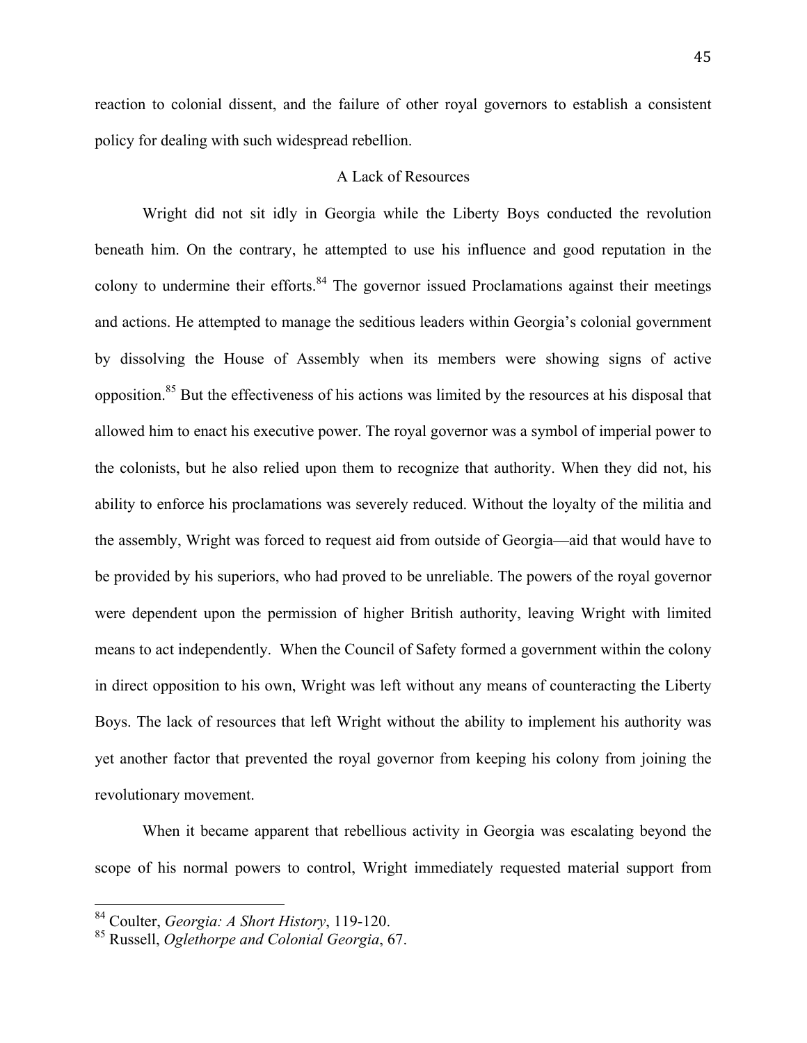reaction to colonial dissent, and the failure of other royal governors to establish a consistent policy for dealing with such widespread rebellion.

## A Lack of Resources

Wright did not sit idly in Georgia while the Liberty Boys conducted the revolution beneath him. On the contrary, he attempted to use his influence and good reputation in the colony to undermine their efforts.[84] The governor issued Proclamations against their meetings and actions. He attempted to manage the seditious leaders within Georgia's colonial government by dissolving the House of Assembly when its members were showing signs of active opposition.[85] But the effectiveness of his actions was limited by the resources at his disposal that allowed him to enact his executive power. The royal governor was a symbol of imperial power to the colonists, but he also relied upon them to recognize that authority. When they did not, his ability to enforce his proclamations was severely reduced. Without the loyalty of the militia and the assembly, Wright was forced to request aid from outside of Georgia—aid that would have to be provided by his superiors, who had proved to be unreliable. The powers of the royal governor were dependent upon the permission of higher British authority, leaving Wright with limited means to act independently. When the Council of Safety formed a government within the colony in direct opposition to his own, Wright was left without any means of counteracting the Liberty Boys. The lack of resources that left Wright without the ability to implement his authority was yet another factor that prevented the royal governor from keeping his colony from joining the revolutionary movement.

When it became apparent that rebellious activity in Georgia was escalating beyond the scope of his normal powers to control, Wright immediately requested material support from

---

[84] Coulter, *Georgia: A Short History*, 119-120.

[85] Russell, *Oglethorpe and Colonial Georgia*, 67.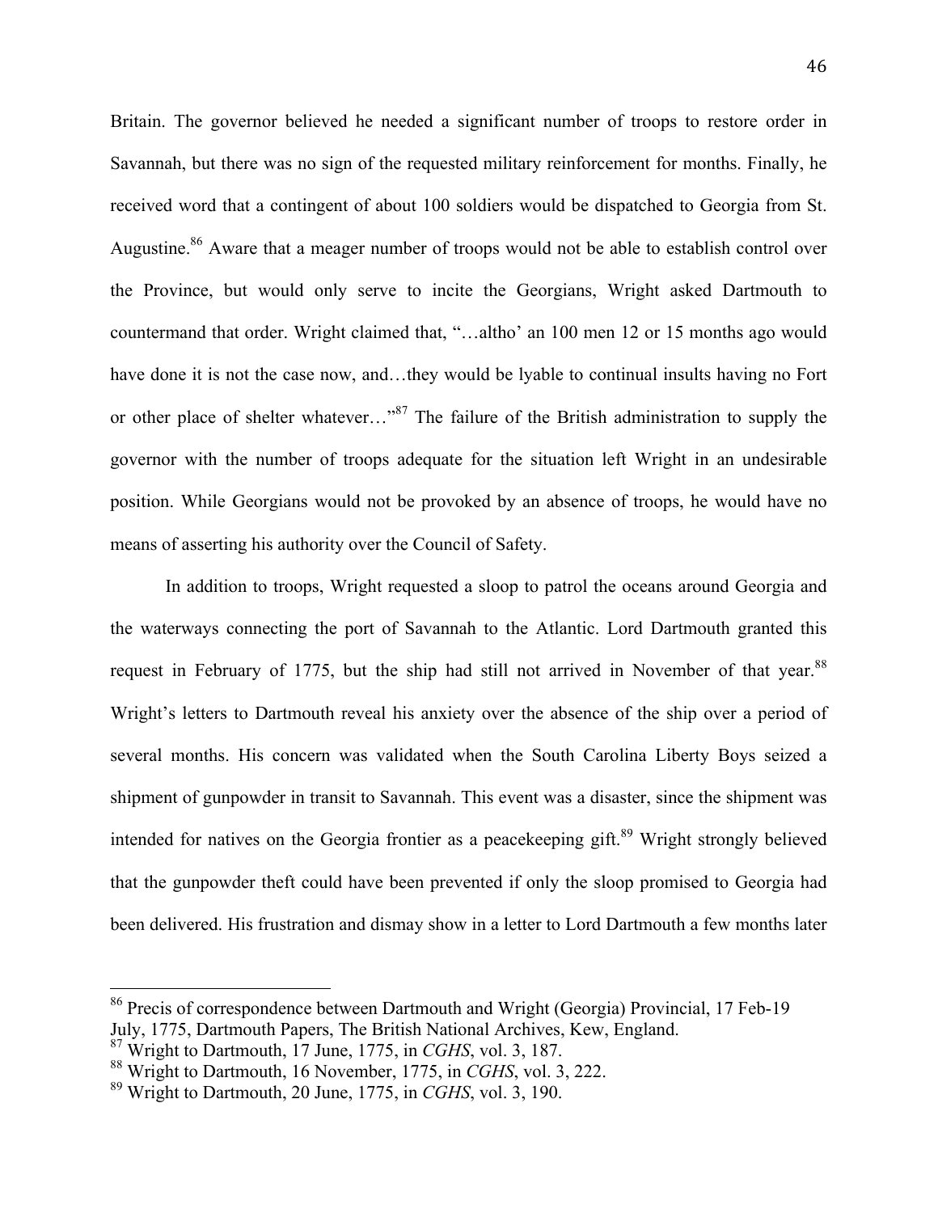Britain. The governor believed he needed a significant number of troops to restore order in Savannah, but there was no sign of the requested military reinforcement for months. Finally, he received word that a contingent of about 100 soldiers would be dispatched to Georgia from St. Augustine.[86] Aware that a meager number of troops would not be able to establish control over the Province, but would only serve to incite the Georgians, Wright asked Dartmouth to countermand that order. Wright claimed that, "…altho' an 100 men 12 or 15 months ago would have done it is not the case now, and…they would be lyable to continual insults having no Fort or other place of shelter whatever…"[87] The failure of the British administration to supply the governor with the number of troops adequate for the situation left Wright in an undesirable position. While Georgians would not be provoked by an absence of troops, he would have no means of asserting his authority over the Council of Safety.

In addition to troops, Wright requested a sloop to patrol the oceans around Georgia and the waterways connecting the port of Savannah to the Atlantic. Lord Dartmouth granted this request in February of 1775, but the ship had still not arrived in November of that year.[88] Wright's letters to Dartmouth reveal his anxiety over the absence of the ship over a period of several months. His concern was validated when the South Carolina Liberty Boys seized a shipment of gunpowder in transit to Savannah. This event was a disaster, since the shipment was intended for natives on the Georgia frontier as a peacekeeping gift.[89] Wright strongly believed that the gunpowder theft could have been prevented if only the sloop promised to Georgia had been delivered. His frustration and dismay show in a letter to Lord Dartmouth a few months later

---

[86] Precis of correspondence between Dartmouth and Wright (Georgia) Provincial, 17 Feb-19 July, 1775, Dartmouth Papers, The British National Archives, Kew, England.

[87] Wright to Dartmouth, 17 June, 1775, in *CGHS*, vol. 3, 187.

[88] Wright to Dartmouth, 16 November, 1775, in *CGHS*, vol. 3, 222.

[89] Wright to Dartmouth, 20 June, 1775, in *CGHS*, vol. 3, 190.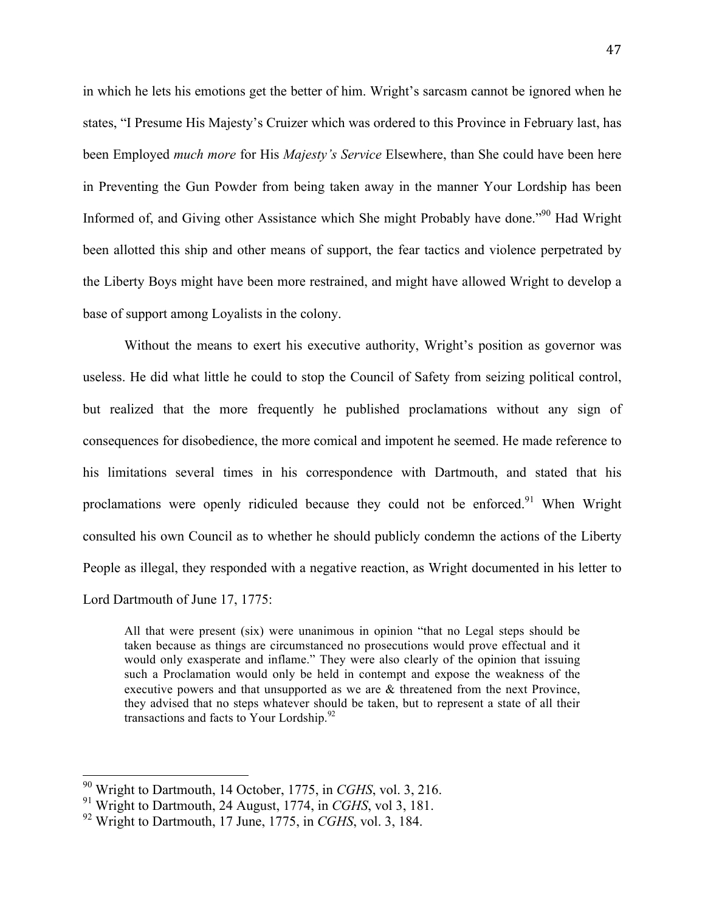in which he lets his emotions get the better of him. Wright's sarcasm cannot be ignored when he states, "I Presume His Majesty's Cruizer which was ordered to this Province in February last, has been Employed *much more* for His *Majesty's Service* Elsewhere, than She could have been here in Preventing the Gun Powder from being taken away in the manner Your Lordship has been Informed of, and Giving other Assistance which She might Probably have done."[90] Had Wright been allotted this ship and other means of support, the fear tactics and violence perpetrated by the Liberty Boys might have been more restrained, and might have allowed Wright to develop a base of support among Loyalists in the colony.

Without the means to exert his executive authority, Wright's position as governor was useless. He did what little he could to stop the Council of Safety from seizing political control, but realized that the more frequently he published proclamations without any sign of consequences for disobedience, the more comical and impotent he seemed. He made reference to his limitations several times in his correspondence with Dartmouth, and stated that his proclamations were openly ridiculed because they could not be enforced.[91] When Wright consulted his own Council as to whether he should publicly condemn the actions of the Liberty People as illegal, they responded with a negative reaction, as Wright documented in his letter to Lord Dartmouth of June 17, 1775:

> All that were present (six) were unanimous in opinion "that no Legal steps should be taken because as things are circumstanced no prosecutions would prove effectual and it would only exasperate and inflame." They were also clearly of the opinion that issuing such a Proclamation would only be held in contempt and expose the weakness of the executive powers and that unsupported as we are & threatened from the next Province, they advised that no steps whatever should be taken, but to represent a state of all their transactions and facts to Your Lordship.[92]

---

[90] Wright to Dartmouth, 14 October, 1775, in *CGHS*, vol. 3, 216.

[91] Wright to Dartmouth, 24 August, 1774, in *CGHS*, vol 3, 181.

[92] Wright to Dartmouth, 17 June, 1775, in *CGHS*, vol. 3, 184.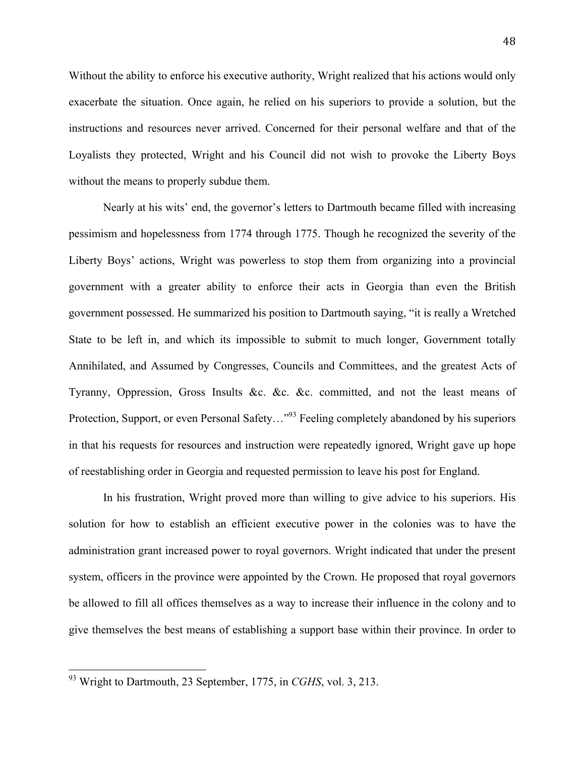Without the ability to enforce his executive authority, Wright realized that his actions would only exacerbate the situation. Once again, he relied on his superiors to provide a solution, but the instructions and resources never arrived. Concerned for their personal welfare and that of the Loyalists they protected, Wright and his Council did not wish to provoke the Liberty Boys without the means to properly subdue them.

Nearly at his wits' end, the governor's letters to Dartmouth became filled with increasing pessimism and hopelessness from 1774 through 1775. Though he recognized the severity of the Liberty Boys' actions, Wright was powerless to stop them from organizing into a provincial government with a greater ability to enforce their acts in Georgia than even the British government possessed. He summarized his position to Dartmouth saying, "it is really a Wretched State to be left in, and which its impossible to submit to much longer, Government totally Annihilated, and Assumed by Congresses, Councils and Committees, and the greatest Acts of Tyranny, Oppression, Gross Insults &c. &c. &c. committed, and not the least means of Protection, Support, or even Personal Safety…"[93] Feeling completely abandoned by his superiors in that his requests for resources and instruction were repeatedly ignored, Wright gave up hope of reestablishing order in Georgia and requested permission to leave his post for England.

In his frustration, Wright proved more than willing to give advice to his superiors. His solution for how to establish an efficient executive power in the colonies was to have the administration grant increased power to royal governors. Wright indicated that under the present system, officers in the province were appointed by the Crown. He proposed that royal governors be allowed to fill all offices themselves as a way to increase their influence in the colony and to give themselves the best means of establishing a support base within their province. In order to

---

[93] Wright to Dartmouth, 23 September, 1775, in *CGHS*, vol. 3, 213.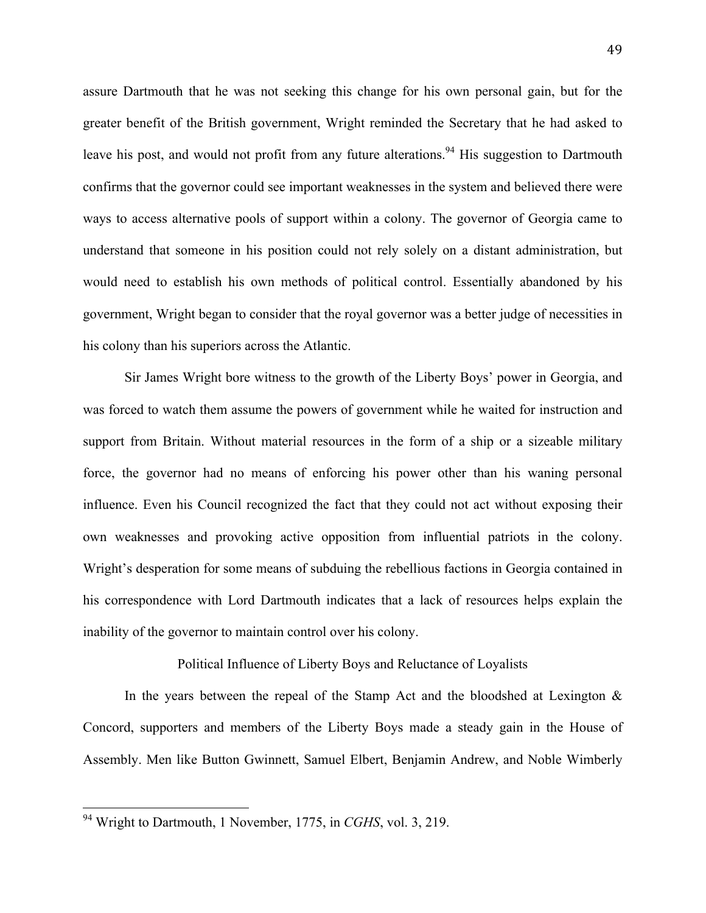assure Dartmouth that he was not seeking this change for his own personal gain, but for the greater benefit of the British government, Wright reminded the Secretary that he had asked to leave his post, and would not profit from any future alterations.[94] His suggestion to Dartmouth confirms that the governor could see important weaknesses in the system and believed there were ways to access alternative pools of support within a colony. The governor of Georgia came to understand that someone in his position could not rely solely on a distant administration, but would need to establish his own methods of political control. Essentially abandoned by his government, Wright began to consider that the royal governor was a better judge of necessities in his colony than his superiors across the Atlantic.

Sir James Wright bore witness to the growth of the Liberty Boys' power in Georgia, and was forced to watch them assume the powers of government while he waited for instruction and support from Britain. Without material resources in the form of a ship or a sizeable military force, the governor had no means of enforcing his power other than his waning personal influence. Even his Council recognized the fact that they could not act without exposing their own weaknesses and provoking active opposition from influential patriots in the colony. Wright's desperation for some means of subduing the rebellious factions in Georgia contained in his correspondence with Lord Dartmouth indicates that a lack of resources helps explain the inability of the governor to maintain control over his colony.

### Political Influence of Liberty Boys and Reluctance of Loyalists

In the years between the repeal of the Stamp Act and the bloodshed at Lexington & Concord, supporters and members of the Liberty Boys made a steady gain in the House of Assembly. Men like Button Gwinnett, Samuel Elbert, Benjamin Andrew, and Noble Wimberly

---

[94] Wright to Dartmouth, 1 November, 1775, in *CGHS*, vol. 3, 219.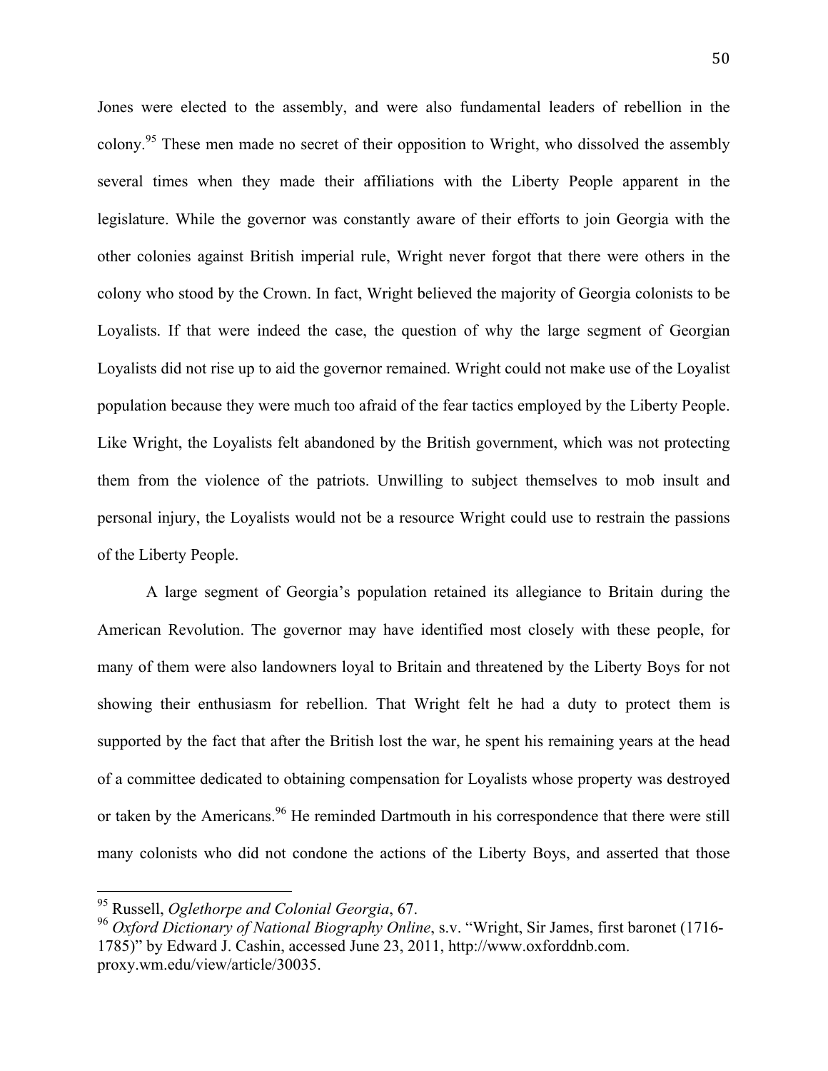Jones were elected to the assembly, and were also fundamental leaders of rebellion in the colony.[95] These men made no secret of their opposition to Wright, who dissolved the assembly several times when they made their affiliations with the Liberty People apparent in the legislature. While the governor was constantly aware of their efforts to join Georgia with the other colonies against British imperial rule, Wright never forgot that there were others in the colony who stood by the Crown. In fact, Wright believed the majority of Georgia colonists to be Loyalists. If that were indeed the case, the question of why the large segment of Georgian Loyalists did not rise up to aid the governor remained. Wright could not make use of the Loyalist population because they were much too afraid of the fear tactics employed by the Liberty People. Like Wright, the Loyalists felt abandoned by the British government, which was not protecting them from the violence of the patriots. Unwilling to subject themselves to mob insult and personal injury, the Loyalists would not be a resource Wright could use to restrain the passions of the Liberty People.

A large segment of Georgia's population retained its allegiance to Britain during the American Revolution. The governor may have identified most closely with these people, for many of them were also landowners loyal to Britain and threatened by the Liberty Boys for not showing their enthusiasm for rebellion. That Wright felt he had a duty to protect them is supported by the fact that after the British lost the war, he spent his remaining years at the head of a committee dedicated to obtaining compensation for Loyalists whose property was destroyed or taken by the Americans.[96] He reminded Dartmouth in his correspondence that there were still many colonists who did not condone the actions of the Liberty Boys, and asserted that those

---

[95] Russell, *Oglethorpe and Colonial Georgia*, 67.

[96] *Oxford Dictionary of National Biography Online*, s.v. "Wright, Sir James, first baronet (1716-1785)" by Edward J. Cashin, accessed June 23, 2011, http://www.oxforddnb.com.proxy.wm.edu/view/article/30035.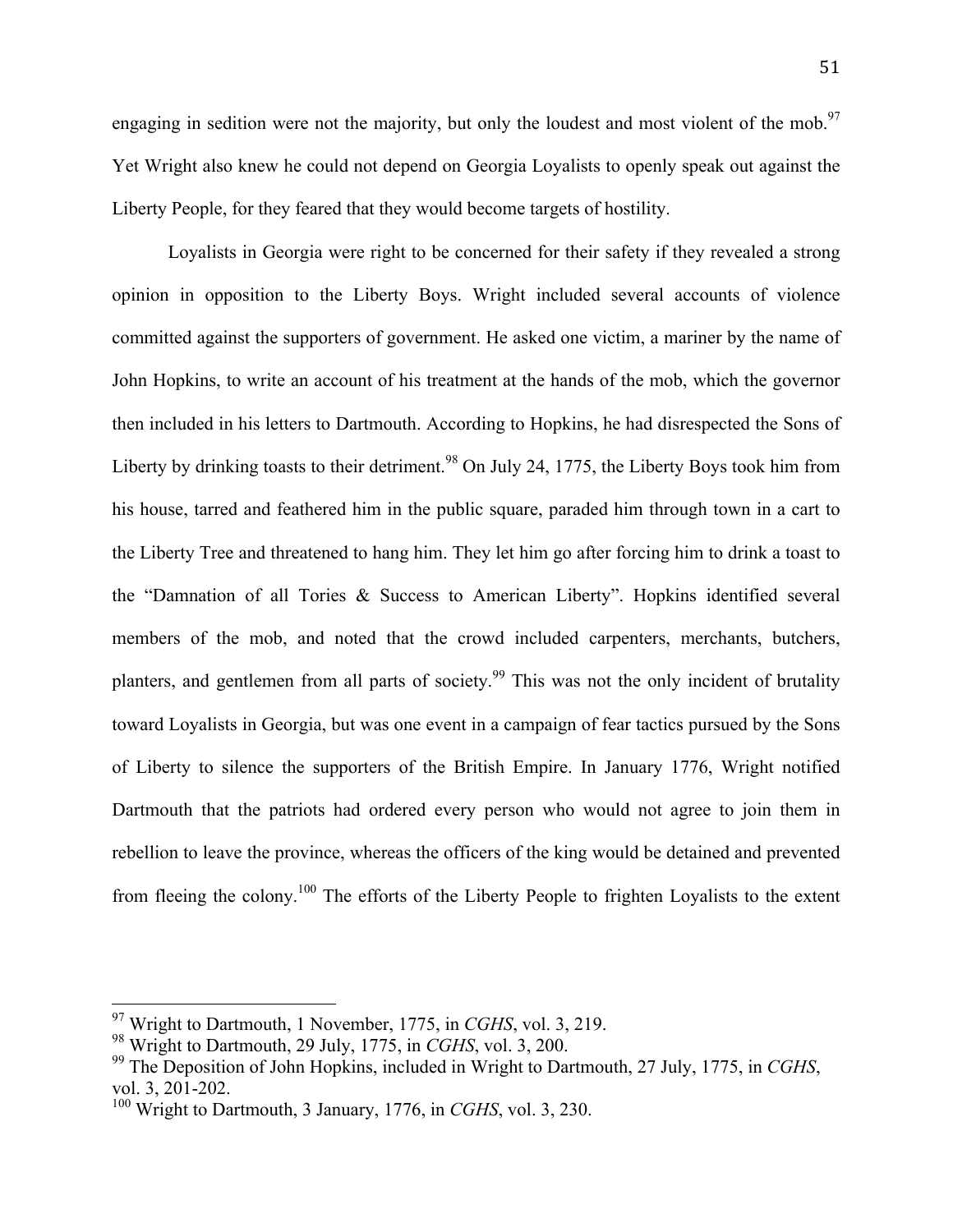engaging in sedition were not the majority, but only the loudest and most violent of the mob.[97] Yet Wright also knew he could not depend on Georgia Loyalists to openly speak out against the Liberty People, for they feared that they would become targets of hostility.

Loyalists in Georgia were right to be concerned for their safety if they revealed a strong opinion in opposition to the Liberty Boys. Wright included several accounts of violence committed against the supporters of government. He asked one victim, a mariner by the name of John Hopkins, to write an account of his treatment at the hands of the mob, which the governor then included in his letters to Dartmouth. According to Hopkins, he had disrespected the Sons of Liberty by drinking toasts to their detriment.[98] On July 24, 1775, the Liberty Boys took him from his house, tarred and feathered him in the public square, paraded him through town in a cart to the Liberty Tree and threatened to hang him. They let him go after forcing him to drink a toast to the "Damnation of all Tories & Success to American Liberty". Hopkins identified several members of the mob, and noted that the crowd included carpenters, merchants, butchers, planters, and gentlemen from all parts of society.[99] This was not the only incident of brutality toward Loyalists in Georgia, but was one event in a campaign of fear tactics pursued by the Sons of Liberty to silence the supporters of the British Empire. In January 1776, Wright notified Dartmouth that the patriots had ordered every person who would not agree to join them in rebellion to leave the province, whereas the officers of the king would be detained and prevented from fleeing the colony.[100] The efforts of the Liberty People to frighten Loyalists to the extent

---

[97] Wright to Dartmouth, 1 November, 1775, in *CGHS*, vol. 3, 219.

[98] Wright to Dartmouth, 29 July, 1775, in *CGHS*, vol. 3, 200.

[99] The Deposition of John Hopkins, included in Wright to Dartmouth, 27 July, 1775, in *CGHS*, vol. 3, 201-202.

[100] Wright to Dartmouth, 3 January, 1776, in *CGHS*, vol. 3, 230.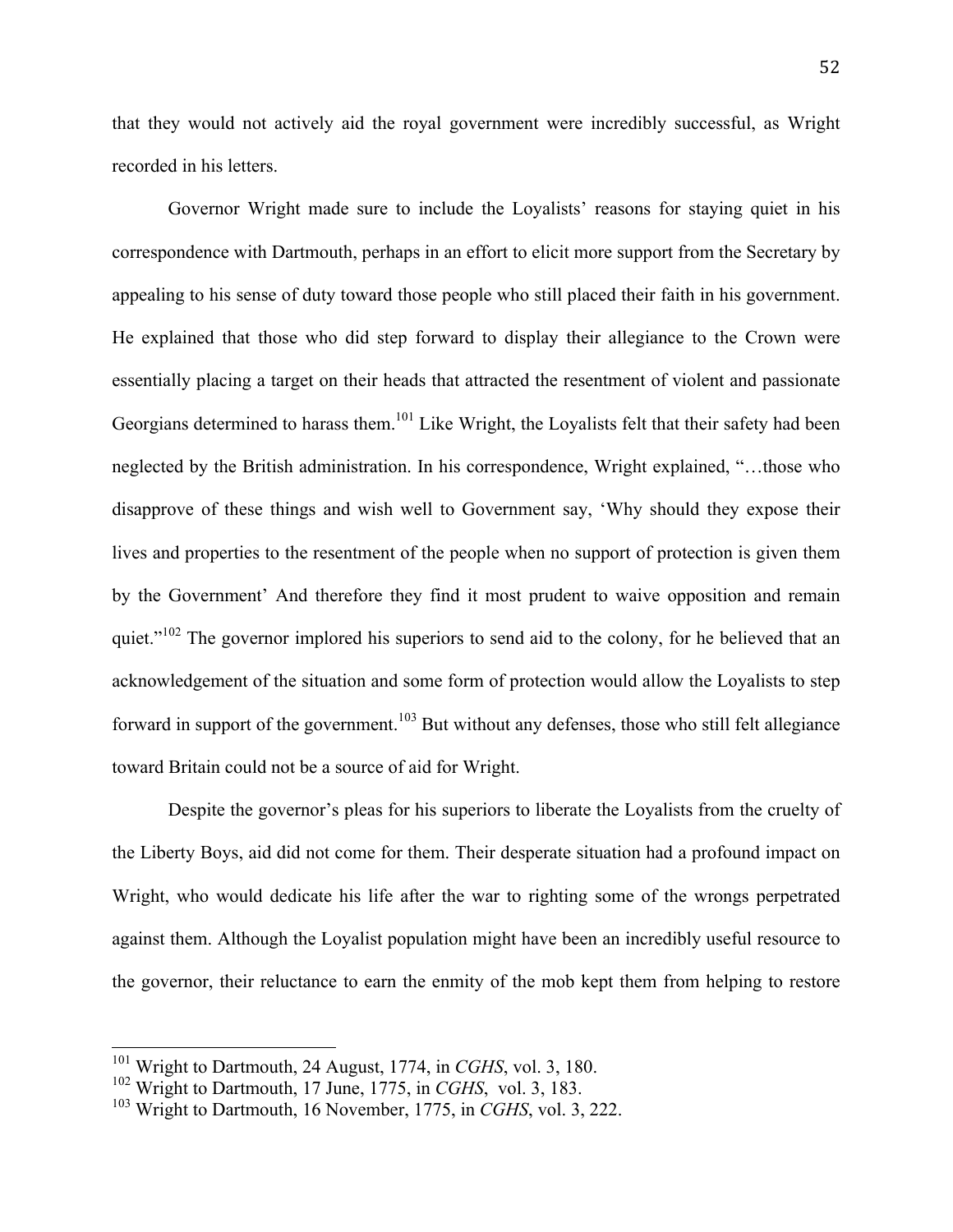that they would not actively aid the royal government were incredibly successful, as Wright recorded in his letters.

Governor Wright made sure to include the Loyalists' reasons for staying quiet in his correspondence with Dartmouth, perhaps in an effort to elicit more support from the Secretary by appealing to his sense of duty toward those people who still placed their faith in his government. He explained that those who did step forward to display their allegiance to the Crown were essentially placing a target on their heads that attracted the resentment of violent and passionate Georgians determined to harass them.[101] Like Wright, the Loyalists felt that their safety had been neglected by the British administration. In his correspondence, Wright explained, "…those who disapprove of these things and wish well to Government say, 'Why should they expose their lives and properties to the resentment of the people when no support of protection is given them by the Government' And therefore they find it most prudent to waive opposition and remain quiet."[102] The governor implored his superiors to send aid to the colony, for he believed that an acknowledgement of the situation and some form of protection would allow the Loyalists to step forward in support of the government.[103] But without any defenses, those who still felt allegiance toward Britain could not be a source of aid for Wright.

Despite the governor's pleas for his superiors to liberate the Loyalists from the cruelty of the Liberty Boys, aid did not come for them. Their desperate situation had a profound impact on Wright, who would dedicate his life after the war to righting some of the wrongs perpetrated against them. Although the Loyalist population might have been an incredibly useful resource to the governor, their reluctance to earn the enmity of the mob kept them from helping to restore

---

[101] Wright to Dartmouth, 24 August, 1774, in *CGHS*, vol. 3, 180.
[102] Wright to Dartmouth, 17 June, 1775, in *CGHS*, vol. 3, 183.
[103] Wright to Dartmouth, 16 November, 1775, in *CGHS*, vol. 3, 222.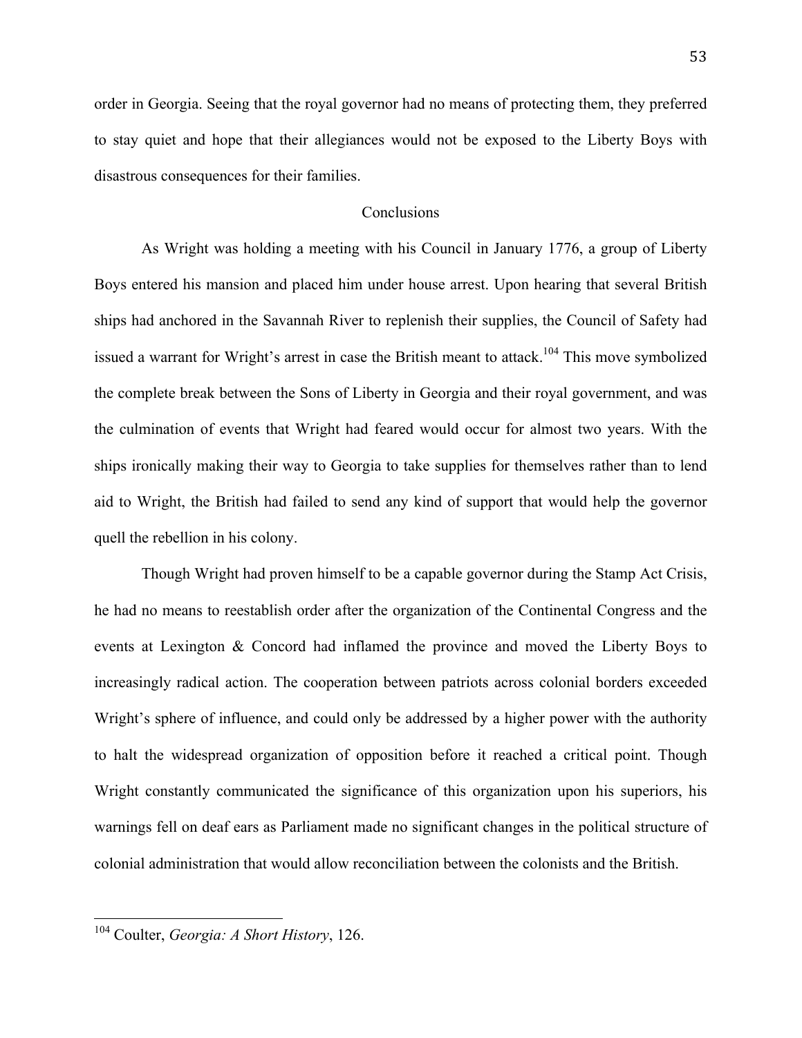order in Georgia. Seeing that the royal governor had no means of protecting them, they preferred to stay quiet and hope that their allegiances would not be exposed to the Liberty Boys with disastrous consequences for their families.

## Conclusions

As Wright was holding a meeting with his Council in January 1776, a group of Liberty Boys entered his mansion and placed him under house arrest. Upon hearing that several British ships had anchored in the Savannah River to replenish their supplies, the Council of Safety had issued a warrant for Wright's arrest in case the British meant to attack.[104] This move symbolized the complete break between the Sons of Liberty in Georgia and their royal government, and was the culmination of events that Wright had feared would occur for almost two years. With the ships ironically making their way to Georgia to take supplies for themselves rather than to lend aid to Wright, the British had failed to send any kind of support that would help the governor quell the rebellion in his colony.

Though Wright had proven himself to be a capable governor during the Stamp Act Crisis, he had no means to reestablish order after the organization of the Continental Congress and the events at Lexington & Concord had inflamed the province and moved the Liberty Boys to increasingly radical action. The cooperation between patriots across colonial borders exceeded Wright's sphere of influence, and could only be addressed by a higher power with the authority to halt the widespread organization of opposition before it reached a critical point. Though Wright constantly communicated the significance of this organization upon his superiors, his warnings fell on deaf ears as Parliament made no significant changes in the political structure of colonial administration that would allow reconciliation between the colonists and the British.

---

[104] Coulter, *Georgia: A Short History*, 126.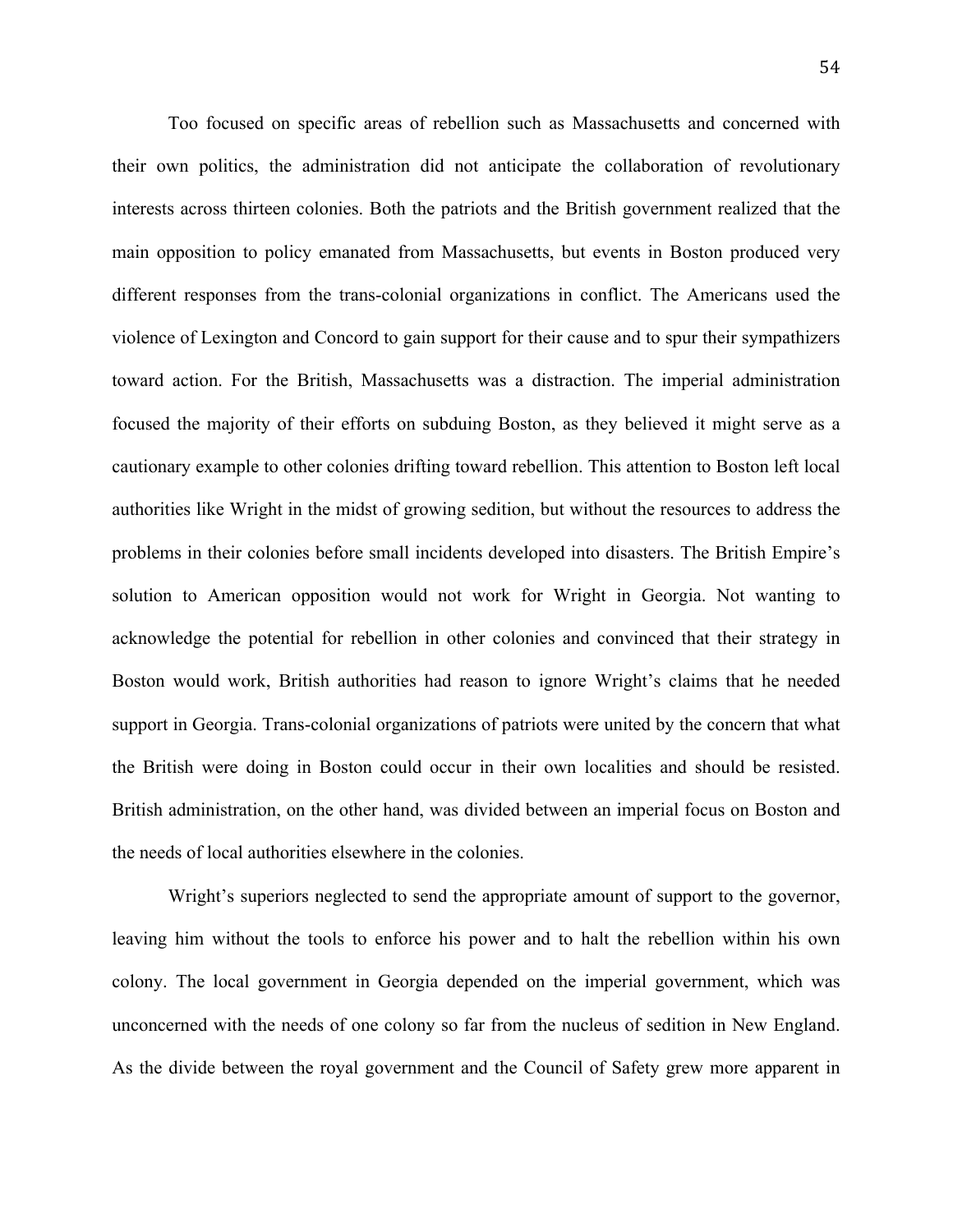Too focused on specific areas of rebellion such as Massachusetts and concerned with their own politics, the administration did not anticipate the collaboration of revolutionary interests across thirteen colonies. Both the patriots and the British government realized that the main opposition to policy emanated from Massachusetts, but events in Boston produced very different responses from the trans-colonial organizations in conflict. The Americans used the violence of Lexington and Concord to gain support for their cause and to spur their sympathizers toward action. For the British, Massachusetts was a distraction. The imperial administration focused the majority of their efforts on subduing Boston, as they believed it might serve as a cautionary example to other colonies drifting toward rebellion. This attention to Boston left local authorities like Wright in the midst of growing sedition, but without the resources to address the problems in their colonies before small incidents developed into disasters. The British Empire's solution to American opposition would not work for Wright in Georgia. Not wanting to acknowledge the potential for rebellion in other colonies and convinced that their strategy in Boston would work, British authorities had reason to ignore Wright's claims that he needed support in Georgia. Trans-colonial organizations of patriots were united by the concern that what the British were doing in Boston could occur in their own localities and should be resisted. British administration, on the other hand, was divided between an imperial focus on Boston and the needs of local authorities elsewhere in the colonies.

Wright's superiors neglected to send the appropriate amount of support to the governor, leaving him without the tools to enforce his power and to halt the rebellion within his own colony. The local government in Georgia depended on the imperial government, which was unconcerned with the needs of one colony so far from the nucleus of sedition in New England. As the divide between the royal government and the Council of Safety grew more apparent in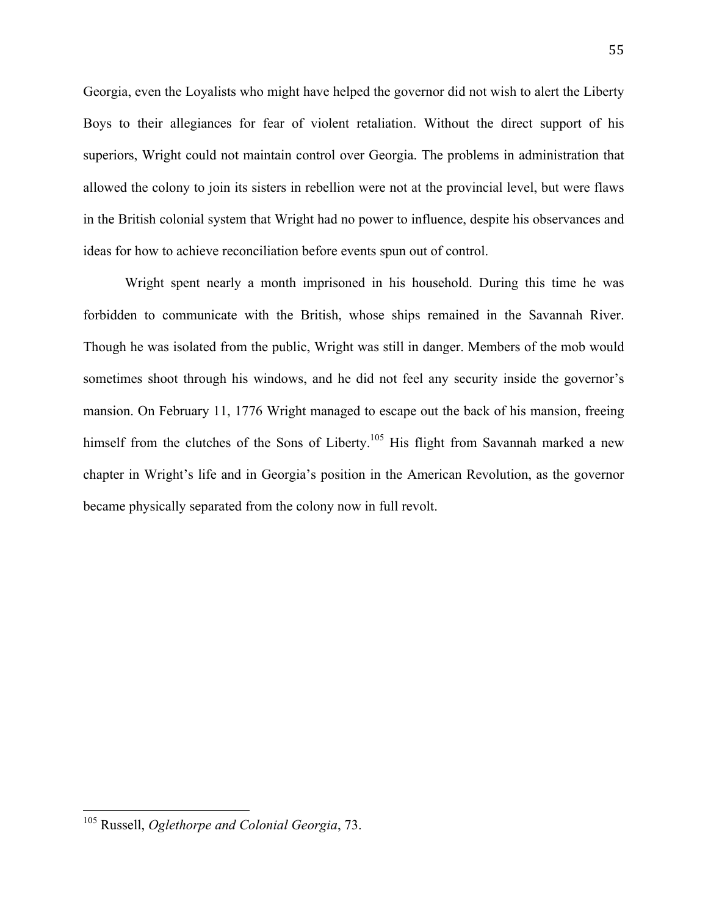Georgia, even the Loyalists who might have helped the governor did not wish to alert the Liberty Boys to their allegiances for fear of violent retaliation. Without the direct support of his superiors, Wright could not maintain control over Georgia. The problems in administration that allowed the colony to join its sisters in rebellion were not at the provincial level, but were flaws in the British colonial system that Wright had no power to influence, despite his observances and ideas for how to achieve reconciliation before events spun out of control.

Wright spent nearly a month imprisoned in his household. During this time he was forbidden to communicate with the British, whose ships remained in the Savannah River. Though he was isolated from the public, Wright was still in danger. Members of the mob would sometimes shoot through his windows, and he did not feel any security inside the governor's mansion. On February 11, 1776 Wright managed to escape out the back of his mansion, freeing himself from the clutches of the Sons of Liberty.[105] His flight from Savannah marked a new chapter in Wright's life and in Georgia's position in the American Revolution, as the governor became physically separated from the colony now in full revolt.

---

[105] Russell, *Oglethorpe and Colonial Georgia*, 73.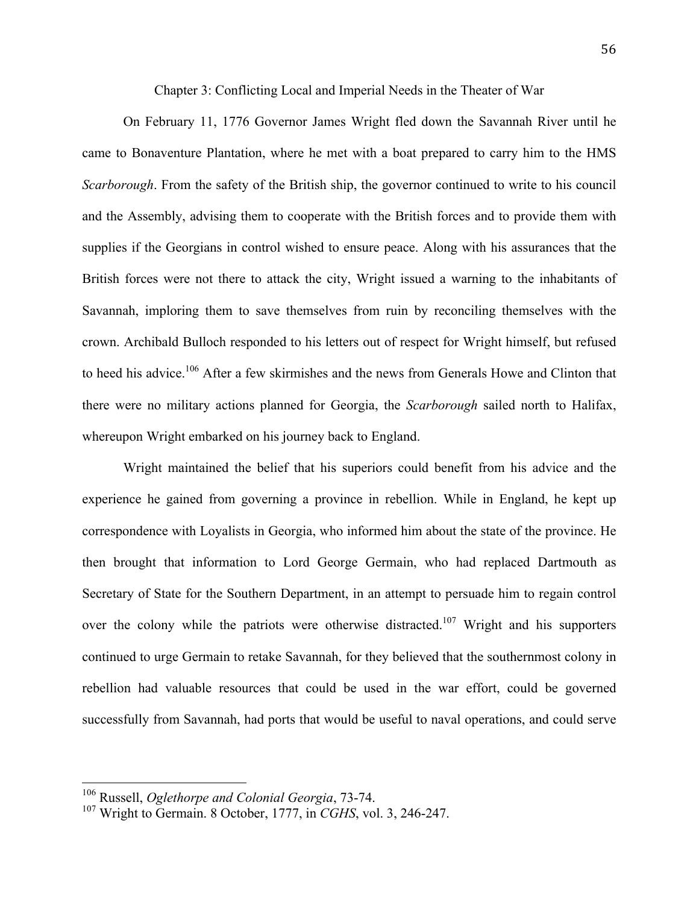## Chapter 3: Conflicting Local and Imperial Needs in the Theater of War

On February 11, 1776 Governor James Wright fled down the Savannah River until he came to Bonaventure Plantation, where he met with a boat prepared to carry him to the HMS *Scarborough*. From the safety of the British ship, the governor continued to write to his council and the Assembly, advising them to cooperate with the British forces and to provide them with supplies if the Georgians in control wished to ensure peace. Along with his assurances that the British forces were not there to attack the city, Wright issued a warning to the inhabitants of Savannah, imploring them to save themselves from ruin by reconciling themselves with the crown. Archibald Bulloch responded to his letters out of respect for Wright himself, but refused to heed his advice.[106] After a few skirmishes and the news from Generals Howe and Clinton that there were no military actions planned for Georgia, the *Scarborough* sailed north to Halifax, whereupon Wright embarked on his journey back to England.

Wright maintained the belief that his superiors could benefit from his advice and the experience he gained from governing a province in rebellion. While in England, he kept up correspondence with Loyalists in Georgia, who informed him about the state of the province. He then brought that information to Lord George Germain, who had replaced Dartmouth as Secretary of State for the Southern Department, in an attempt to persuade him to regain control over the colony while the patriots were otherwise distracted.[107] Wright and his supporters continued to urge Germain to retake Savannah, for they believed that the southernmost colony in rebellion had valuable resources that could be used in the war effort, could be governed successfully from Savannah, had ports that would be useful to naval operations, and could serve

---

[106] Russell, *Oglethorpe and Colonial Georgia*, 73-74.

[107] Wright to Germain. 8 October, 1777, in *CGHS*, vol. 3, 246-247.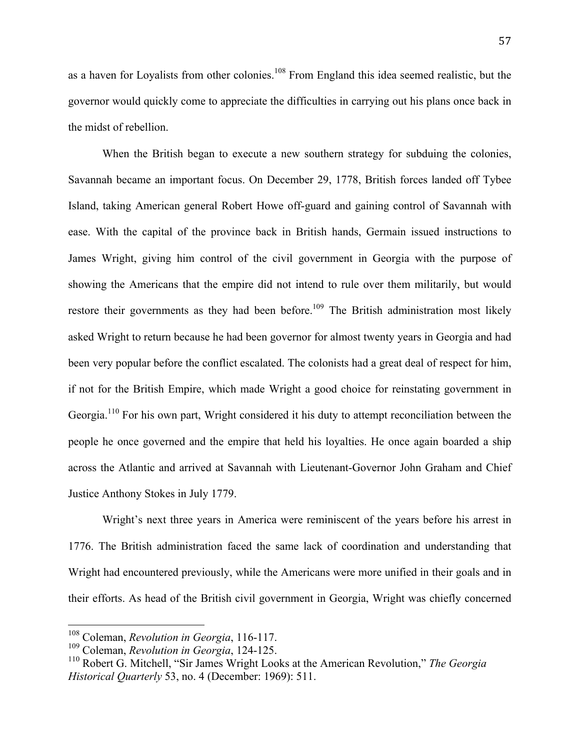as a haven for Loyalists from other colonies.[108] From England this idea seemed realistic, but the governor would quickly come to appreciate the difficulties in carrying out his plans once back in the midst of rebellion.

When the British began to execute a new southern strategy for subduing the colonies, Savannah became an important focus. On December 29, 1778, British forces landed off Tybee Island, taking American general Robert Howe off-guard and gaining control of Savannah with ease. With the capital of the province back in British hands, Germain issued instructions to James Wright, giving him control of the civil government in Georgia with the purpose of showing the Americans that the empire did not intend to rule over them militarily, but would restore their governments as they had been before.[109] The British administration most likely asked Wright to return because he had been governor for almost twenty years in Georgia and had been very popular before the conflict escalated. The colonists had a great deal of respect for him, if not for the British Empire, which made Wright a good choice for reinstating government in Georgia.[110] For his own part, Wright considered it his duty to attempt reconciliation between the people he once governed and the empire that held his loyalties. He once again boarded a ship across the Atlantic and arrived at Savannah with Lieutenant-Governor John Graham and Chief Justice Anthony Stokes in July 1779.

Wright's next three years in America were reminiscent of the years before his arrest in 1776. The British administration faced the same lack of coordination and understanding that Wright had encountered previously, while the Americans were more unified in their goals and in their efforts. As head of the British civil government in Georgia, Wright was chiefly concerned

---

[108] Coleman, *Revolution in Georgia*, 116-117.

[109] Coleman, *Revolution in Georgia*, 124-125.

[110] Robert G. Mitchell, "Sir James Wright Looks at the American Revolution," *The Georgia Historical Quarterly* 53, no. 4 (December: 1969): 511.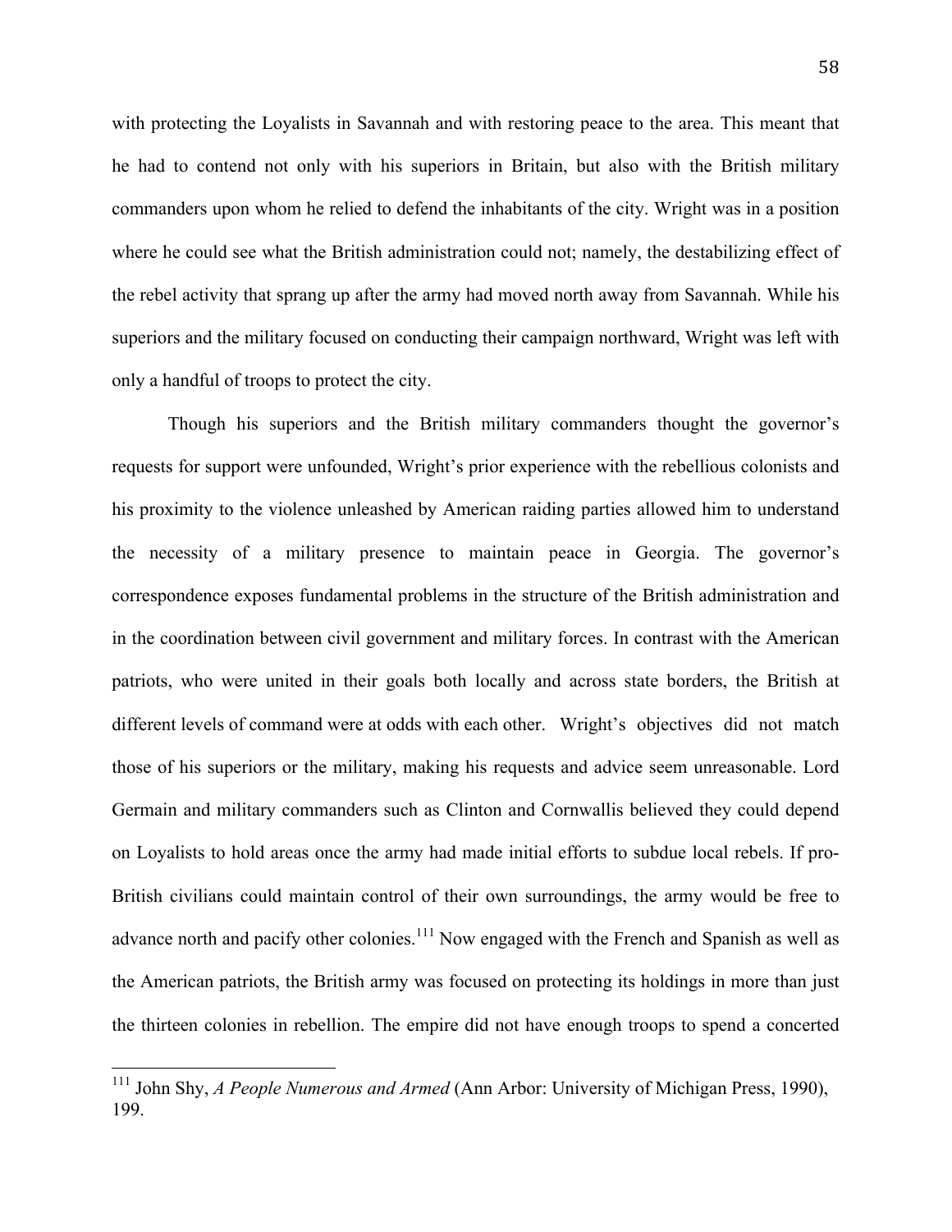with protecting the Loyalists in Savannah and with restoring peace to the area. This meant that he had to contend not only with his superiors in Britain, but also with the British military commanders upon whom he relied to defend the inhabitants of the city. Wright was in a position where he could see what the British administration could not; namely, the destabilizing effect of the rebel activity that sprang up after the army had moved north away from Savannah. While his superiors and the military focused on conducting their campaign northward, Wright was left with only a handful of troops to protect the city.

Though his superiors and the British military commanders thought the governor's requests for support were unfounded, Wright's prior experience with the rebellious colonists and his proximity to the violence unleashed by American raiding parties allowed him to understand the necessity of a military presence to maintain peace in Georgia. The governor's correspondence exposes fundamental problems in the structure of the British administration and in the coordination between civil government and military forces. In contrast with the American patriots, who were united in their goals both locally and across state borders, the British at different levels of command were at odds with each other. Wright's objectives did not match those of his superiors or the military, making his requests and advice seem unreasonable. Lord Germain and military commanders such as Clinton and Cornwallis believed they could depend on Loyalists to hold areas once the army had made initial efforts to subdue local rebels. If pro-British civilians could maintain control of their own surroundings, the army would be free to advance north and pacify other colonies.[111] Now engaged with the French and Spanish as well as the American patriots, the British army was focused on protecting its holdings in more than just the thirteen colonies in rebellion. The empire did not have enough troops to spend a concerted

---

[111] John Shy, *A People Numerous and Armed* (Ann Arbor: University of Michigan Press, 1990), 199.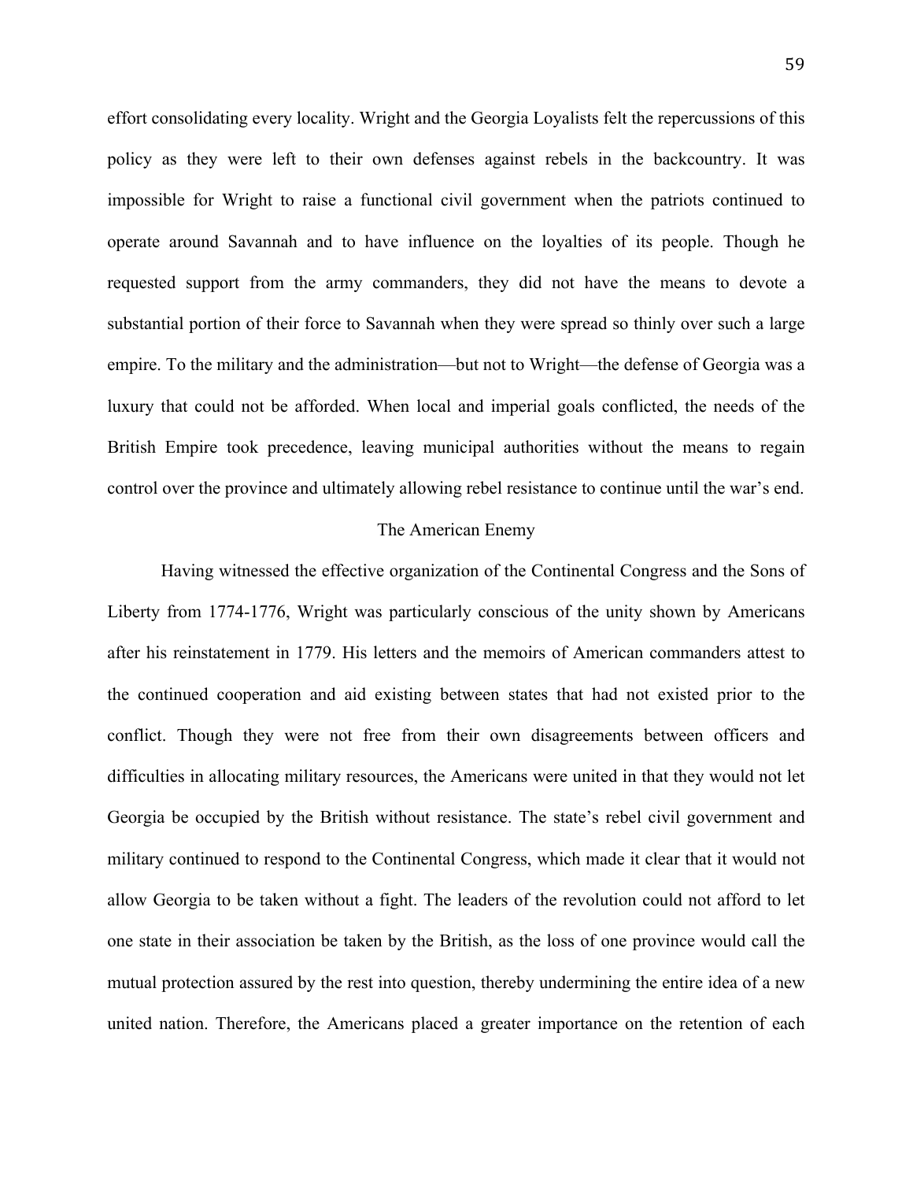effort consolidating every locality. Wright and the Georgia Loyalists felt the repercussions of this policy as they were left to their own defenses against rebels in the backcountry. It was impossible for Wright to raise a functional civil government when the patriots continued to operate around Savannah and to have influence on the loyalties of its people. Though he requested support from the army commanders, they did not have the means to devote a substantial portion of their force to Savannah when they were spread so thinly over such a large empire. To the military and the administration—but not to Wright—the defense of Georgia was a luxury that could not be afforded. When local and imperial goals conflicted, the needs of the British Empire took precedence, leaving municipal authorities without the means to regain control over the province and ultimately allowing rebel resistance to continue until the war's end.

## The American Enemy

Having witnessed the effective organization of the Continental Congress and the Sons of Liberty from 1774-1776, Wright was particularly conscious of the unity shown by Americans after his reinstatement in 1779. His letters and the memoirs of American commanders attest to the continued cooperation and aid existing between states that had not existed prior to the conflict. Though they were not free from their own disagreements between officers and difficulties in allocating military resources, the Americans were united in that they would not let Georgia be occupied by the British without resistance. The state's rebel civil government and military continued to respond to the Continental Congress, which made it clear that it would not allow Georgia to be taken without a fight. The leaders of the revolution could not afford to let one state in their association be taken by the British, as the loss of one province would call the mutual protection assured by the rest into question, thereby undermining the entire idea of a new united nation. Therefore, the Americans placed a greater importance on the retention of each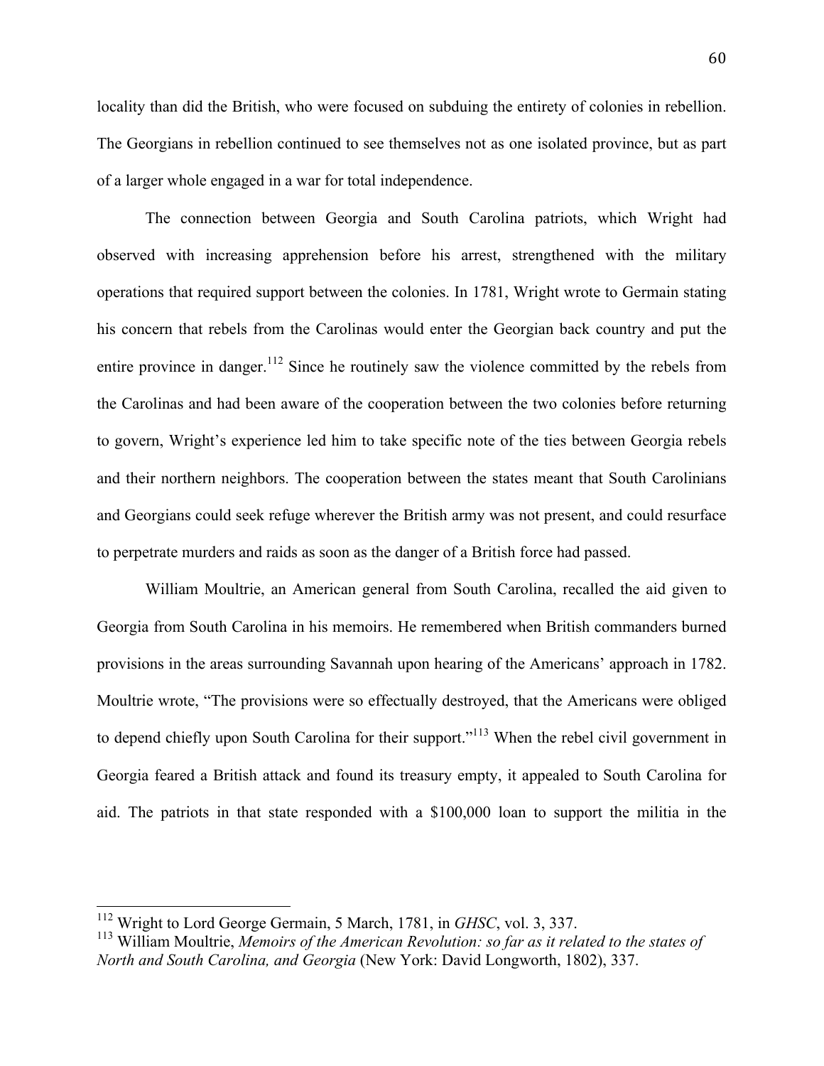locality than did the British, who were focused on subduing the entirety of colonies in rebellion. The Georgians in rebellion continued to see themselves not as one isolated province, but as part of a larger whole engaged in a war for total independence.

The connection between Georgia and South Carolina patriots, which Wright had observed with increasing apprehension before his arrest, strengthened with the military operations that required support between the colonies. In 1781, Wright wrote to Germain stating his concern that rebels from the Carolinas would enter the Georgian back country and put the entire province in danger.[112] Since he routinely saw the violence committed by the rebels from the Carolinas and had been aware of the cooperation between the two colonies before returning to govern, Wright's experience led him to take specific note of the ties between Georgia rebels and their northern neighbors. The cooperation between the states meant that South Carolinians and Georgians could seek refuge wherever the British army was not present, and could resurface to perpetrate murders and raids as soon as the danger of a British force had passed.

William Moultrie, an American general from South Carolina, recalled the aid given to Georgia from South Carolina in his memoirs. He remembered when British commanders burned provisions in the areas surrounding Savannah upon hearing of the Americans' approach in 1782. Moultrie wrote, "The provisions were so effectually destroyed, that the Americans were obliged to depend chiefly upon South Carolina for their support."[113] When the rebel civil government in Georgia feared a British attack and found its treasury empty, it appealed to South Carolina for aid. The patriots in that state responded with a $100,000 loan to support the militia in the

---

[112] Wright to Lord George Germain, 5 March, 1781, in *GHSC*, vol. 3, 337.

[113] William Moultrie, *Memoirs of the American Revolution: so far as it related to the states of North and South Carolina, and Georgia* (New York: David Longworth, 1802), 337.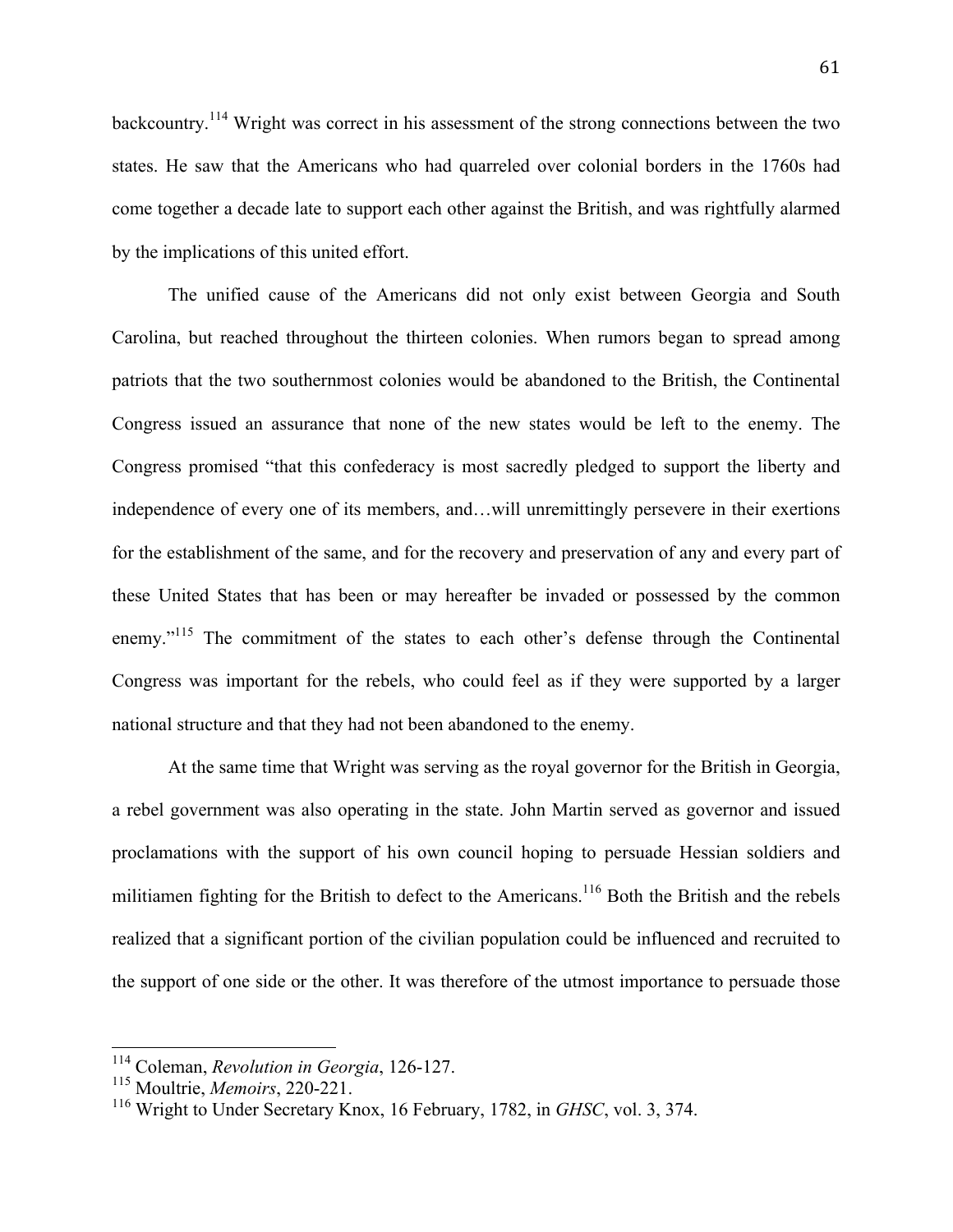backcountry.[114] Wright was correct in his assessment of the strong connections between the two states. He saw that the Americans who had quarreled over colonial borders in the 1760s had come together a decade late to support each other against the British, and was rightfully alarmed by the implications of this united effort.

The unified cause of the Americans did not only exist between Georgia and South Carolina, but reached throughout the thirteen colonies. When rumors began to spread among patriots that the two southernmost colonies would be abandoned to the British, the Continental Congress issued an assurance that none of the new states would be left to the enemy. The Congress promised "that this confederacy is most sacredly pledged to support the liberty and independence of every one of its members, and…will unremittingly persevere in their exertions for the establishment of the same, and for the recovery and preservation of any and every part of these United States that has been or may hereafter be invaded or possessed by the common enemy."[115] The commitment of the states to each other's defense through the Continental Congress was important for the rebels, who could feel as if they were supported by a larger national structure and that they had not been abandoned to the enemy.

At the same time that Wright was serving as the royal governor for the British in Georgia, a rebel government was also operating in the state. John Martin served as governor and issued proclamations with the support of his own council hoping to persuade Hessian soldiers and militiamen fighting for the British to defect to the Americans.[116] Both the British and the rebels realized that a significant portion of the civilian population could be influenced and recruited to the support of one side or the other. It was therefore of the utmost importance to persuade those

---

[114] Coleman, *Revolution in Georgia*, 126-127.
[115] Moultrie, *Memoirs*, 220-221.
[116] Wright to Under Secretary Knox, 16 February, 1782, in *GHSC*, vol. 3, 374.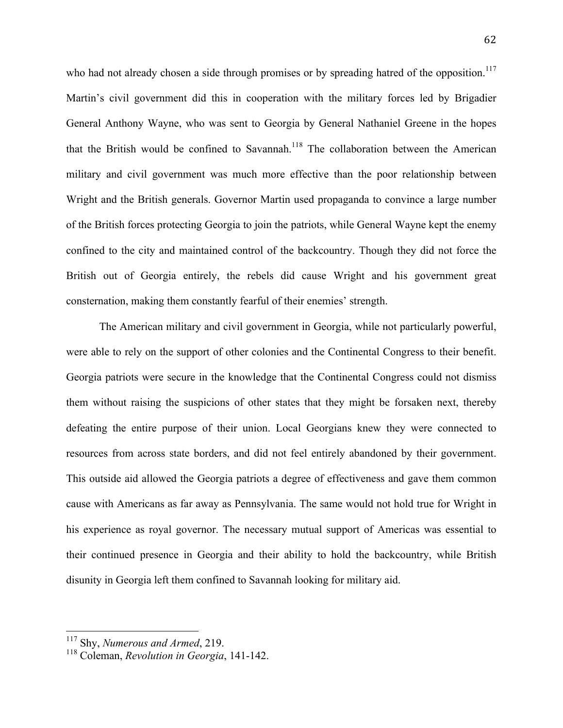who had not already chosen a side through promises or by spreading hatred of the opposition.[117] Martin's civil government did this in cooperation with the military forces led by Brigadier General Anthony Wayne, who was sent to Georgia by General Nathaniel Greene in the hopes that the British would be confined to Savannah.[118] The collaboration between the American military and civil government was much more effective than the poor relationship between Wright and the British generals. Governor Martin used propaganda to convince a large number of the British forces protecting Georgia to join the patriots, while General Wayne kept the enemy confined to the city and maintained control of the backcountry. Though they did not force the British out of Georgia entirely, the rebels did cause Wright and his government great consternation, making them constantly fearful of their enemies' strength.

The American military and civil government in Georgia, while not particularly powerful, were able to rely on the support of other colonies and the Continental Congress to their benefit. Georgia patriots were secure in the knowledge that the Continental Congress could not dismiss them without raising the suspicions of other states that they might be forsaken next, thereby defeating the entire purpose of their union. Local Georgians knew they were connected to resources from across state borders, and did not feel entirely abandoned by their government. This outside aid allowed the Georgia patriots a degree of effectiveness and gave them common cause with Americans as far away as Pennsylvania. The same would not hold true for Wright in his experience as royal governor. The necessary mutual support of Americas was essential to their continued presence in Georgia and their ability to hold the backcountry, while British disunity in Georgia left them confined to Savannah looking for military aid.

---

[117] Shy, *Numerous and Armed*, 219.

[118] Coleman, *Revolution in Georgia*, 141-142.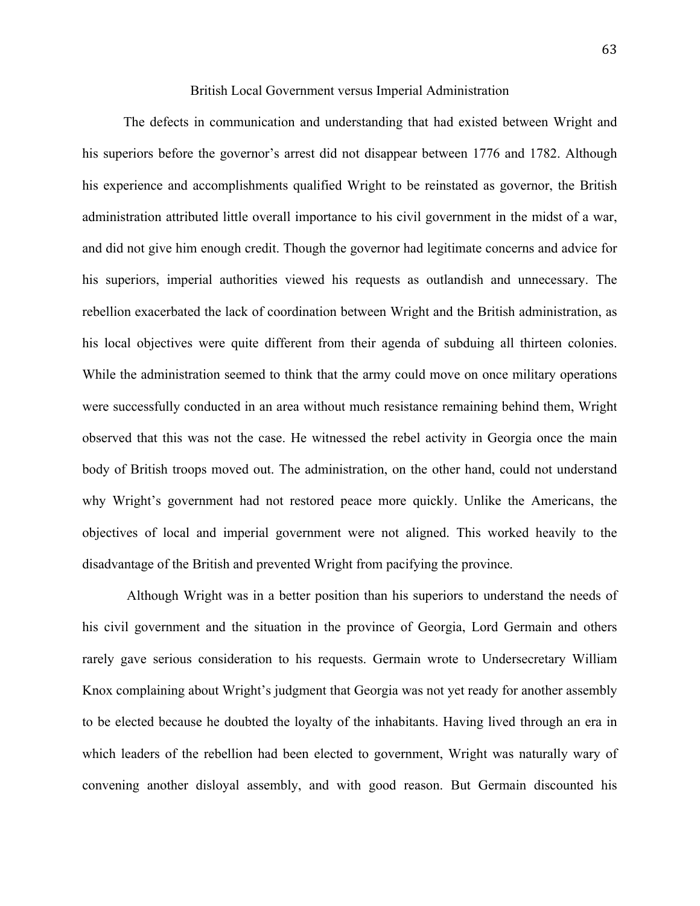## British Local Government versus Imperial Administration

The defects in communication and understanding that had existed between Wright and his superiors before the governor's arrest did not disappear between 1776 and 1782. Although his experience and accomplishments qualified Wright to be reinstated as governor, the British administration attributed little overall importance to his civil government in the midst of a war, and did not give him enough credit. Though the governor had legitimate concerns and advice for his superiors, imperial authorities viewed his requests as outlandish and unnecessary. The rebellion exacerbated the lack of coordination between Wright and the British administration, as his local objectives were quite different from their agenda of subduing all thirteen colonies. While the administration seemed to think that the army could move on once military operations were successfully conducted in an area without much resistance remaining behind them, Wright observed that this was not the case. He witnessed the rebel activity in Georgia once the main body of British troops moved out. The administration, on the other hand, could not understand why Wright's government had not restored peace more quickly. Unlike the Americans, the objectives of local and imperial government were not aligned. This worked heavily to the disadvantage of the British and prevented Wright from pacifying the province.

Although Wright was in a better position than his superiors to understand the needs of his civil government and the situation in the province of Georgia, Lord Germain and others rarely gave serious consideration to his requests. Germain wrote to Undersecretary William Knox complaining about Wright's judgment that Georgia was not yet ready for another assembly to be elected because he doubted the loyalty of the inhabitants. Having lived through an era in which leaders of the rebellion had been elected to government, Wright was naturally wary of convening another disloyal assembly, and with good reason. But Germain discounted his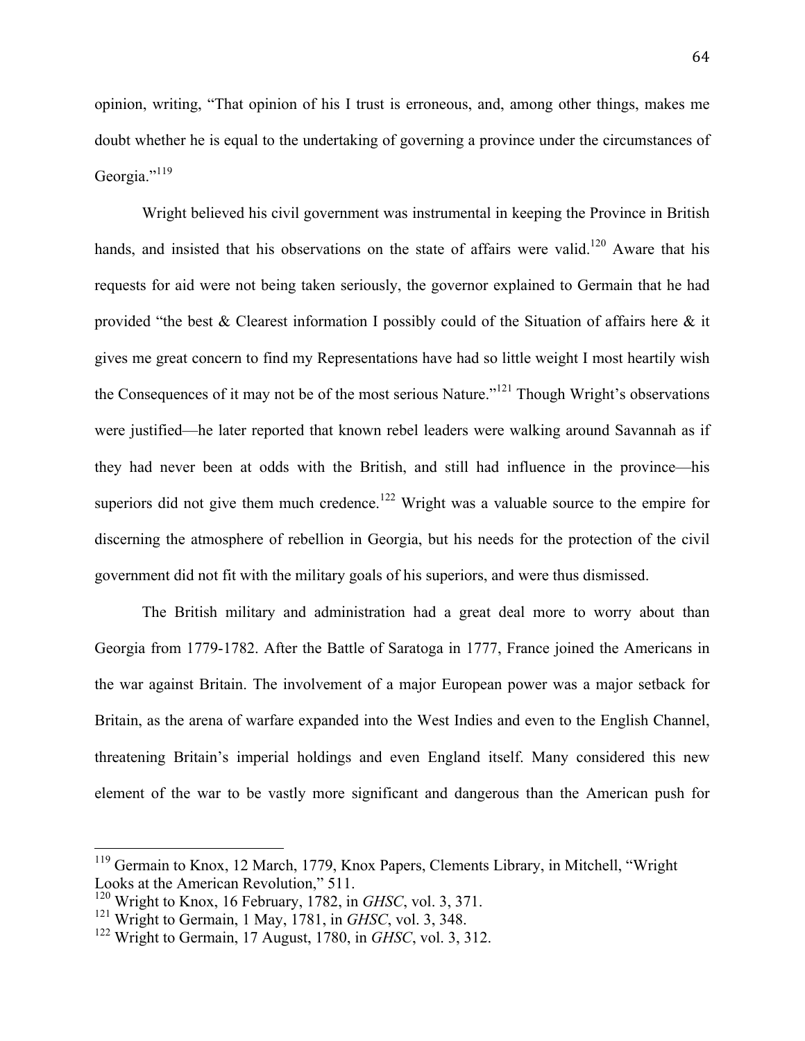opinion, writing, "That opinion of his I trust is erroneous, and, among other things, makes me doubt whether he is equal to the undertaking of governing a province under the circumstances of Georgia."[119]

Wright believed his civil government was instrumental in keeping the Province in British hands, and insisted that his observations on the state of affairs were valid.[120] Aware that his requests for aid were not being taken seriously, the governor explained to Germain that he had provided "the best & Clearest information I possibly could of the Situation of affairs here & it gives me great concern to find my Representations have had so little weight I most heartily wish the Consequences of it may not be of the most serious Nature."[121] Though Wright's observations were justified—he later reported that known rebel leaders were walking around Savannah as if they had never been at odds with the British, and still had influence in the province—his superiors did not give them much credence.[122] Wright was a valuable source to the empire for discerning the atmosphere of rebellion in Georgia, but his needs for the protection of the civil government did not fit with the military goals of his superiors, and were thus dismissed.

The British military and administration had a great deal more to worry about than Georgia from 1779-1782. After the Battle of Saratoga in 1777, France joined the Americans in the war against Britain. The involvement of a major European power was a major setback for Britain, as the arena of warfare expanded into the West Indies and even to the English Channel, threatening Britain's imperial holdings and even England itself. Many considered this new element of the war to be vastly more significant and dangerous than the American push for

---

[119] Germain to Knox, 12 March, 1779, Knox Papers, Clements Library, in Mitchell, "Wright Looks at the American Revolution," 511.

[120] Wright to Knox, 16 February, 1782, in *GHSC*, vol. 3, 371.

[121] Wright to Germain, 1 May, 1781, in *GHSC*, vol. 3, 348.

[122] Wright to Germain, 17 August, 1780, in *GHSC*, vol. 3, 312.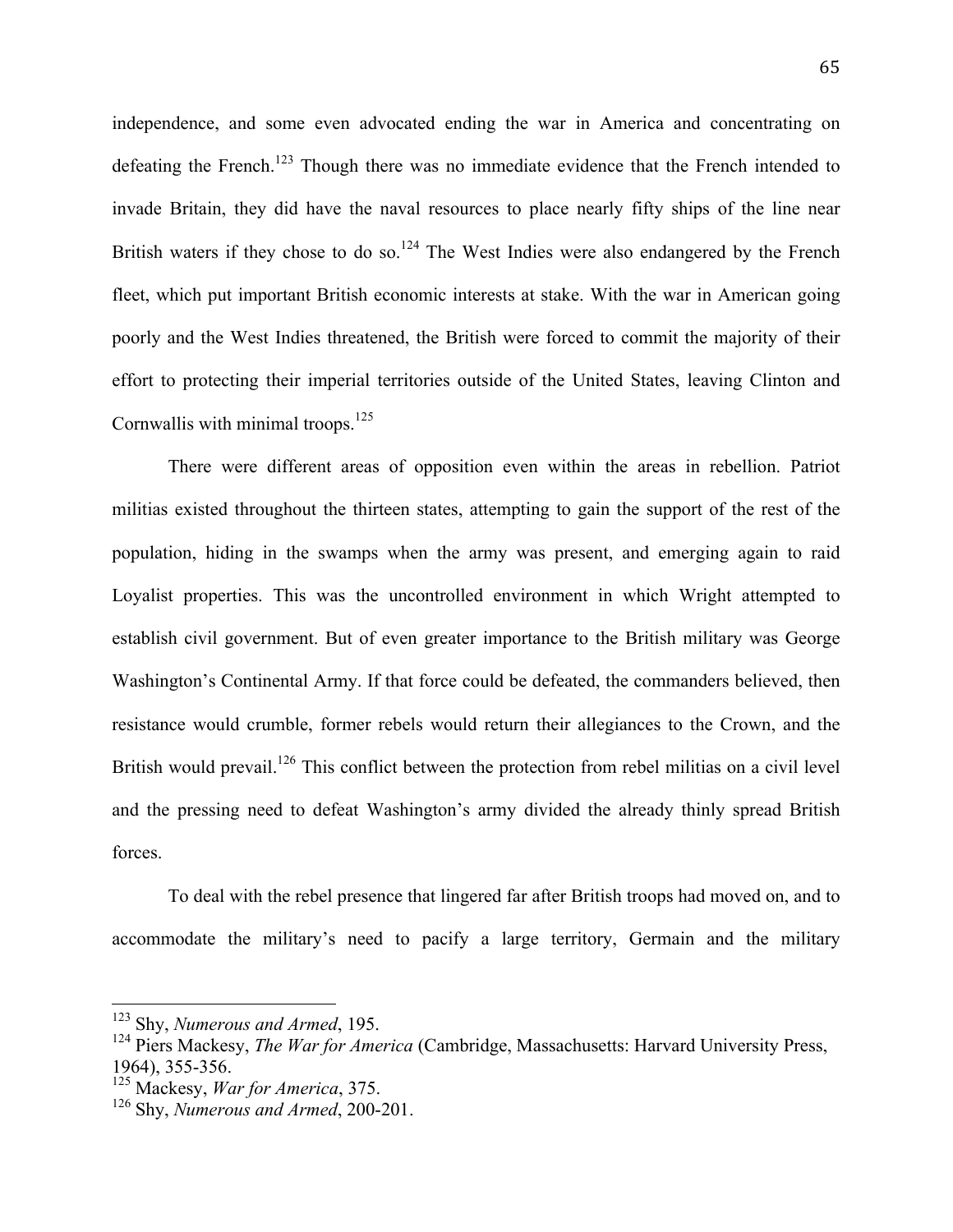independence, and some even advocated ending the war in America and concentrating on defeating the French.[123] Though there was no immediate evidence that the French intended to invade Britain, they did have the naval resources to place nearly fifty ships of the line near British waters if they chose to do so.[124] The West Indies were also endangered by the French fleet, which put important British economic interests at stake. With the war in American going poorly and the West Indies threatened, the British were forced to commit the majority of their effort to protecting their imperial territories outside of the United States, leaving Clinton and Cornwallis with minimal troops.[125]

There were different areas of opposition even within the areas in rebellion. Patriot militias existed throughout the thirteen states, attempting to gain the support of the rest of the population, hiding in the swamps when the army was present, and emerging again to raid Loyalist properties. This was the uncontrolled environment in which Wright attempted to establish civil government. But of even greater importance to the British military was George Washington's Continental Army. If that force could be defeated, the commanders believed, then resistance would crumble, former rebels would return their allegiances to the Crown, and the British would prevail.[126] This conflict between the protection from rebel militias on a civil level and the pressing need to defeat Washington's army divided the already thinly spread British forces.

To deal with the rebel presence that lingered far after British troops had moved on, and to accommodate the military's need to pacify a large territory, Germain and the military

---

[123] Shy, *Numerous and Armed*, 195.

[124] Piers Mackesy, *The War for America* (Cambridge, Massachusetts: Harvard University Press, 1964), 355-356.

[125] Mackesy, *War for America*, 375.

[126] Shy, *Numerous and Armed*, 200-201.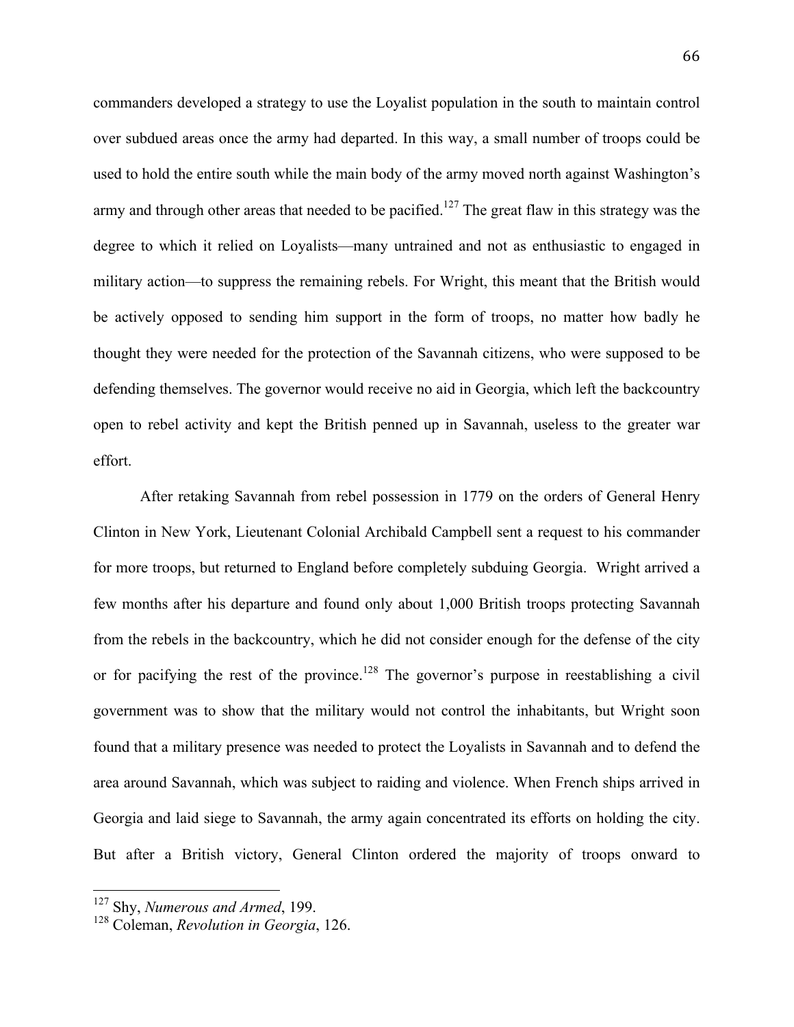commanders developed a strategy to use the Loyalist population in the south to maintain control over subdued areas once the army had departed. In this way, a small number of troops could be used to hold the entire south while the main body of the army moved north against Washington's army and through other areas that needed to be pacified.[127] The great flaw in this strategy was the degree to which it relied on Loyalists—many untrained and not as enthusiastic to engaged in military action—to suppress the remaining rebels. For Wright, this meant that the British would be actively opposed to sending him support in the form of troops, no matter how badly he thought they were needed for the protection of the Savannah citizens, who were supposed to be defending themselves. The governor would receive no aid in Georgia, which left the backcountry open to rebel activity and kept the British penned up in Savannah, useless to the greater war effort.

After retaking Savannah from rebel possession in 1779 on the orders of General Henry Clinton in New York, Lieutenant Colonial Archibald Campbell sent a request to his commander for more troops, but returned to England before completely subduing Georgia. Wright arrived a few months after his departure and found only about 1,000 British troops protecting Savannah from the rebels in the backcountry, which he did not consider enough for the defense of the city or for pacifying the rest of the province.[128] The governor's purpose in reestablishing a civil government was to show that the military would not control the inhabitants, but Wright soon found that a military presence was needed to protect the Loyalists in Savannah and to defend the area around Savannah, which was subject to raiding and violence. When French ships arrived in Georgia and laid siege to Savannah, the army again concentrated its efforts on holding the city. But after a British victory, General Clinton ordered the majority of troops onward to

---

[127] Shy, *Numerous and Armed*, 199.

[128] Coleman, *Revolution in Georgia*, 126.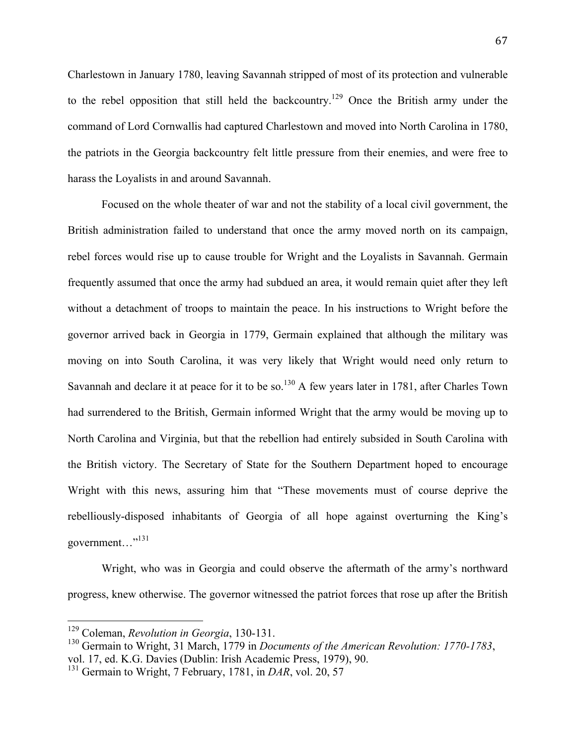Charlestown in January 1780, leaving Savannah stripped of most of its protection and vulnerable to the rebel opposition that still held the backcountry.[129] Once the British army under the command of Lord Cornwallis had captured Charlestown and moved into North Carolina in 1780, the patriots in the Georgia backcountry felt little pressure from their enemies, and were free to harass the Loyalists in and around Savannah.

Focused on the whole theater of war and not the stability of a local civil government, the British administration failed to understand that once the army moved north on its campaign, rebel forces would rise up to cause trouble for Wright and the Loyalists in Savannah. Germain frequently assumed that once the army had subdued an area, it would remain quiet after they left without a detachment of troops to maintain the peace. In his instructions to Wright before the governor arrived back in Georgia in 1779, Germain explained that although the military was moving on into South Carolina, it was very likely that Wright would need only return to Savannah and declare it at peace for it to be so.[130] A few years later in 1781, after Charles Town had surrendered to the British, Germain informed Wright that the army would be moving up to North Carolina and Virginia, but that the rebellion had entirely subsided in South Carolina with the British victory. The Secretary of State for the Southern Department hoped to encourage Wright with this news, assuring him that "These movements must of course deprive the rebelliously-disposed inhabitants of Georgia of all hope against overturning the King's government…"[131]

Wright, who was in Georgia and could observe the aftermath of the army's northward progress, knew otherwise. The governor witnessed the patriot forces that rose up after the British

---

[129] Coleman, *Revolution in Georgia*, 130-131.

[130] Germain to Wright, 31 March, 1779 in *Documents of the American Revolution: 1770-1783*, vol. 17, ed. K.G. Davies (Dublin: Irish Academic Press, 1979), 90.

[131] Germain to Wright, 7 February, 1781, in *DAR*, vol. 20, 57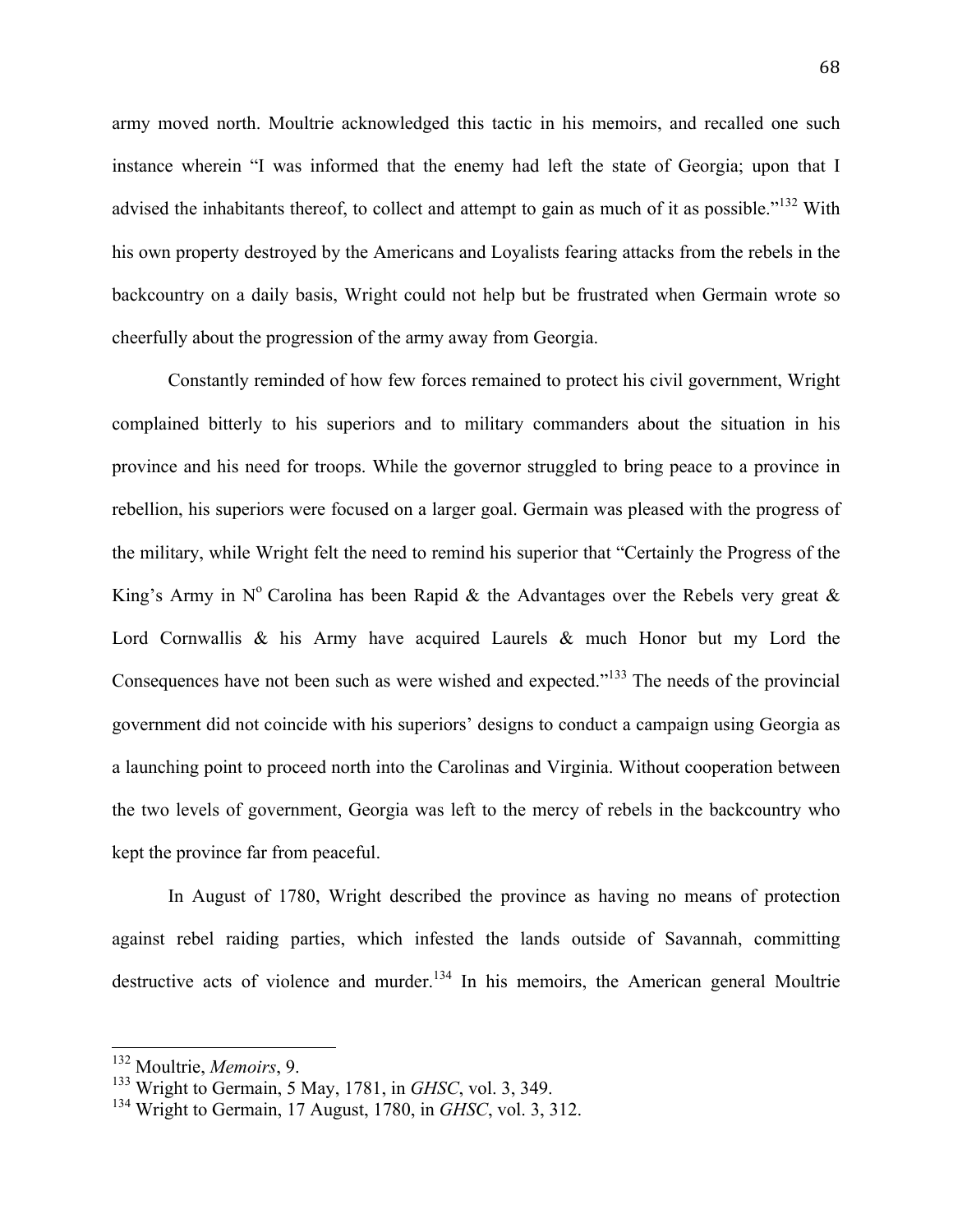army moved north. Moultrie acknowledged this tactic in his memoirs, and recalled one such instance wherein "I was informed that the enemy had left the state of Georgia; upon that I advised the inhabitants thereof, to collect and attempt to gain as much of it as possible."[132] With his own property destroyed by the Americans and Loyalists fearing attacks from the rebels in the backcountry on a daily basis, Wright could not help but be frustrated when Germain wrote so cheerfully about the progression of the army away from Georgia.

Constantly reminded of how few forces remained to protect his civil government, Wright complained bitterly to his superiors and to military commanders about the situation in his province and his need for troops. While the governor struggled to bring peace to a province in rebellion, his superiors were focused on a larger goal. Germain was pleased with the progress of the military, while Wright felt the need to remind his superior that "Certainly the Progress of the King's Army in N$^{o}$ Carolina has been Rapid & the Advantages over the Rebels very great & Lord Cornwallis & his Army have acquired Laurels & much Honor but my Lord the Consequences have not been such as were wished and expected."[133] The needs of the provincial government did not coincide with his superiors' designs to conduct a campaign using Georgia as a launching point to proceed north into the Carolinas and Virginia. Without cooperation between the two levels of government, Georgia was left to the mercy of rebels in the backcountry who kept the province far from peaceful.

In August of 1780, Wright described the province as having no means of protection against rebel raiding parties, which infested the lands outside of Savannah, committing destructive acts of violence and murder.[134] In his memoirs, the American general Moultrie

---

[132] Moultrie, *Memoirs*, 9.

[133] Wright to Germain, 5 May, 1781, in *GHSC*, vol. 3, 349.

[134] Wright to Germain, 17 August, 1780, in *GHSC*, vol. 3, 312.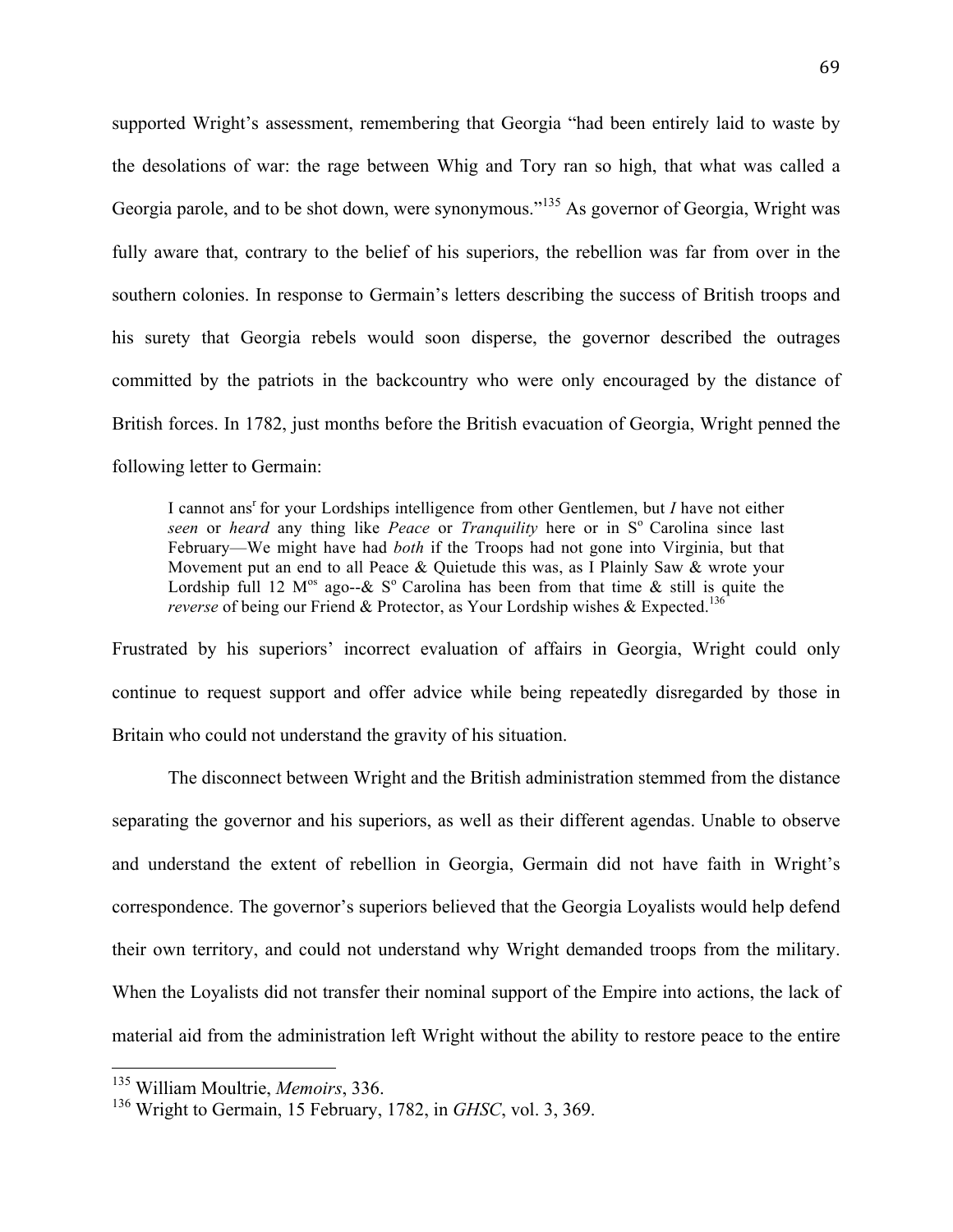supported Wright's assessment, remembering that Georgia "had been entirely laid to waste by the desolations of war: the rage between Whig and Tory ran so high, that what was called a Georgia parole, and to be shot down, were synonymous."[135] As governor of Georgia, Wright was fully aware that, contrary to the belief of his superiors, the rebellion was far from over in the southern colonies. In response to Germain's letters describing the success of British troops and his surety that Georgia rebels would soon disperse, the governor described the outrages committed by the patriots in the backcountry who were only encouraged by the distance of British forces. In 1782, just months before the British evacuation of Georgia, Wright penned the following letter to Germain:

> I cannot ans^r for your Lordships intelligence from other Gentlemen, but *I* have not either *seen* or *heard* any thing like *Peace* or *Tranquility* here or in S^o Carolina since last February—We might have had *both* if the Troops had not gone into Virginia, but that Movement put an end to all Peace & Quietude this was, as I Plainly Saw & wrote your Lordship full 12 M^os ago--& S^o Carolina has been from that time & still is quite the *reverse* of being our Friend & Protector, as Your Lordship wishes & Expected.[136]

Frustrated by his superiors' incorrect evaluation of affairs in Georgia, Wright could only continue to request support and offer advice while being repeatedly disregarded by those in Britain who could not understand the gravity of his situation.

The disconnect between Wright and the British administration stemmed from the distance separating the governor and his superiors, as well as their different agendas. Unable to observe and understand the extent of rebellion in Georgia, Germain did not have faith in Wright's correspondence. The governor's superiors believed that the Georgia Loyalists would help defend their own territory, and could not understand why Wright demanded troops from the military. When the Loyalists did not transfer their nominal support of the Empire into actions, the lack of material aid from the administration left Wright without the ability to restore peace to the entire

[135] William Moultrie, *Memoirs*, 336.

[136] Wright to Germain, 15 February, 1782, in *GHSC*, vol. 3, 369.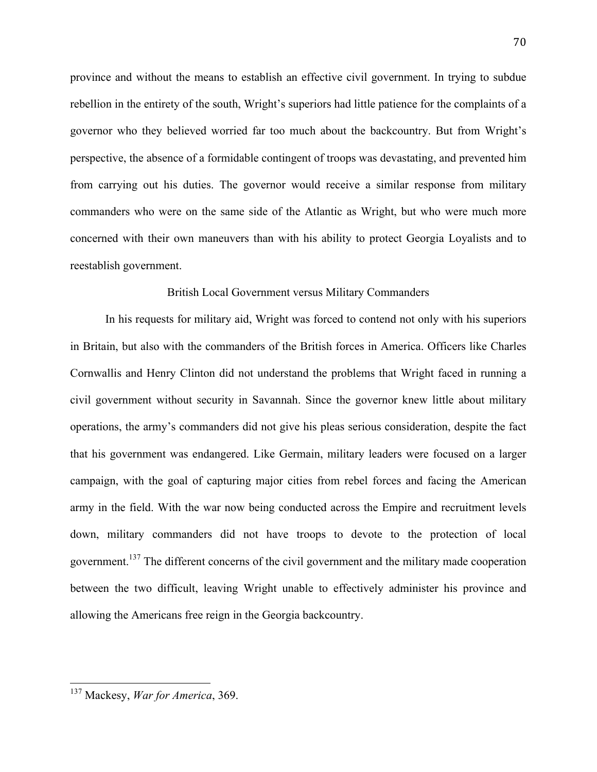province and without the means to establish an effective civil government. In trying to subdue rebellion in the entirety of the south, Wright's superiors had little patience for the complaints of a governor who they believed worried far too much about the backcountry. But from Wright's perspective, the absence of a formidable contingent of troops was devastating, and prevented him from carrying out his duties. The governor would receive a similar response from military commanders who were on the same side of the Atlantic as Wright, but who were much more concerned with their own maneuvers than with his ability to protect Georgia Loyalists and to reestablish government.

## British Local Government versus Military Commanders

In his requests for military aid, Wright was forced to contend not only with his superiors in Britain, but also with the commanders of the British forces in America. Officers like Charles Cornwallis and Henry Clinton did not understand the problems that Wright faced in running a civil government without security in Savannah. Since the governor knew little about military operations, the army's commanders did not give his pleas serious consideration, despite the fact that his government was endangered. Like Germain, military leaders were focused on a larger campaign, with the goal of capturing major cities from rebel forces and facing the American army in the field. With the war now being conducted across the Empire and recruitment levels down, military commanders did not have troops to devote to the protection of local government.[137] The different concerns of the civil government and the military made cooperation between the two difficult, leaving Wright unable to effectively administer his province and allowing the Americans free reign in the Georgia backcountry.

---

[137] Mackesy, *War for America*, 369.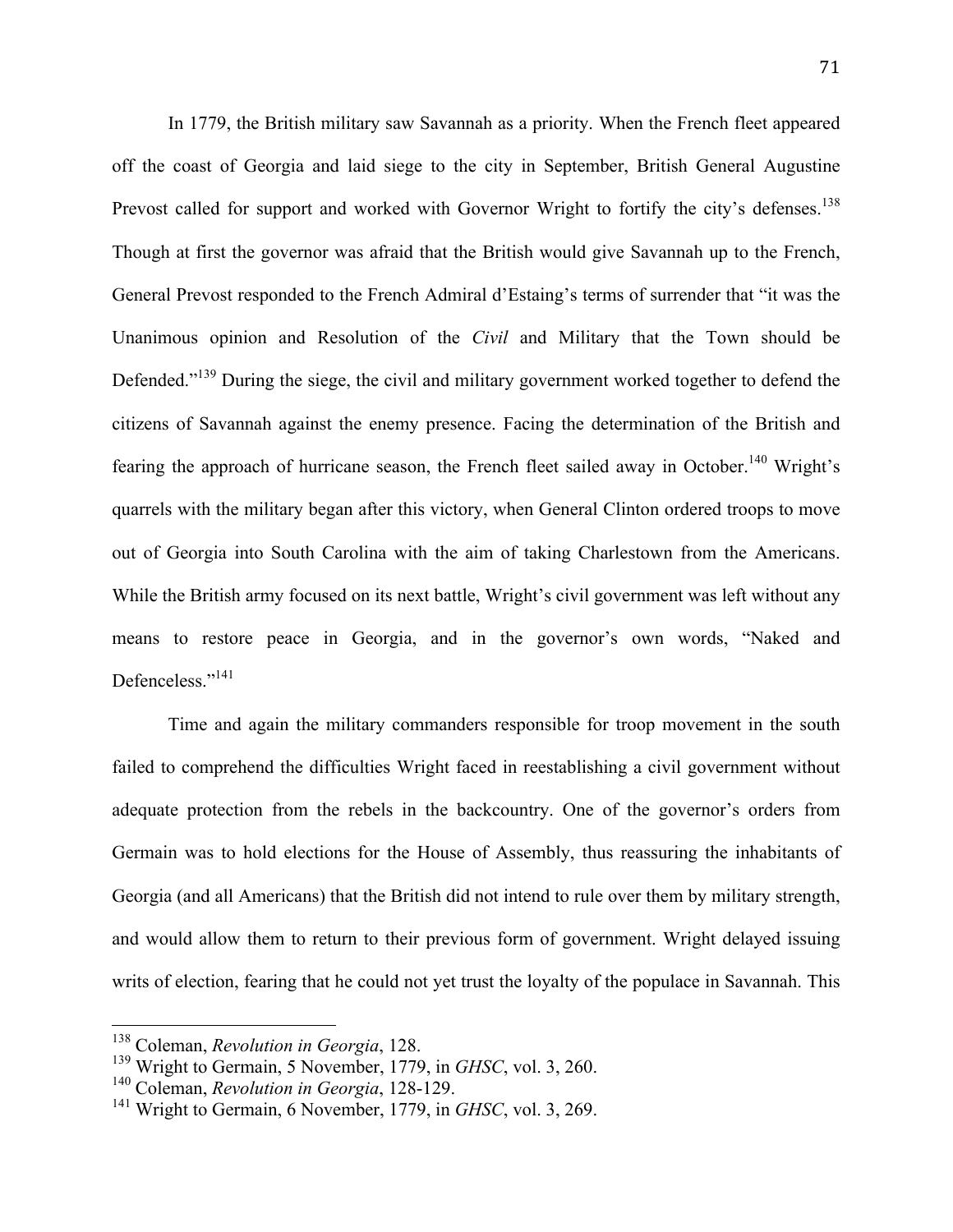In 1779, the British military saw Savannah as a priority. When the French fleet appeared off the coast of Georgia and laid siege to the city in September, British General Augustine Prevost called for support and worked with Governor Wright to fortify the city's defenses.[138] Though at first the governor was afraid that the British would give Savannah up to the French, General Prevost responded to the French Admiral d'Estaing's terms of surrender that "it was the Unanimous opinion and Resolution of the *Civil* and Military that the Town should be Defended."[139] During the siege, the civil and military government worked together to defend the citizens of Savannah against the enemy presence. Facing the determination of the British and fearing the approach of hurricane season, the French fleet sailed away in October.[140] Wright's quarrels with the military began after this victory, when General Clinton ordered troops to move out of Georgia into South Carolina with the aim of taking Charlestown from the Americans. While the British army focused on its next battle, Wright's civil government was left without any means to restore peace in Georgia, and in the governor's own words, "Naked and Defenceless."[141]

Time and again the military commanders responsible for troop movement in the south failed to comprehend the difficulties Wright faced in reestablishing a civil government without adequate protection from the rebels in the backcountry. One of the governor's orders from Germain was to hold elections for the House of Assembly, thus reassuring the inhabitants of Georgia (and all Americans) that the British did not intend to rule over them by military strength, and would allow them to return to their previous form of government. Wright delayed issuing writs of election, fearing that he could not yet trust the loyalty of the populace in Savannah. This

---

[138] Coleman, *Revolution in Georgia*, 128.

[139] Wright to Germain, 5 November, 1779, in *GHSC*, vol. 3, 260.

[140] Coleman, *Revolution in Georgia*, 128-129.

[141] Wright to Germain, 6 November, 1779, in *GHSC*, vol. 3, 269.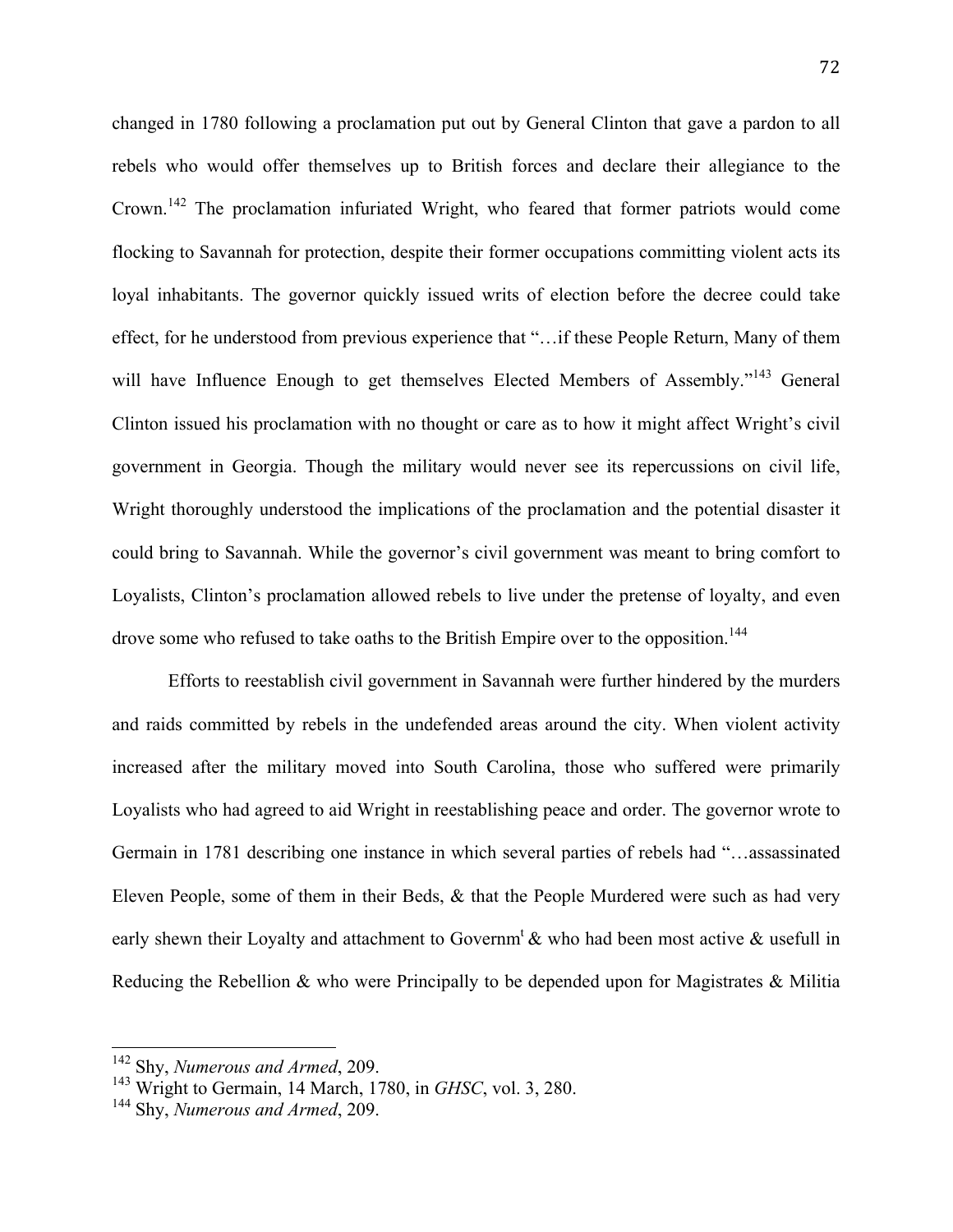changed in 1780 following a proclamation put out by General Clinton that gave a pardon to all rebels who would offer themselves up to British forces and declare their allegiance to the Crown.[142] The proclamation infuriated Wright, who feared that former patriots would come flocking to Savannah for protection, despite their former occupations committing violent acts its loyal inhabitants. The governor quickly issued writs of election before the decree could take effect, for he understood from previous experience that "…if these People Return, Many of them will have Influence Enough to get themselves Elected Members of Assembly."[143] General Clinton issued his proclamation with no thought or care as to how it might affect Wright's civil government in Georgia. Though the military would never see its repercussions on civil life, Wright thoroughly understood the implications of the proclamation and the potential disaster it could bring to Savannah. While the governor's civil government was meant to bring comfort to Loyalists, Clinton's proclamation allowed rebels to live under the pretense of loyalty, and even drove some who refused to take oaths to the British Empire over to the opposition.[144]

Efforts to reestablish civil government in Savannah were further hindered by the murders and raids committed by rebels in the undefended areas around the city. When violent activity increased after the military moved into South Carolina, those who suffered were primarily Loyalists who had agreed to aid Wright in reestablishing peace and order. The governor wrote to Germain in 1781 describing one instance in which several parties of rebels had "…assassinated Eleven People, some of them in their Beds, & that the People Murdered were such as had very early shewn their Loyalty and attachment to Governm[t] & who had been most active & usefull in Reducing the Rebellion & who were Principally to be depended upon for Magistrates & Militia

---

142 Shy, *Numerous and Armed*, 209.

143 Wright to Germain, 14 March, 1780, in *GHSC*, vol. 3, 280.

144 Shy, *Numerous and Armed*, 209.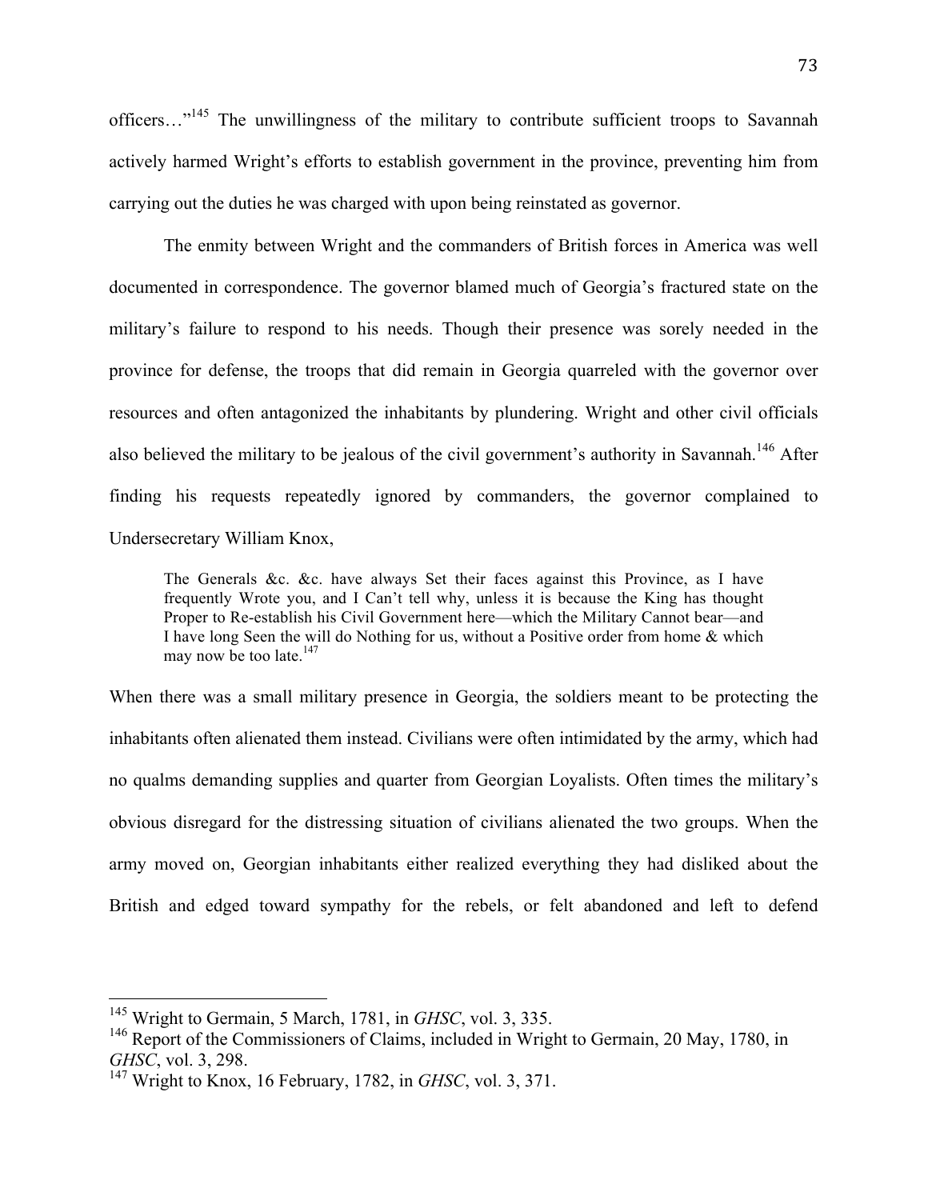officers…"[145] The unwillingness of the military to contribute sufficient troops to Savannah actively harmed Wright's efforts to establish government in the province, preventing him from carrying out the duties he was charged with upon being reinstated as governor.

The enmity between Wright and the commanders of British forces in America was well documented in correspondence. The governor blamed much of Georgia's fractured state on the military's failure to respond to his needs. Though their presence was sorely needed in the province for defense, the troops that did remain in Georgia quarreled with the governor over resources and often antagonized the inhabitants by plundering. Wright and other civil officials also believed the military to be jealous of the civil government's authority in Savannah.[146] After finding his requests repeatedly ignored by commanders, the governor complained to Undersecretary William Knox,

> The Generals &c. &c. have always Set their faces against this Province, as I have frequently Wrote you, and I Can't tell why, unless it is because the King has thought Proper to Re-establish his Civil Government here—which the Military Cannot bear—and I have long Seen the will do Nothing for us, without a Positive order from home & which may now be too late.[147]

When there was a small military presence in Georgia, the soldiers meant to be protecting the inhabitants often alienated them instead. Civilians were often intimidated by the army, which had no qualms demanding supplies and quarter from Georgian Loyalists. Often times the military's obvious disregard for the distressing situation of civilians alienated the two groups. When the army moved on, Georgian inhabitants either realized everything they had disliked about the British and edged toward sympathy for the rebels, or felt abandoned and left to defend

---

[145] Wright to Germain, 5 March, 1781, in *GHSC*, vol. 3, 335.

[146] Report of the Commissioners of Claims, included in Wright to Germain, 20 May, 1780, in *GHSC*, vol. 3, 298.

[147] Wright to Knox, 16 February, 1782, in *GHSC*, vol. 3, 371.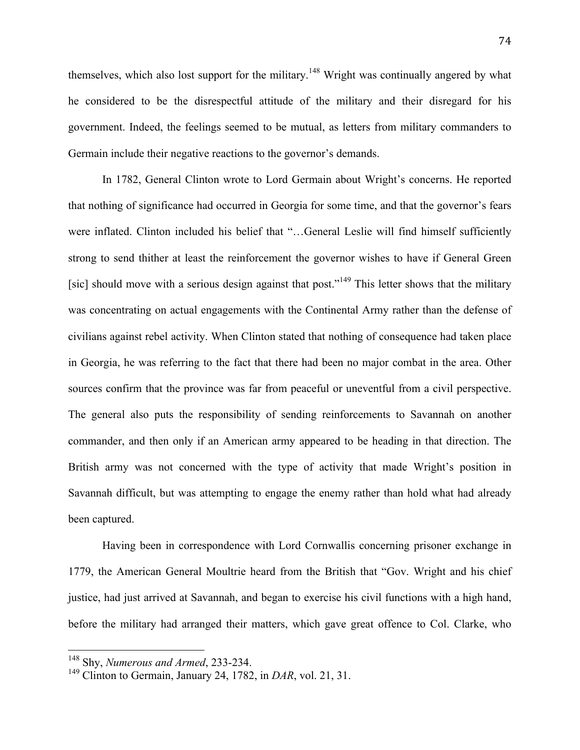themselves, which also lost support for the military.[148] Wright was continually angered by what he considered to be the disrespectful attitude of the military and their disregard for his government. Indeed, the feelings seemed to be mutual, as letters from military commanders to Germain include their negative reactions to the governor's demands.

In 1782, General Clinton wrote to Lord Germain about Wright's concerns. He reported that nothing of significance had occurred in Georgia for some time, and that the governor's fears were inflated. Clinton included his belief that "…General Leslie will find himself sufficiently strong to send thither at least the reinforcement the governor wishes to have if General Green [sic] should move with a serious design against that post."[149] This letter shows that the military was concentrating on actual engagements with the Continental Army rather than the defense of civilians against rebel activity. When Clinton stated that nothing of consequence had taken place in Georgia, he was referring to the fact that there had been no major combat in the area. Other sources confirm that the province was far from peaceful or uneventful from a civil perspective. The general also puts the responsibility of sending reinforcements to Savannah on another commander, and then only if an American army appeared to be heading in that direction. The British army was not concerned with the type of activity that made Wright's position in Savannah difficult, but was attempting to engage the enemy rather than hold what had already been captured.

Having been in correspondence with Lord Cornwallis concerning prisoner exchange in 1779, the American General Moultrie heard from the British that "Gov. Wright and his chief justice, had just arrived at Savannah, and began to exercise his civil functions with a high hand, before the military had arranged their matters, which gave great offence to Col. Clarke, who

---

[148] Shy, *Numerous and Armed*, 233-234.

[149] Clinton to Germain, January 24, 1782, in *DAR*, vol. 21, 31.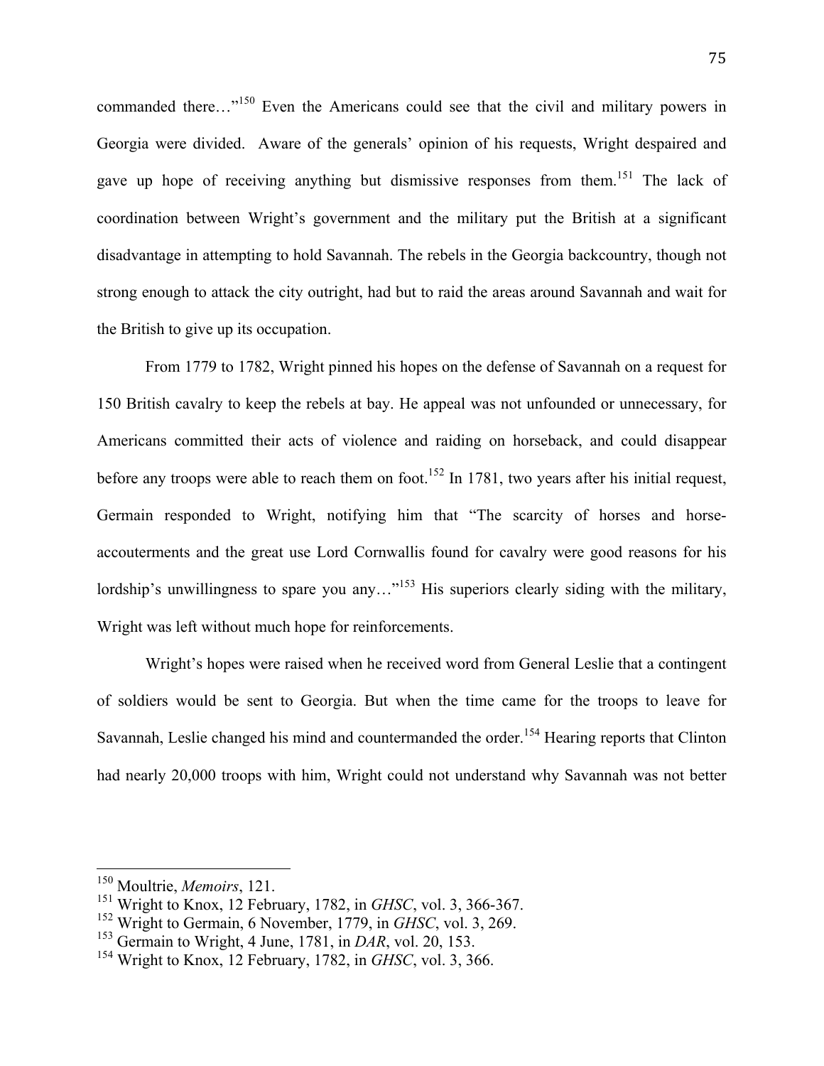commanded there…"[150] Even the Americans could see that the civil and military powers in Georgia were divided. Aware of the generals' opinion of his requests, Wright despaired and gave up hope of receiving anything but dismissive responses from them.[151] The lack of coordination between Wright's government and the military put the British at a significant disadvantage in attempting to hold Savannah. The rebels in the Georgia backcountry, though not strong enough to attack the city outright, had but to raid the areas around Savannah and wait for the British to give up its occupation.

From 1779 to 1782, Wright pinned his hopes on the defense of Savannah on a request for 150 British cavalry to keep the rebels at bay. He appeal was not unfounded or unnecessary, for Americans committed their acts of violence and raiding on horseback, and could disappear before any troops were able to reach them on foot.[152] In 1781, two years after his initial request, Germain responded to Wright, notifying him that "The scarcity of horses and horse-accouterments and the great use Lord Cornwallis found for cavalry were good reasons for his lordship's unwillingness to spare you any…"[153] His superiors clearly siding with the military, Wright was left without much hope for reinforcements.

Wright's hopes were raised when he received word from General Leslie that a contingent of soldiers would be sent to Georgia. But when the time came for the troops to leave for Savannah, Leslie changed his mind and countermanded the order.[154] Hearing reports that Clinton had nearly 20,000 troops with him, Wright could not understand why Savannah was not better

---

[150] Moultrie, *Memoirs*, 121.

[151] Wright to Knox, 12 February, 1782, in *GHSC*, vol. 3, 366-367.

[152] Wright to Germain, 6 November, 1779, in *GHSC*, vol. 3, 269.

[153] Germain to Wright, 4 June, 1781, in *DAR*, vol. 20, 153.

[154] Wright to Knox, 12 February, 1782, in *GHSC*, vol. 3, 366.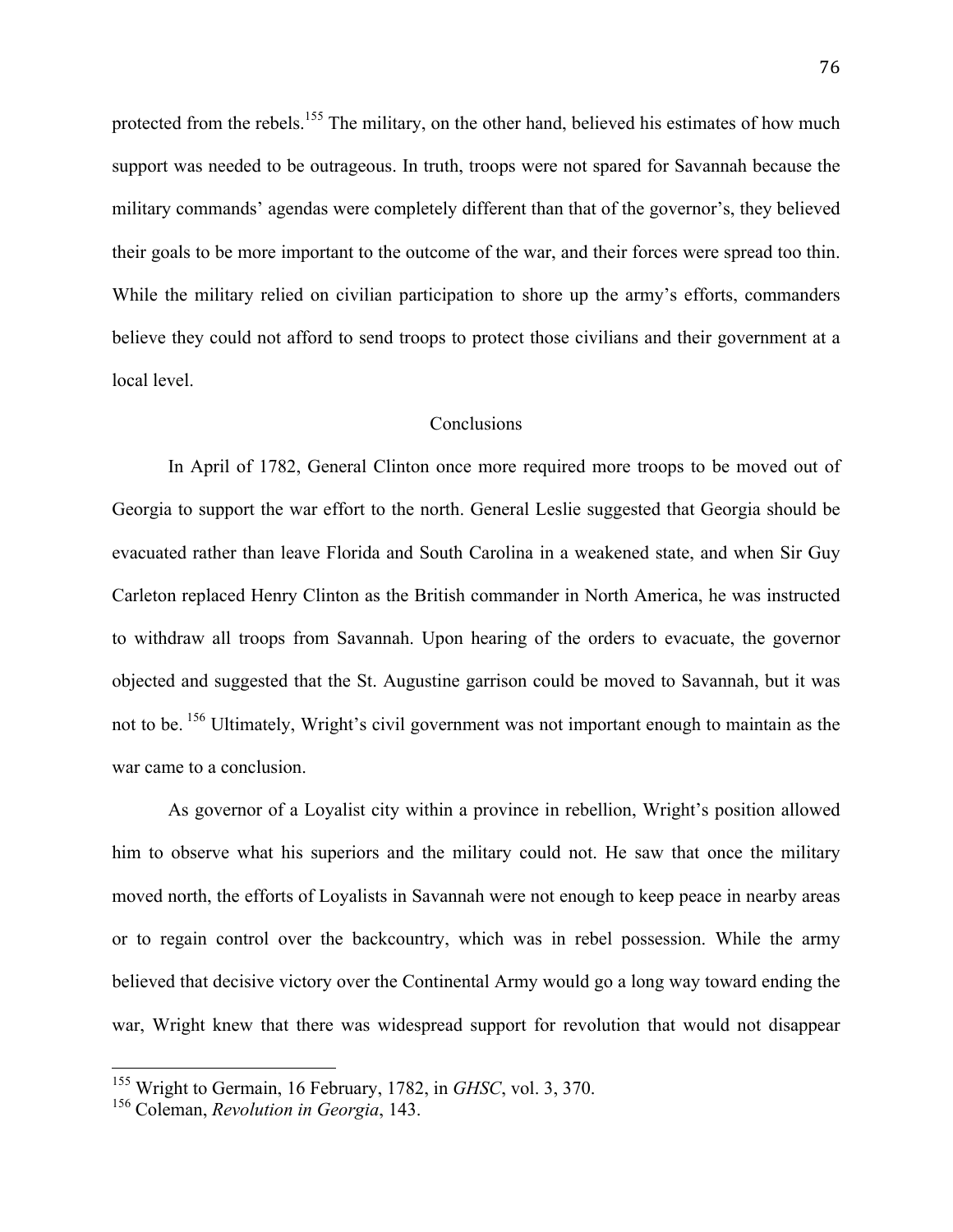protected from the rebels.[155] The military, on the other hand, believed his estimates of how much support was needed to be outrageous. In truth, troops were not spared for Savannah because the military commands' agendas were completely different than that of the governor's, they believed their goals to be more important to the outcome of the war, and their forces were spread too thin. While the military relied on civilian participation to shore up the army's efforts, commanders believe they could not afford to send troops to protect those civilians and their government at a local level.

## Conclusions

In April of 1782, General Clinton once more required more troops to be moved out of Georgia to support the war effort to the north. General Leslie suggested that Georgia should be evacuated rather than leave Florida and South Carolina in a weakened state, and when Sir Guy Carleton replaced Henry Clinton as the British commander in North America, he was instructed to withdraw all troops from Savannah. Upon hearing of the orders to evacuate, the governor objected and suggested that the St. Augustine garrison could be moved to Savannah, but it was not to be. [156] Ultimately, Wright's civil government was not important enough to maintain as the war came to a conclusion.

As governor of a Loyalist city within a province in rebellion, Wright's position allowed him to observe what his superiors and the military could not. He saw that once the military moved north, the efforts of Loyalists in Savannah were not enough to keep peace in nearby areas or to regain control over the backcountry, which was in rebel possession. While the army believed that decisive victory over the Continental Army would go a long way toward ending the war, Wright knew that there was widespread support for revolution that would not disappear

---

[155] Wright to Germain, 16 February, 1782, in *GHSC*, vol. 3, 370.

[156] Coleman, *Revolution in Georgia*, 143.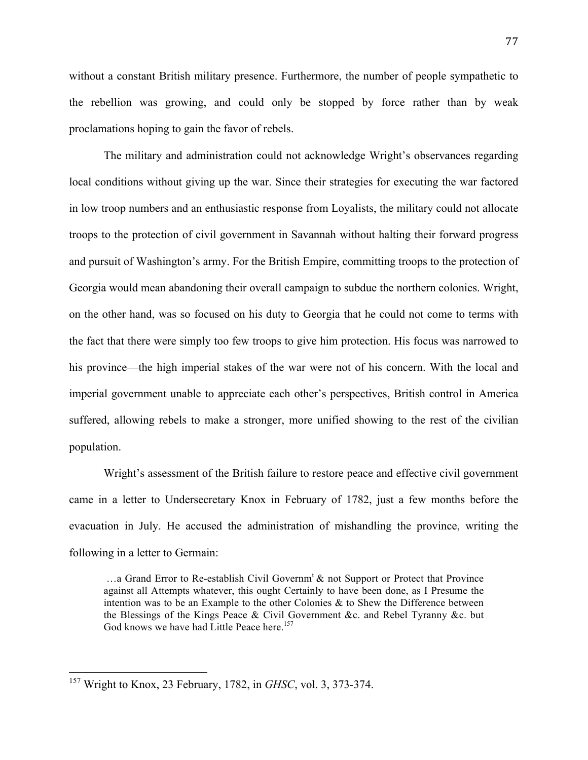without a constant British military presence. Furthermore, the number of people sympathetic to the rebellion was growing, and could only be stopped by force rather than by weak proclamations hoping to gain the favor of rebels.

The military and administration could not acknowledge Wright's observances regarding local conditions without giving up the war. Since their strategies for executing the war factored in low troop numbers and an enthusiastic response from Loyalists, the military could not allocate troops to the protection of civil government in Savannah without halting their forward progress and pursuit of Washington's army. For the British Empire, committing troops to the protection of Georgia would mean abandoning their overall campaign to subdue the northern colonies. Wright, on the other hand, was so focused on his duty to Georgia that he could not come to terms with the fact that there were simply too few troops to give him protection. His focus was narrowed to his province—the high imperial stakes of the war were not of his concern. With the local and imperial government unable to appreciate each other's perspectives, British control in America suffered, allowing rebels to make a stronger, more unified showing to the rest of the civilian population.

Wright's assessment of the British failure to restore peace and effective civil government came in a letter to Undersecretary Knox in February of 1782, just a few months before the evacuation in July. He accused the administration of mishandling the province, writing the following in a letter to Germain:

> …a Grand Error to Re-establish Civil Governm[t] & not Support or Protect that Province against all Attempts whatever, this ought Certainly to have been done, as I Presume the intention was to be an Example to the other Colonies & to Shew the Difference between the Blessings of the Kings Peace & Civil Government &c. and Rebel Tyranny &c. but God knows we have had Little Peace here.[157]

---

[157] Wright to Knox, 23 February, 1782, in *GHSC*, vol. 3, 373-374.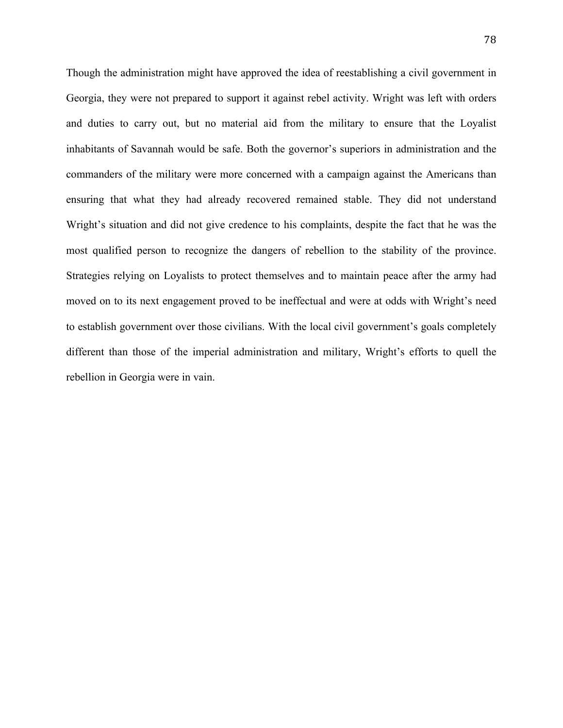Though the administration might have approved the idea of reestablishing a civil government in Georgia, they were not prepared to support it against rebel activity. Wright was left with orders and duties to carry out, but no material aid from the military to ensure that the Loyalist inhabitants of Savannah would be safe. Both the governor's superiors in administration and the commanders of the military were more concerned with a campaign against the Americans than ensuring that what they had already recovered remained stable. They did not understand Wright's situation and did not give credence to his complaints, despite the fact that he was the most qualified person to recognize the dangers of rebellion to the stability of the province. Strategies relying on Loyalists to protect themselves and to maintain peace after the army had moved on to its next engagement proved to be ineffectual and were at odds with Wright's need to establish government over those civilians. With the local civil government's goals completely different than those of the imperial administration and military, Wright's efforts to quell the rebellion in Georgia were in vain.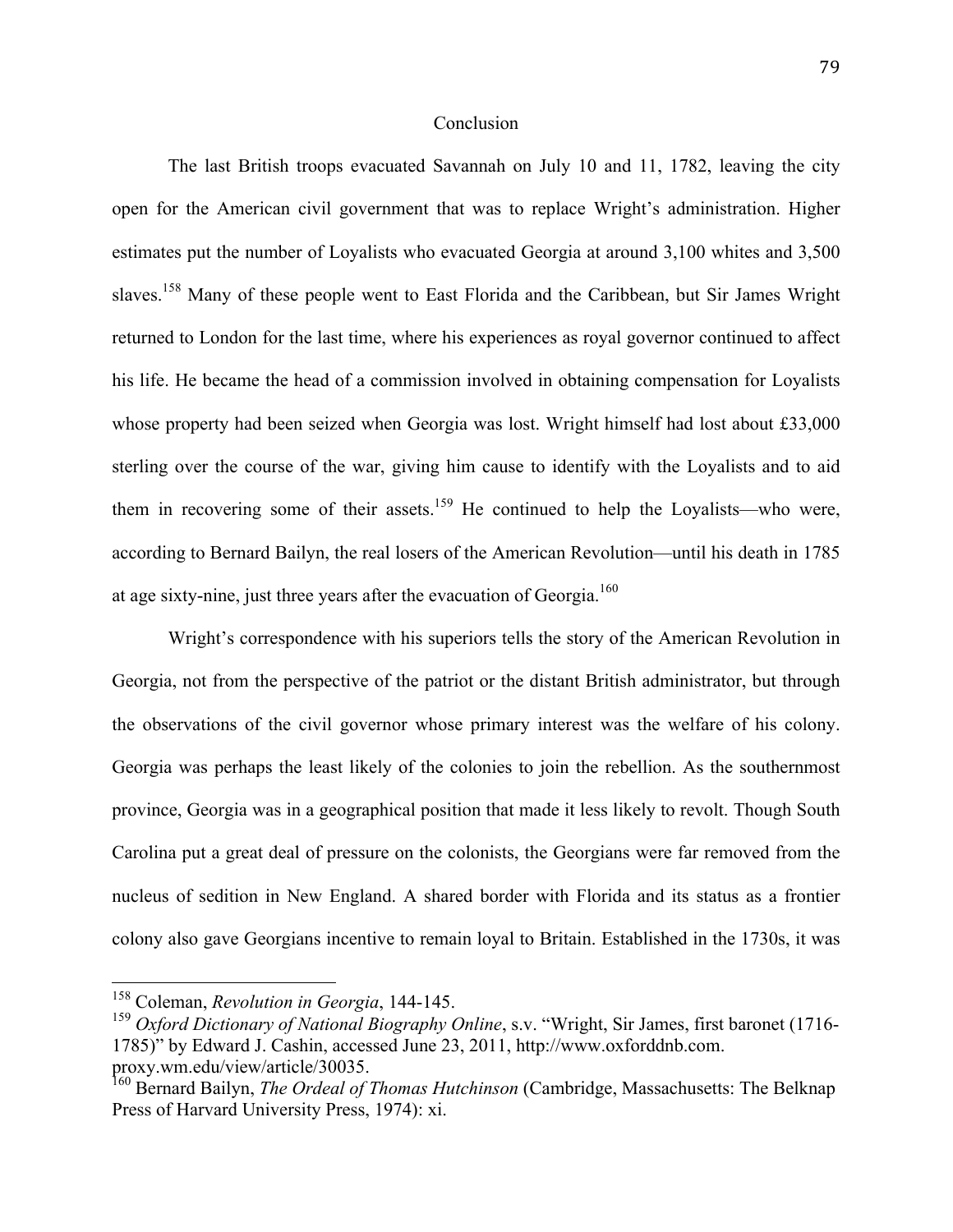## Conclusion

The last British troops evacuated Savannah on July 10 and 11, 1782, leaving the city open for the American civil government that was to replace Wright's administration. Higher estimates put the number of Loyalists who evacuated Georgia at around 3,100 whites and 3,500 slaves.[158] Many of these people went to East Florida and the Caribbean, but Sir James Wright returned to London for the last time, where his experiences as royal governor continued to affect his life. He became the head of a commission involved in obtaining compensation for Loyalists whose property had been seized when Georgia was lost. Wright himself had lost about £33,000 sterling over the course of the war, giving him cause to identify with the Loyalists and to aid them in recovering some of their assets.[159] He continued to help the Loyalists—who were, according to Bernard Bailyn, the real losers of the American Revolution—until his death in 1785 at age sixty-nine, just three years after the evacuation of Georgia.[160]

Wright's correspondence with his superiors tells the story of the American Revolution in Georgia, not from the perspective of the patriot or the distant British administrator, but through the observations of the civil governor whose primary interest was the welfare of his colony. Georgia was perhaps the least likely of the colonies to join the rebellion. As the southernmost province, Georgia was in a geographical position that made it less likely to revolt. Though South Carolina put a great deal of pressure on the colonists, the Georgians were far removed from the nucleus of sedition in New England. A shared border with Florida and its status as a frontier colony also gave Georgians incentive to remain loyal to Britain. Established in the 1730s, it was

---

[158] Coleman, *Revolution in Georgia*, 144-145.

[159] *Oxford Dictionary of National Biography Online*, s.v. "Wright, Sir James, first baronet (1716-1785)" by Edward J. Cashin, accessed June 23, 2011, http://www.oxforddnb.com.proxy.wm.edu/view/article/30035.

[160] Bernard Bailyn, *The Ordeal of Thomas Hutchinson* (Cambridge, Massachusetts: The Belknap Press of Harvard University Press, 1974): xi.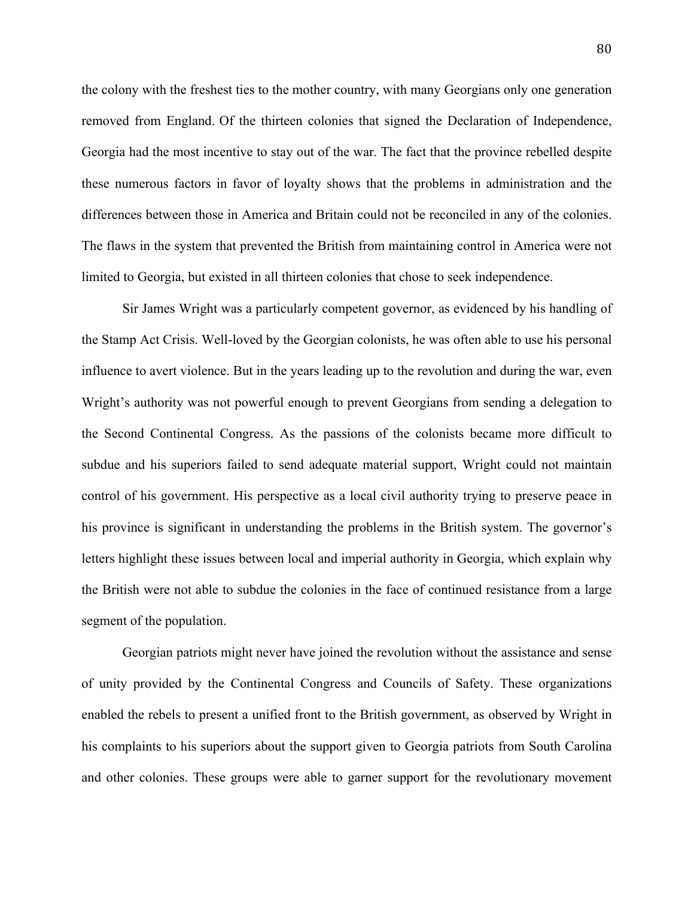the colony with the freshest ties to the mother country, with many Georgians only one generation removed from England. Of the thirteen colonies that signed the Declaration of Independence, Georgia had the most incentive to stay out of the war. The fact that the province rebelled despite these numerous factors in favor of loyalty shows that the problems in administration and the differences between those in America and Britain could not be reconciled in any of the colonies. The flaws in the system that prevented the British from maintaining control in America were not limited to Georgia, but existed in all thirteen colonies that chose to seek independence.

Sir James Wright was a particularly competent governor, as evidenced by his handling of the Stamp Act Crisis. Well-loved by the Georgian colonists, he was often able to use his personal influence to avert violence. But in the years leading up to the revolution and during the war, even Wright's authority was not powerful enough to prevent Georgians from sending a delegation to the Second Continental Congress. As the passions of the colonists became more difficult to subdue and his superiors failed to send adequate material support, Wright could not maintain control of his government. His perspective as a local civil authority trying to preserve peace in his province is significant in understanding the problems in the British system. The governor's letters highlight these issues between local and imperial authority in Georgia, which explain why the British were not able to subdue the colonies in the face of continued resistance from a large segment of the population.

Georgian patriots might never have joined the revolution without the assistance and sense of unity provided by the Continental Congress and Councils of Safety. These organizations enabled the rebels to present a unified front to the British government, as observed by Wright in his complaints to his superiors about the support given to Georgia patriots from South Carolina and other colonies. These groups were able to garner support for the revolutionary movement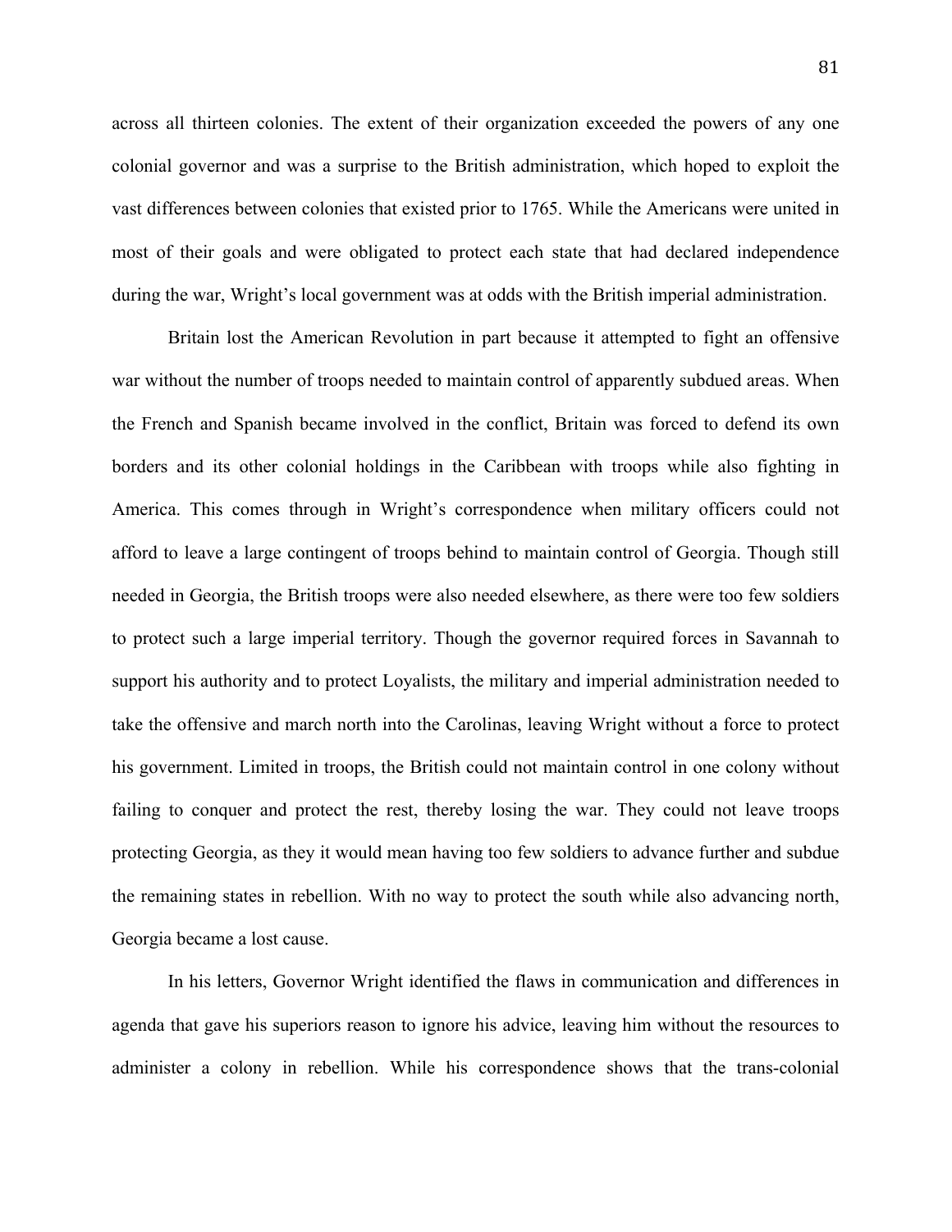across all thirteen colonies. The extent of their organization exceeded the powers of any one colonial governor and was a surprise to the British administration, which hoped to exploit the vast differences between colonies that existed prior to 1765. While the Americans were united in most of their goals and were obligated to protect each state that had declared independence during the war, Wright's local government was at odds with the British imperial administration.

Britain lost the American Revolution in part because it attempted to fight an offensive war without the number of troops needed to maintain control of apparently subdued areas. When the French and Spanish became involved in the conflict, Britain was forced to defend its own borders and its other colonial holdings in the Caribbean with troops while also fighting in America. This comes through in Wright's correspondence when military officers could not afford to leave a large contingent of troops behind to maintain control of Georgia. Though still needed in Georgia, the British troops were also needed elsewhere, as there were too few soldiers to protect such a large imperial territory. Though the governor required forces in Savannah to support his authority and to protect Loyalists, the military and imperial administration needed to take the offensive and march north into the Carolinas, leaving Wright without a force to protect his government. Limited in troops, the British could not maintain control in one colony without failing to conquer and protect the rest, thereby losing the war. They could not leave troops protecting Georgia, as they it would mean having too few soldiers to advance further and subdue the remaining states in rebellion. With no way to protect the south while also advancing north, Georgia became a lost cause.

In his letters, Governor Wright identified the flaws in communication and differences in agenda that gave his superiors reason to ignore his advice, leaving him without the resources to administer a colony in rebellion. While his correspondence shows that the trans-colonial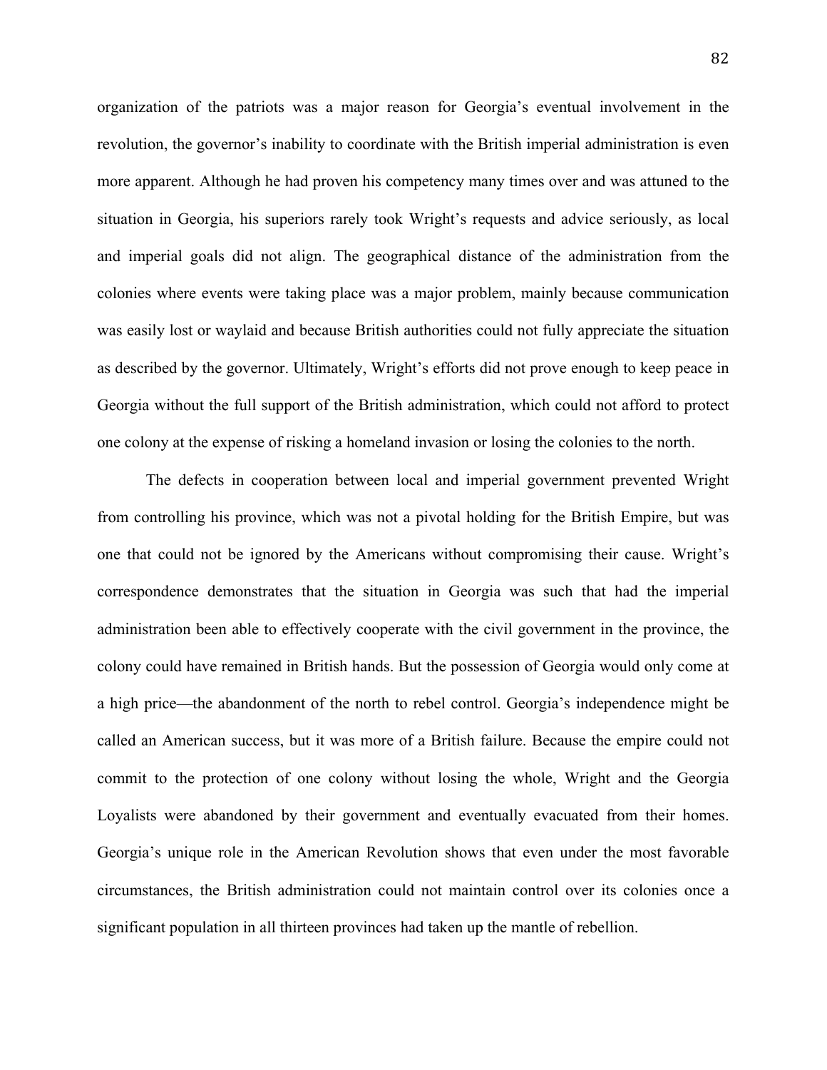organization of the patriots was a major reason for Georgia's eventual involvement in the revolution, the governor's inability to coordinate with the British imperial administration is even more apparent. Although he had proven his competency many times over and was attuned to the situation in Georgia, his superiors rarely took Wright's requests and advice seriously, as local and imperial goals did not align. The geographical distance of the administration from the colonies where events were taking place was a major problem, mainly because communication was easily lost or waylaid and because British authorities could not fully appreciate the situation as described by the governor. Ultimately, Wright's efforts did not prove enough to keep peace in Georgia without the full support of the British administration, which could not afford to protect one colony at the expense of risking a homeland invasion or losing the colonies to the north.

The defects in cooperation between local and imperial government prevented Wright from controlling his province, which was not a pivotal holding for the British Empire, but was one that could not be ignored by the Americans without compromising their cause. Wright's correspondence demonstrates that the situation in Georgia was such that had the imperial administration been able to effectively cooperate with the civil government in the province, the colony could have remained in British hands. But the possession of Georgia would only come at a high price—the abandonment of the north to rebel control. Georgia's independence might be called an American success, but it was more of a British failure. Because the empire could not commit to the protection of one colony without losing the whole, Wright and the Georgia Loyalists were abandoned by their government and eventually evacuated from their homes. Georgia's unique role in the American Revolution shows that even under the most favorable circumstances, the British administration could not maintain control over its colonies once a significant population in all thirteen provinces had taken up the mantle of rebellion.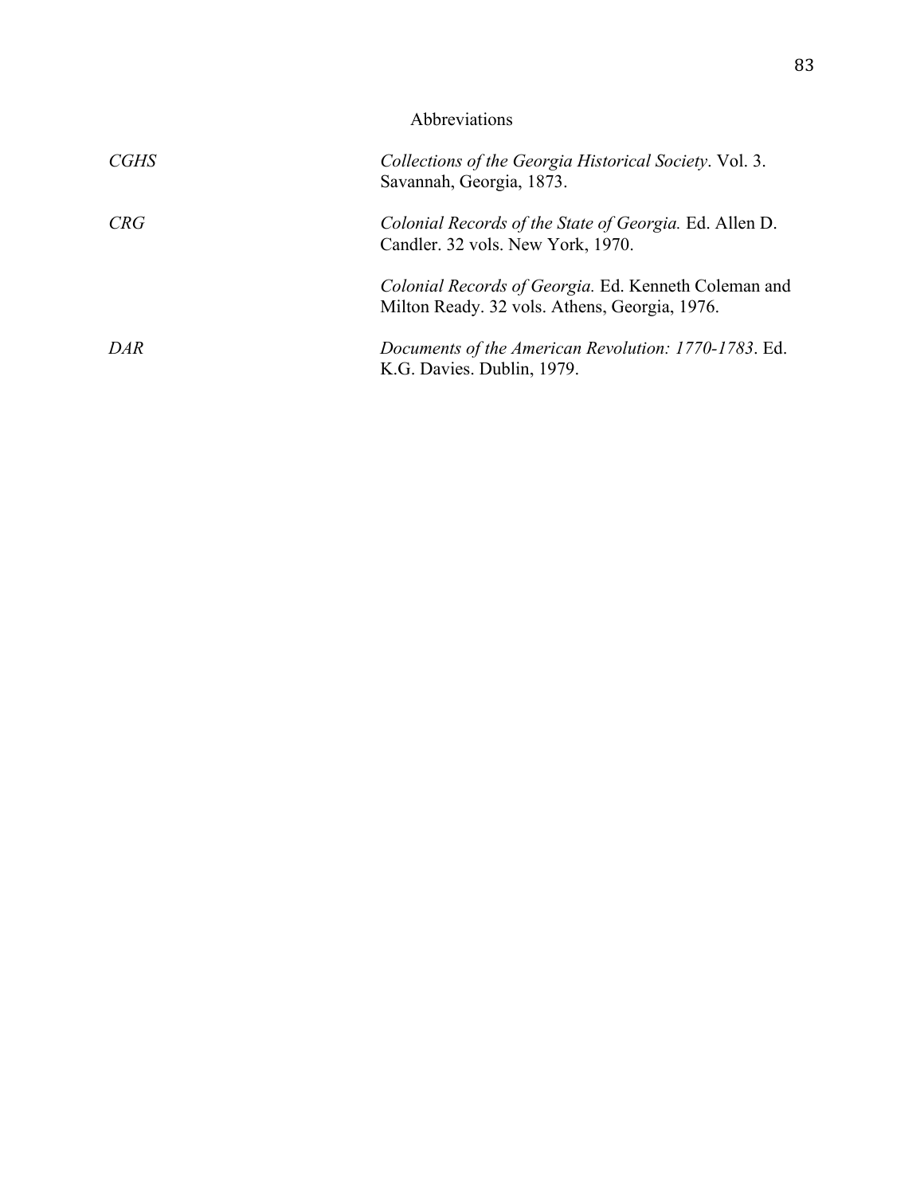## Abbreviations

| | |
|---|---|
| *CGHS* | *Collections of the Georgia Historical Society*. Vol. 3. Savannah, Georgia, 1873. |
| *CRG* | *Colonial Records of the State of Georgia.* Ed. Allen D. Candler. 32 vols. New York, 1970. |
| | *Colonial Records of Georgia.* Ed. Kenneth Coleman and Milton Ready. 32 vols. Athens, Georgia, 1976. |
| *DAR* | *Documents of the American Revolution: 1770-1783*. Ed. K.G. Davies. Dublin, 1979. |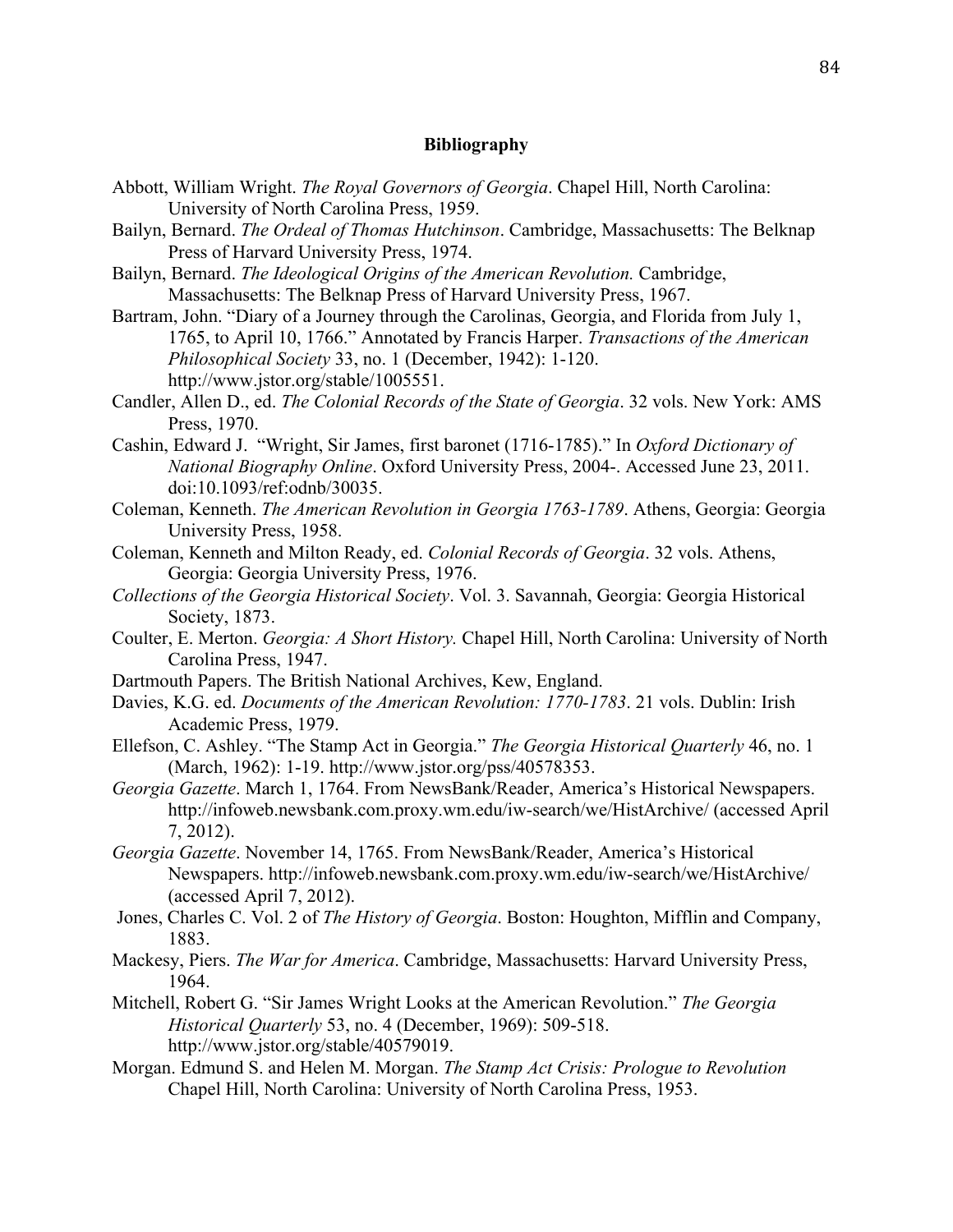# Bibliography

Abbott, William Wright. *The Royal Governors of Georgia*. Chapel Hill, North Carolina: University of North Carolina Press, 1959.

Bailyn, Bernard. *The Ordeal of Thomas Hutchinson*. Cambridge, Massachusetts: The Belknap Press of Harvard University Press, 1974.

Bailyn, Bernard. *The Ideological Origins of the American Revolution.* Cambridge, Massachusetts: The Belknap Press of Harvard University Press, 1967.

Bartram, John. "Diary of a Journey through the Carolinas, Georgia, and Florida from July 1, 1765, to April 10, 1766." Annotated by Francis Harper. *Transactions of the American Philosophical Society* 33, no. 1 (December, 1942): 1-120. http://www.jstor.org/stable/1005551.

Candler, Allen D., ed. *The Colonial Records of the State of Georgia*. 32 vols. New York: AMS Press, 1970.

Cashin, Edward J. "Wright, Sir James, first baronet (1716-1785)." In *Oxford Dictionary of National Biography Online*. Oxford University Press, 2004-. Accessed June 23, 2011. doi:10.1093/ref:odnb/30035.

Coleman, Kenneth. *The American Revolution in Georgia 1763-1789*. Athens, Georgia: Georgia University Press, 1958.

Coleman, Kenneth and Milton Ready, ed. *Colonial Records of Georgia*. 32 vols. Athens, Georgia: Georgia University Press, 1976.

*Collections of the Georgia Historical Society*. Vol. 3. Savannah, Georgia: Georgia Historical Society, 1873.

Coulter, E. Merton. *Georgia: A Short History.* Chapel Hill, North Carolina: University of North Carolina Press, 1947.

Dartmouth Papers. The British National Archives, Kew, England.

Davies, K.G. ed. *Documents of the American Revolution: 1770-1783*. 21 vols. Dublin: Irish Academic Press, 1979.

Ellefson, C. Ashley. "The Stamp Act in Georgia." *The Georgia Historical Quarterly* 46, no. 1 (March, 1962): 1-19. http://www.jstor.org/pss/40578353.

*Georgia Gazette*. March 1, 1764. From NewsBank/Reader, America's Historical Newspapers. http://infoweb.newsbank.com.proxy.wm.edu/iw-search/we/HistArchive/ (accessed April 7, 2012).

*Georgia Gazette*. November 14, 1765. From NewsBank/Reader, America's Historical Newspapers. http://infoweb.newsbank.com.proxy.wm.edu/iw-search/we/HistArchive/ (accessed April 7, 2012).

Jones, Charles C. Vol. 2 of *The History of Georgia*. Boston: Houghton, Mifflin and Company, 1883.

Mackesy, Piers. *The War for America*. Cambridge, Massachusetts: Harvard University Press, 1964.

Mitchell, Robert G. "Sir James Wright Looks at the American Revolution." *The Georgia Historical Quarterly* 53, no. 4 (December, 1969): 509-518. http://www.jstor.org/stable/40579019.

Morgan. Edmund S. and Helen M. Morgan. *The Stamp Act Crisis: Prologue to Revolution* Chapel Hill, North Carolina: University of North Carolina Press, 1953.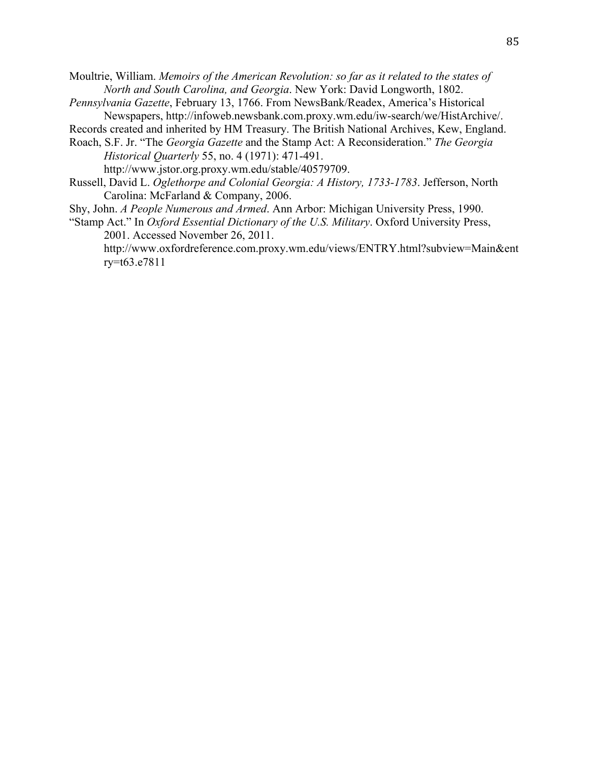Moultrie, William. *Memoirs of the American Revolution: so far as it related to the states of North and South Carolina, and Georgia*. New York: David Longworth, 1802.

*Pennsylvania Gazette*, February 13, 1766. From NewsBank/Readex, America's Historical Newspapers, http://infoweb.newsbank.com.proxy.wm.edu/iw-search/we/HistArchive/.

Records created and inherited by HM Treasury. The British National Archives, Kew, England.

Roach, S.F. Jr. "The *Georgia Gazette* and the Stamp Act: A Reconsideration." *The Georgia Historical Quarterly* 55, no. 4 (1971): 471-491. http://www.jstor.org.proxy.wm.edu/stable/40579709.

Russell, David L. *Oglethorpe and Colonial Georgia: A History, 1733-1783*. Jefferson, North Carolina: McFarland & Company, 2006.

Shy, John. *A People Numerous and Armed*. Ann Arbor: Michigan University Press, 1990.

"Stamp Act." In *Oxford Essential Dictionary of the U.S. Military*. Oxford University Press, 2001. Accessed November 26, 2011. http://www.oxfordreference.com.proxy.wm.edu/views/ENTRY.html?subview=Main&entry=t63.e7811